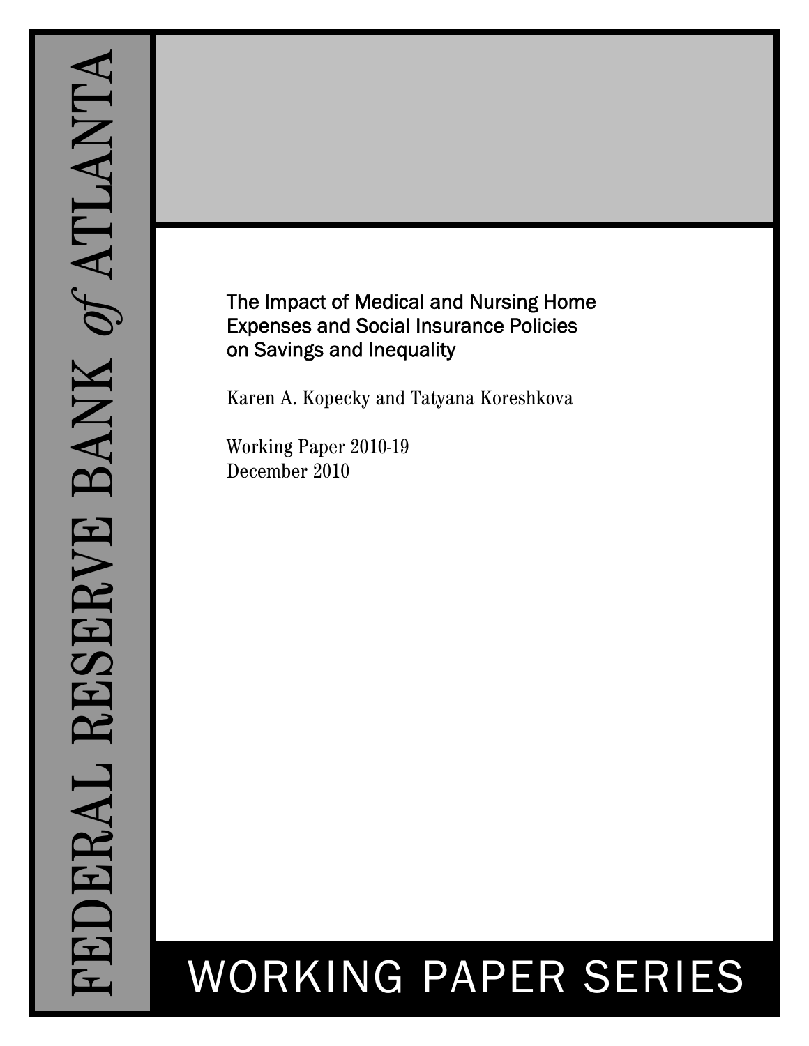FEDERAL RESERVE BANK *of* ATLANTA

# The Impact of Medical and Nursing Home Expenses and Social Insurance Policies on Savings and Inequality

Karen A. Kopecky and Tatyana Koreshkova

Working Paper 2010-19
December 2010

WORKING PAPER SERIES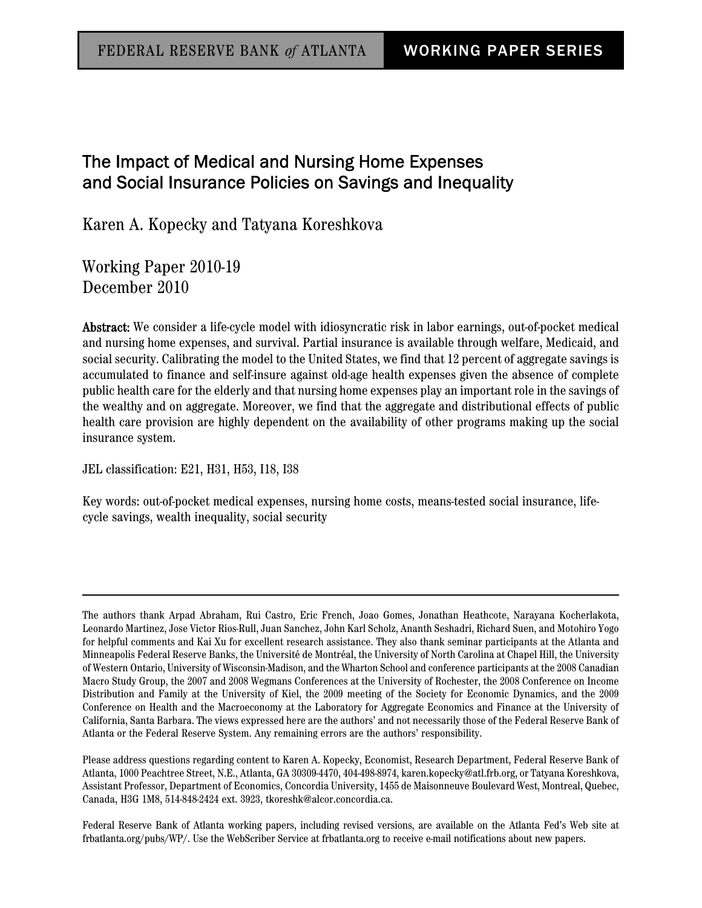FEDERAL RESERVE BANK *of* ATLANTA | WORKING PAPER SERIES

# The Impact of Medical and Nursing Home Expenses and Social Insurance Policies on Savings and Inequality

Karen A. Kopecky and Tatyana Koreshkova

Working Paper 2010-19
December 2010

**Abstract:** We consider a life-cycle model with idiosyncratic risk in labor earnings, out-of-pocket medical and nursing home expenses, and survival. Partial insurance is available through welfare, Medicaid, and social security. Calibrating the model to the United States, we find that 12 percent of aggregate savings is accumulated to finance and self-insure against old-age health expenses given the absence of complete public health care for the elderly and that nursing home expenses play an important role in the savings of the wealthy and on aggregate. Moreover, we find that the aggregate and distributional effects of public health care provision are highly dependent on the availability of other programs making up the social insurance system.

JEL classification: E21, H31, H53, I18, I38

Key words: out-of-pocket medical expenses, nursing home costs, means-tested social insurance, life-cycle savings, wealth inequality, social security

---

The authors thank Arpad Abraham, Rui Castro, Eric French, Joao Gomes, Jonathan Heathcote, Narayana Kocherlakota, Leonardo Martinez, Jose Victor Rios-Rull, Juan Sanchez, John Karl Scholz, Ananth Seshadri, Richard Suen, and Motohiro Yogo for helpful comments and Kai Xu for excellent research assistance. They also thank seminar participants at the Atlanta and Minneapolis Federal Reserve Banks, the Université de Montréal, the University of North Carolina at Chapel Hill, the University of Western Ontario, University of Wisconsin-Madison, and the Wharton School and conference participants at the 2008 Canadian Macro Study Group, the 2007 and 2008 Wegmans Conferences at the University of Rochester, the 2008 Conference on Income Distribution and Family at the University of Kiel, the 2009 meeting of the Society for Economic Dynamics, and the 2009 Conference on Health and the Macroeconomy at the Laboratory for Aggregate Economics and Finance at the University of California, Santa Barbara. The views expressed here are the authors' and not necessarily those of the Federal Reserve Bank of Atlanta or the Federal Reserve System. Any remaining errors are the authors' responsibility.

Please address questions regarding content to Karen A. Kopecky, Economist, Research Department, Federal Reserve Bank of Atlanta, 1000 Peachtree Street, N.E., Atlanta, GA 30309-4470, 404-498-8974, karen.kopecky@atl.frb.org, or Tatyana Koreshkova, Assistant Professor, Department of Economics, Concordia University, 1455 de Maisonneuve Boulevard West, Montreal, Quebec, Canada, H3G 1M8, 514-848-2424 ext. 3923, tkoreshk@alcor.concordia.ca.

Federal Reserve Bank of Atlanta working papers, including revised versions, are available on the Atlanta Fed's Web site at frbatlanta.org/pubs/WP/. Use the WebScriber Service at frbatlanta.org to receive e-mail notifications about new papers.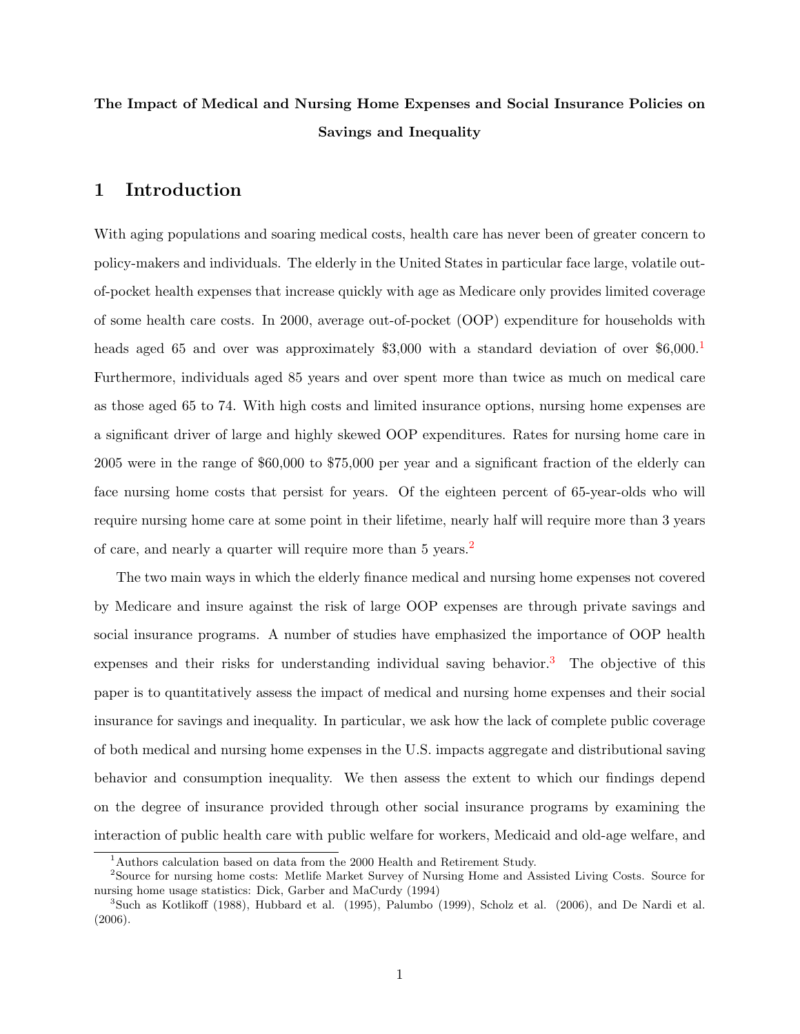**The Impact of Medical and Nursing Home Expenses and Social Insurance Policies on Savings and Inequality**

# 1 Introduction

With aging populations and soaring medical costs, health care has never been of greater concern to policy-makers and individuals. The elderly in the United States in particular face large, volatile out-of-pocket health expenses that increase quickly with age as Medicare only provides limited coverage of some health care costs. In 2000, average out-of-pocket (OOP) expenditure for households with heads aged 65 and over was approximately $3,000 with a standard deviation of over $6,000.[1] Furthermore, individuals aged 85 years and over spent more than twice as much on medical care as those aged 65 to 74. With high costs and limited insurance options, nursing home expenses are a significant driver of large and highly skewed OOP expenditures. Rates for nursing home care in 2005 were in the range of $60,000 to $75,000 per year and a significant fraction of the elderly can face nursing home costs that persist for years. Of the eighteen percent of 65-year-olds who will require nursing home care at some point in their lifetime, nearly half will require more than 3 years of care, and nearly a quarter will require more than 5 years.[2]

The two main ways in which the elderly finance medical and nursing home expenses not covered by Medicare and insure against the risk of large OOP expenses are through private savings and social insurance programs. A number of studies have emphasized the importance of OOP health expenses and their risks for understanding individual saving behavior.[3] The objective of this paper is to quantitatively assess the impact of medical and nursing home expenses and their social insurance for savings and inequality. In particular, we ask how the lack of complete public coverage of both medical and nursing home expenses in the U.S. impacts aggregate and distributional saving behavior and consumption inequality. We then assess the extent to which our findings depend on the degree of insurance provided through other social insurance programs by examining the interaction of public health care with public welfare for workers, Medicaid and old-age welfare, and

[1] Authors calculation based on data from the 2000 Health and Retirement Study.

[2] Source for nursing home costs: Metlife Market Survey of Nursing Home and Assisted Living Costs. Source for nursing home usage statistics: Dick, Garber and MaCurdy (1994)

[3] Such as Kotlikoff (1988), Hubbard et al. (1995), Palumbo (1999), Scholz et al. (2006), and De Nardi et al. (2006).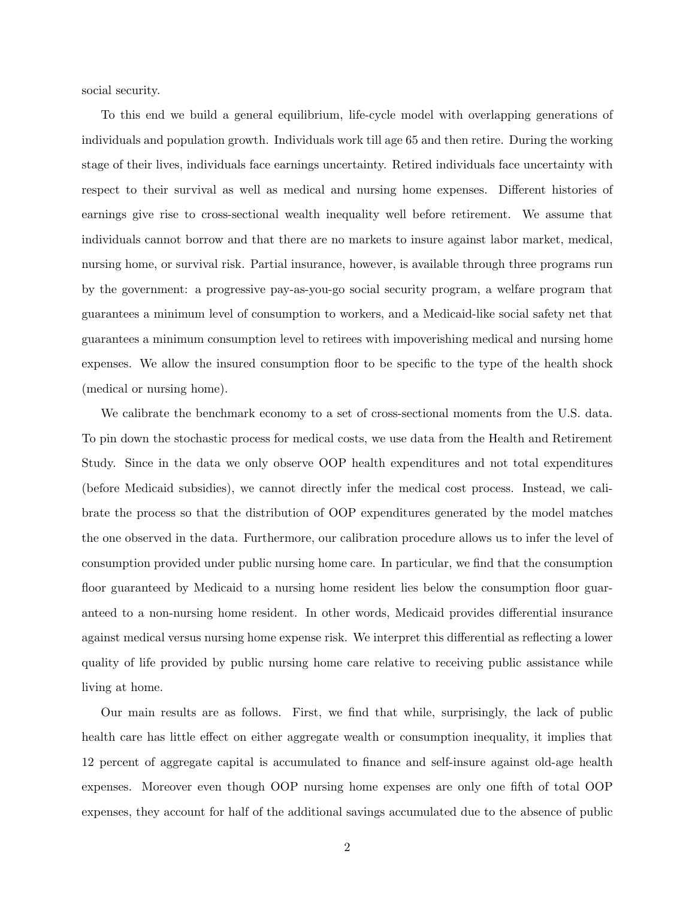social security.

To this end we build a general equilibrium, life-cycle model with overlapping generations of individuals and population growth. Individuals work till age 65 and then retire. During the working stage of their lives, individuals face earnings uncertainty. Retired individuals face uncertainty with respect to their survival as well as medical and nursing home expenses. Different histories of earnings give rise to cross-sectional wealth inequality well before retirement. We assume that individuals cannot borrow and that there are no markets to insure against labor market, medical, nursing home, or survival risk. Partial insurance, however, is available through three programs run by the government: a progressive pay-as-you-go social security program, a welfare program that guarantees a minimum level of consumption to workers, and a Medicaid-like social safety net that guarantees a minimum consumption level to retirees with impoverishing medical and nursing home expenses. We allow the insured consumption floor to be specific to the type of the health shock (medical or nursing home).

We calibrate the benchmark economy to a set of cross-sectional moments from the U.S. data. To pin down the stochastic process for medical costs, we use data from the Health and Retirement Study. Since in the data we only observe OOP health expenditures and not total expenditures (before Medicaid subsidies), we cannot directly infer the medical cost process. Instead, we calibrate the process so that the distribution of OOP expenditures generated by the model matches the one observed in the data. Furthermore, our calibration procedure allows us to infer the level of consumption provided under public nursing home care. In particular, we find that the consumption floor guaranteed by Medicaid to a nursing home resident lies below the consumption floor guaranteed to a non-nursing home resident. In other words, Medicaid provides differential insurance against medical versus nursing home expense risk. We interpret this differential as reflecting a lower quality of life provided by public nursing home care relative to receiving public assistance while living at home.

Our main results are as follows. First, we find that while, surprisingly, the lack of public health care has little effect on either aggregate wealth or consumption inequality, it implies that 12 percent of aggregate capital is accumulated to finance and self-insure against old-age health expenses. Moreover even though OOP nursing home expenses are only one fifth of total OOP expenses, they account for half of the additional savings accumulated due to the absence of public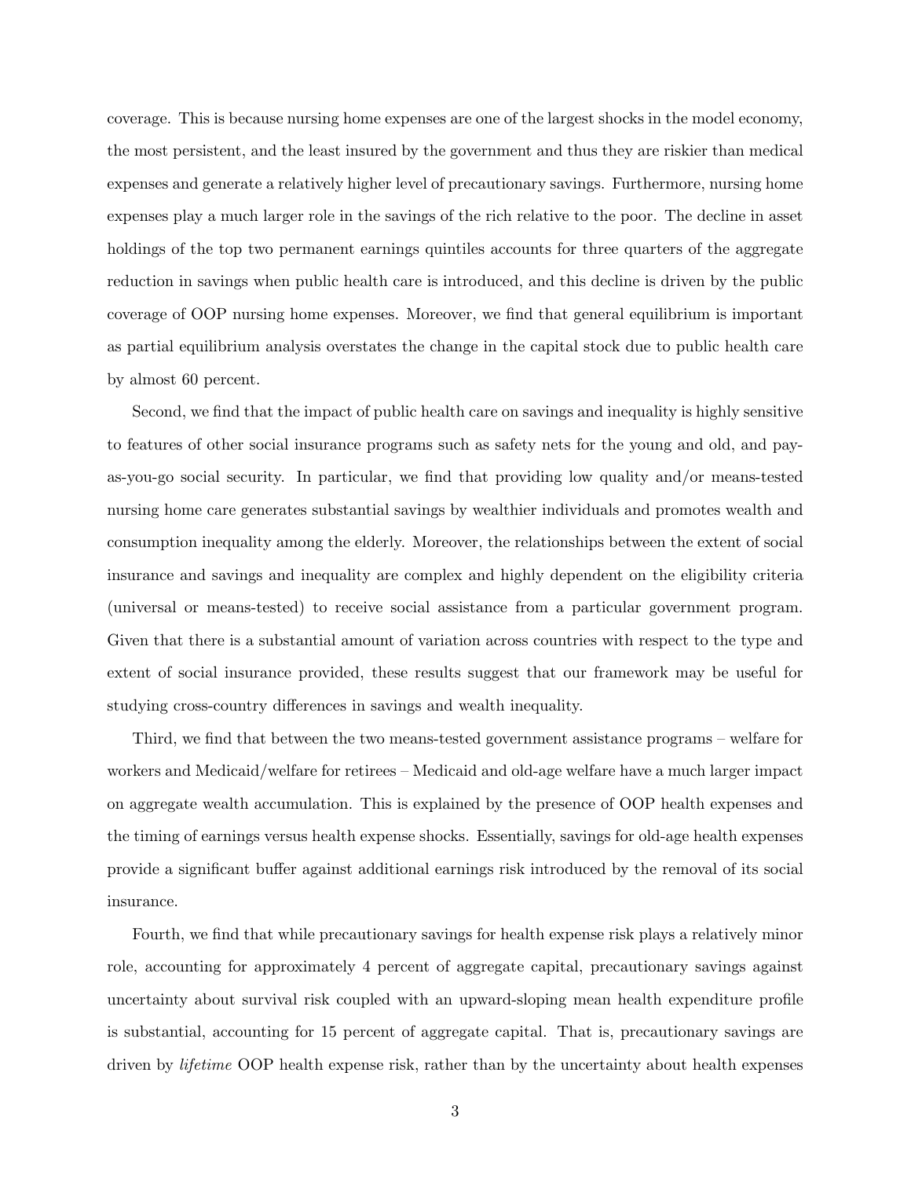coverage. This is because nursing home expenses are one of the largest shocks in the model economy, the most persistent, and the least insured by the government and thus they are riskier than medical expenses and generate a relatively higher level of precautionary savings. Furthermore, nursing home expenses play a much larger role in the savings of the rich relative to the poor. The decline in asset holdings of the top two permanent earnings quintiles accounts for three quarters of the aggregate reduction in savings when public health care is introduced, and this decline is driven by the public coverage of OOP nursing home expenses. Moreover, we find that general equilibrium is important as partial equilibrium analysis overstates the change in the capital stock due to public health care by almost 60 percent.

Second, we find that the impact of public health care on savings and inequality is highly sensitive to features of other social insurance programs such as safety nets for the young and old, and pay-as-you-go social security. In particular, we find that providing low quality and/or means-tested nursing home care generates substantial savings by wealthier individuals and promotes wealth and consumption inequality among the elderly. Moreover, the relationships between the extent of social insurance and savings and inequality are complex and highly dependent on the eligibility criteria (universal or means-tested) to receive social assistance from a particular government program. Given that there is a substantial amount of variation across countries with respect to the type and extent of social insurance provided, these results suggest that our framework may be useful for studying cross-country differences in savings and wealth inequality.

Third, we find that between the two means-tested government assistance programs – welfare for workers and Medicaid/welfare for retirees – Medicaid and old-age welfare have a much larger impact on aggregate wealth accumulation. This is explained by the presence of OOP health expenses and the timing of earnings versus health expense shocks. Essentially, savings for old-age health expenses provide a significant buffer against additional earnings risk introduced by the removal of its social insurance.

Fourth, we find that while precautionary savings for health expense risk plays a relatively minor role, accounting for approximately 4 percent of aggregate capital, precautionary savings against uncertainty about survival risk coupled with an upward-sloping mean health expenditure profile is substantial, accounting for 15 percent of aggregate capital. That is, precautionary savings are driven by *lifetime* OOP health expense risk, rather than by the uncertainty about health expenses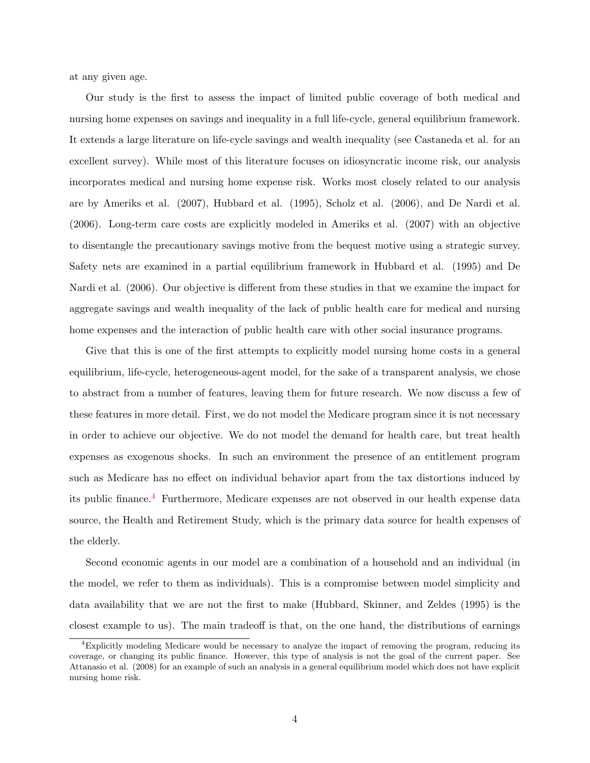at any given age.

Our study is the first to assess the impact of limited public coverage of both medical and nursing home expenses on savings and inequality in a full life-cycle, general equilibrium framework. It extends a large literature on life-cycle savings and wealth inequality (see Castaneda et al. for an excellent survey). While most of this literature focuses on idiosyncratic income risk, our analysis incorporates medical and nursing home expense risk. Works most closely related to our analysis are by Ameriks et al. (2007), Hubbard et al. (1995), Scholz et al. (2006), and De Nardi et al. (2006). Long-term care costs are explicitly modeled in Ameriks et al. (2007) with an objective to disentangle the precautionary savings motive from the bequest motive using a strategic survey. Safety nets are examined in a partial equilibrium framework in Hubbard et al. (1995) and De Nardi et al. (2006). Our objective is different from these studies in that we examine the impact for aggregate savings and wealth inequality of the lack of public health care for medical and nursing home expenses and the interaction of public health care with other social insurance programs.

Give that this is one of the first attempts to explicitly model nursing home costs in a general equilibrium, life-cycle, heterogeneous-agent model, for the sake of a transparent analysis, we chose to abstract from a number of features, leaving them for future research. We now discuss a few of these features in more detail. First, we do not model the Medicare program since it is not necessary in order to achieve our objective. We do not model the demand for health care, but treat health expenses as exogenous shocks. In such an environment the presence of an entitlement program such as Medicare has no effect on individual behavior apart from the tax distortions induced by its public finance.[4] Furthermore, Medicare expenses are not observed in our health expense data source, the Health and Retirement Study, which is the primary data source for health expenses of the elderly.

Second economic agents in our model are a combination of a household and an individual (in the model, we refer to them as individuals). This is a compromise between model simplicity and data availability that we are not the first to make (Hubbard, Skinner, and Zeldes (1995) is the closest example to us). The main tradeoff is that, on the one hand, the distributions of earnings

[4] Explicitly modeling Medicare would be necessary to analyze the impact of removing the program, reducing its coverage, or changing its public finance. However, this type of analysis is not the goal of the current paper. See Attanasio et al. (2008) for an example of such an analysis in a general equilibrium model which does not have explicit nursing home risk.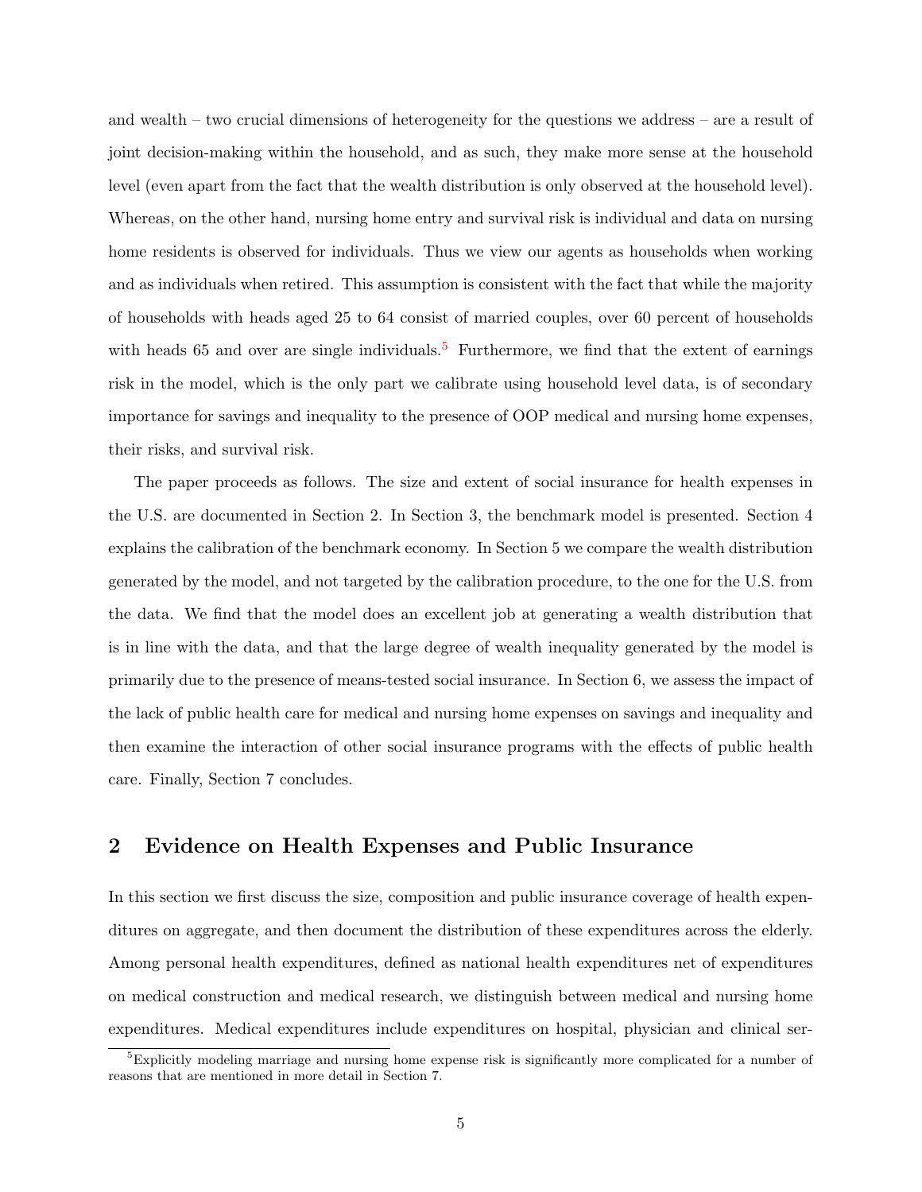and wealth – two crucial dimensions of heterogeneity for the questions we address – are a result of joint decision-making within the household, and as such, they make more sense at the household level (even apart from the fact that the wealth distribution is only observed at the household level). Whereas, on the other hand, nursing home entry and survival risk is individual and data on nursing home residents is observed for individuals. Thus we view our agents as households when working and as individuals when retired. This assumption is consistent with the fact that while the majority of households with heads aged 25 to 64 consist of married couples, over 60 percent of households with heads 65 and over are single individuals.[5] Furthermore, we find that the extent of earnings risk in the model, which is the only part we calibrate using household level data, is of secondary importance for savings and inequality to the presence of OOP medical and nursing home expenses, their risks, and survival risk.

The paper proceeds as follows. The size and extent of social insurance for health expenses in the U.S. are documented in Section 2. In Section 3, the benchmark model is presented. Section 4 explains the calibration of the benchmark economy. In Section 5 we compare the wealth distribution generated by the model, and not targeted by the calibration procedure, to the one for the U.S. from the data. We find that the model does an excellent job at generating a wealth distribution that is in line with the data, and that the large degree of wealth inequality generated by the model is primarily due to the presence of means-tested social insurance. In Section 6, we assess the impact of the lack of public health care for medical and nursing home expenses on savings and inequality and then examine the interaction of other social insurance programs with the effects of public health care. Finally, Section 7 concludes.

## 2 Evidence on Health Expenses and Public Insurance

In this section we first discuss the size, composition and public insurance coverage of health expenditures on aggregate, and then document the distribution of these expenditures across the elderly. Among personal health expenditures, defined as national health expenditures net of expenditures on medical construction and medical research, we distinguish between medical and nursing home expenditures. Medical expenditures include expenditures on hospital, physician and clinical ser-

[5] Explicitly modeling marriage and nursing home expense risk is significantly more complicated for a number of reasons that are mentioned in more detail in Section 7.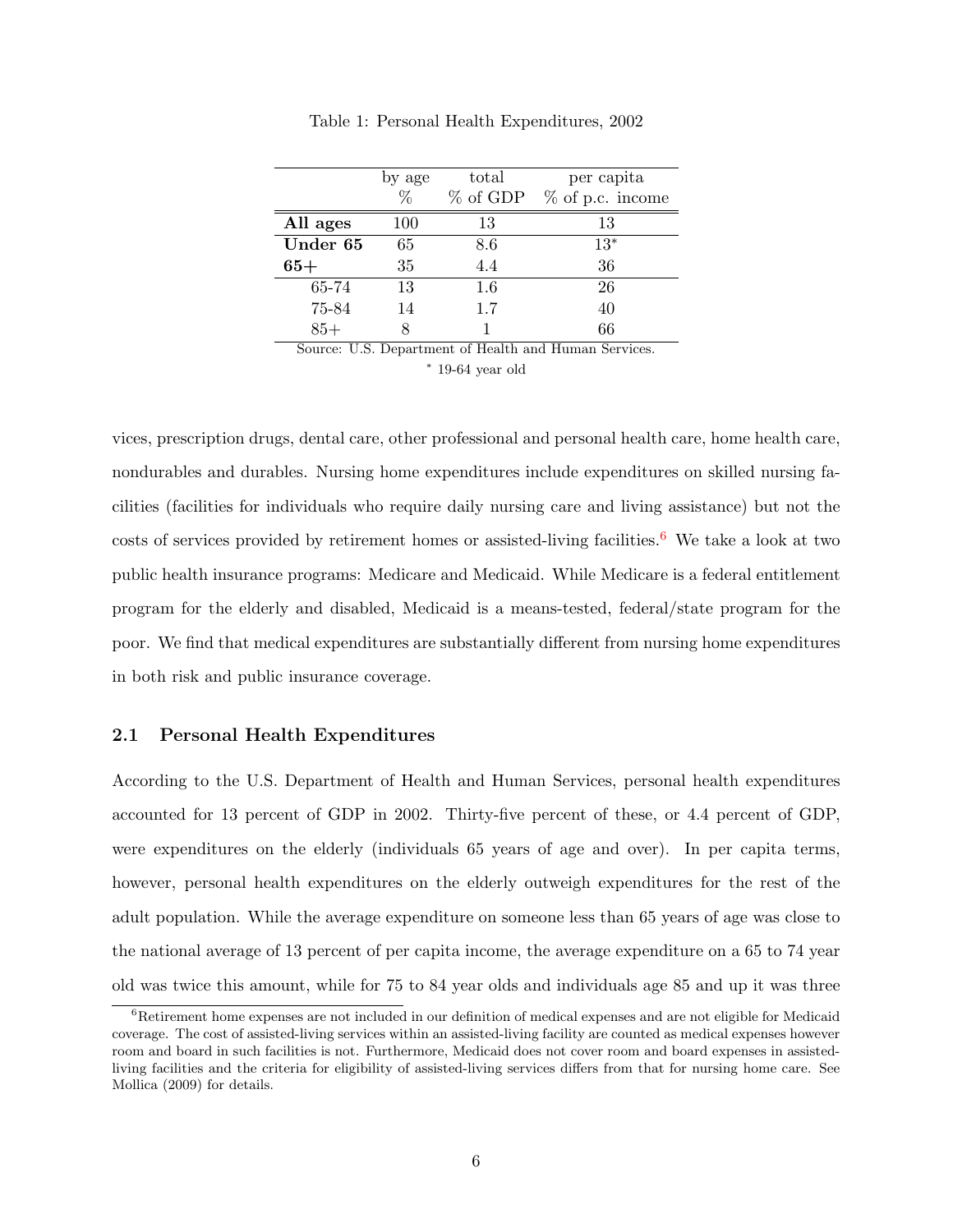Table 1: Personal Health Expenditures, 2002

| | by age | total | per capita |
|---|---|---|---|
| | % | % of GDP | % of p.c. income |
| **All ages** | 100 | 13 | 13 |
| **Under 65** | 65 | 8.6 | 13* |
| **65+** | 35 | 4.4 | 36 |
| 65-74 | 13 | 1.6 | 26 |
| 75-84 | 14 | 1.7 | 40 |
| 85+ | 8 | 1 | 66 |

Source: U.S. Department of Health and Human Services.

* 19-64 year old

vices, prescription drugs, dental care, other professional and personal health care, home health care, nondurables and durables. Nursing home expenditures include expenditures on skilled nursing facilities (facilities for individuals who require daily nursing care and living assistance) but not the costs of services provided by retirement homes or assisted-living facilities.[6] We take a look at two public health insurance programs: Medicare and Medicaid. While Medicare is a federal entitlement program for the elderly and disabled, Medicaid is a means-tested, federal/state program for the poor. We find that medical expenditures are substantially different from nursing home expenditures in both risk and public insurance coverage.

### 2.1 Personal Health Expenditures

According to the U.S. Department of Health and Human Services, personal health expenditures accounted for 13 percent of GDP in 2002. Thirty-five percent of these, or 4.4 percent of GDP, were expenditures on the elderly (individuals 65 years of age and over). In per capita terms, however, personal health expenditures on the elderly outweigh expenditures for the rest of the adult population. While the average expenditure on someone less than 65 years of age was close to the national average of 13 percent of per capita income, the average expenditure on a 65 to 74 year old was twice this amount, while for 75 to 84 year olds and individuals age 85 and up it was three

[6] Retirement home expenses are not included in our definition of medical expenses and are not eligible for Medicaid coverage. The cost of assisted-living services within an assisted-living facility are counted as medical expenses however room and board in such facilities is not. Furthermore, Medicaid does not cover room and board expenses in assisted-living facilities and the criteria for eligibility of assisted-living services differs from that for nursing home care. See Mollica (2009) for details.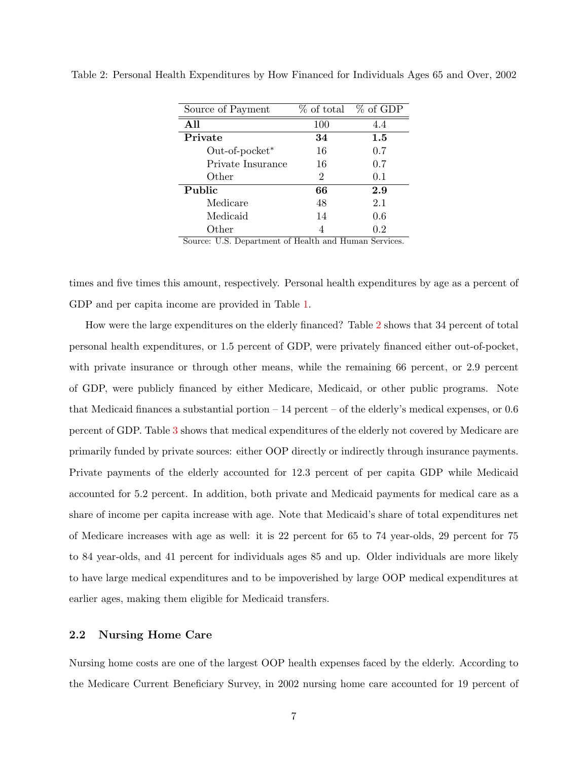Table 2: Personal Health Expenditures by How Financed for Individuals Ages 65 and Over, 2002

| Source of Payment | % of total | % of GDP |
|---|---|---|
| **All** | 100 | 4.4 |
| **Private** | **34** | **1.5** |
| Out-of-pocket* | 16 | 0.7 |
| Private Insurance | 16 | 0.7 |
| Other | 2 | 0.1 |
| **Public** | **66** | **2.9** |
| Medicare | 48 | 2.1 |
| Medicaid | 14 | 0.6 |
| Other | 4 | 0.2 |

Source: U.S. Department of Health and Human Services.

times and five times this amount, respectively. Personal health expenditures by age as a percent of GDP and per capita income are provided in Table 1.

How were the large expenditures on the elderly financed? Table 2 shows that 34 percent of total personal health expenditures, or 1.5 percent of GDP, were privately financed either out-of-pocket, with private insurance or through other means, while the remaining 66 percent, or 2.9 percent of GDP, were publicly financed by either Medicare, Medicaid, or other public programs. Note that Medicaid finances a substantial portion – 14 percent – of the elderly's medical expenses, or 0.6 percent of GDP. Table 3 shows that medical expenditures of the elderly not covered by Medicare are primarily funded by private sources: either OOP directly or indirectly through insurance payments. Private payments of the elderly accounted for 12.3 percent of per capita GDP while Medicaid accounted for 5.2 percent. In addition, both private and Medicaid payments for medical care as a share of income per capita increase with age. Note that Medicaid's share of total expenditures net of Medicare increases with age as well: it is 22 percent for 65 to 74 year-olds, 29 percent for 75 to 84 year-olds, and 41 percent for individuals ages 85 and up. Older individuals are more likely to have large medical expenditures and to be impoverished by large OOP medical expenditures at earlier ages, making them eligible for Medicaid transfers.

### 2.2 Nursing Home Care

Nursing home costs are one of the largest OOP health expenses faced by the elderly. According to the Medicare Current Beneficiary Survey, in 2002 nursing home care accounted for 19 percent of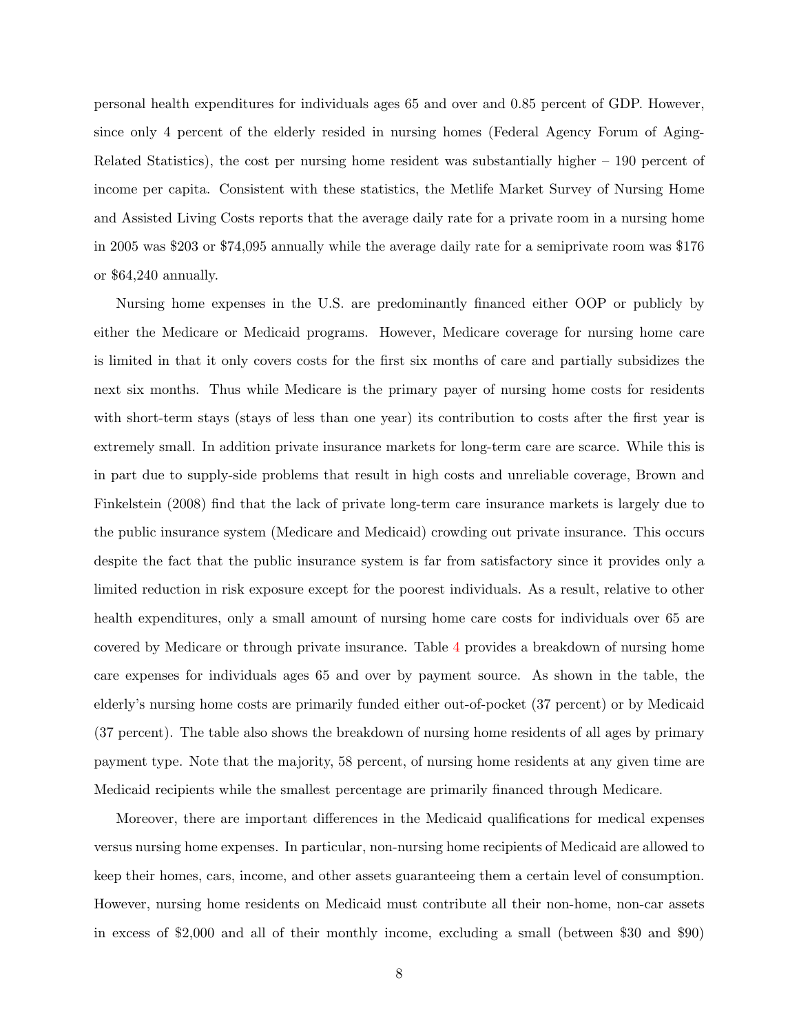personal health expenditures for individuals ages 65 and over and 0.85 percent of GDP. However, since only 4 percent of the elderly resided in nursing homes (Federal Agency Forum of Aging-Related Statistics), the cost per nursing home resident was substantially higher – 190 percent of income per capita. Consistent with these statistics, the Metlife Market Survey of Nursing Home and Assisted Living Costs reports that the average daily rate for a private room in a nursing home in 2005 was \$203 or \$74,095 annually while the average daily rate for a semiprivate room was \$176 or \$64,240 annually.

Nursing home expenses in the U.S. are predominantly financed either OOP or publicly by either the Medicare or Medicaid programs. However, Medicare coverage for nursing home care is limited in that it only covers costs for the first six months of care and partially subsidizes the next six months. Thus while Medicare is the primary payer of nursing home costs for residents with short-term stays (stays of less than one year) its contribution to costs after the first year is extremely small. In addition private insurance markets for long-term care are scarce. While this is in part due to supply-side problems that result in high costs and unreliable coverage, Brown and Finkelstein (2008) find that the lack of private long-term care insurance markets is largely due to the public insurance system (Medicare and Medicaid) crowding out private insurance. This occurs despite the fact that the public insurance system is far from satisfactory since it provides only a limited reduction in risk exposure except for the poorest individuals. As a result, relative to other health expenditures, only a small amount of nursing home care costs for individuals over 65 are covered by Medicare or through private insurance. Table 4 provides a breakdown of nursing home care expenses for individuals ages 65 and over by payment source. As shown in the table, the elderly's nursing home costs are primarily funded either out-of-pocket (37 percent) or by Medicaid (37 percent). The table also shows the breakdown of nursing home residents of all ages by primary payment type. Note that the majority, 58 percent, of nursing home residents at any given time are Medicaid recipients while the smallest percentage are primarily financed through Medicare.

Moreover, there are important differences in the Medicaid qualifications for medical expenses versus nursing home expenses. In particular, non-nursing home recipients of Medicaid are allowed to keep their homes, cars, income, and other assets guaranteeing them a certain level of consumption. However, nursing home residents on Medicaid must contribute all their non-home, non-car assets in excess of \$2,000 and all of their monthly income, excluding a small (between \$30 and \$90)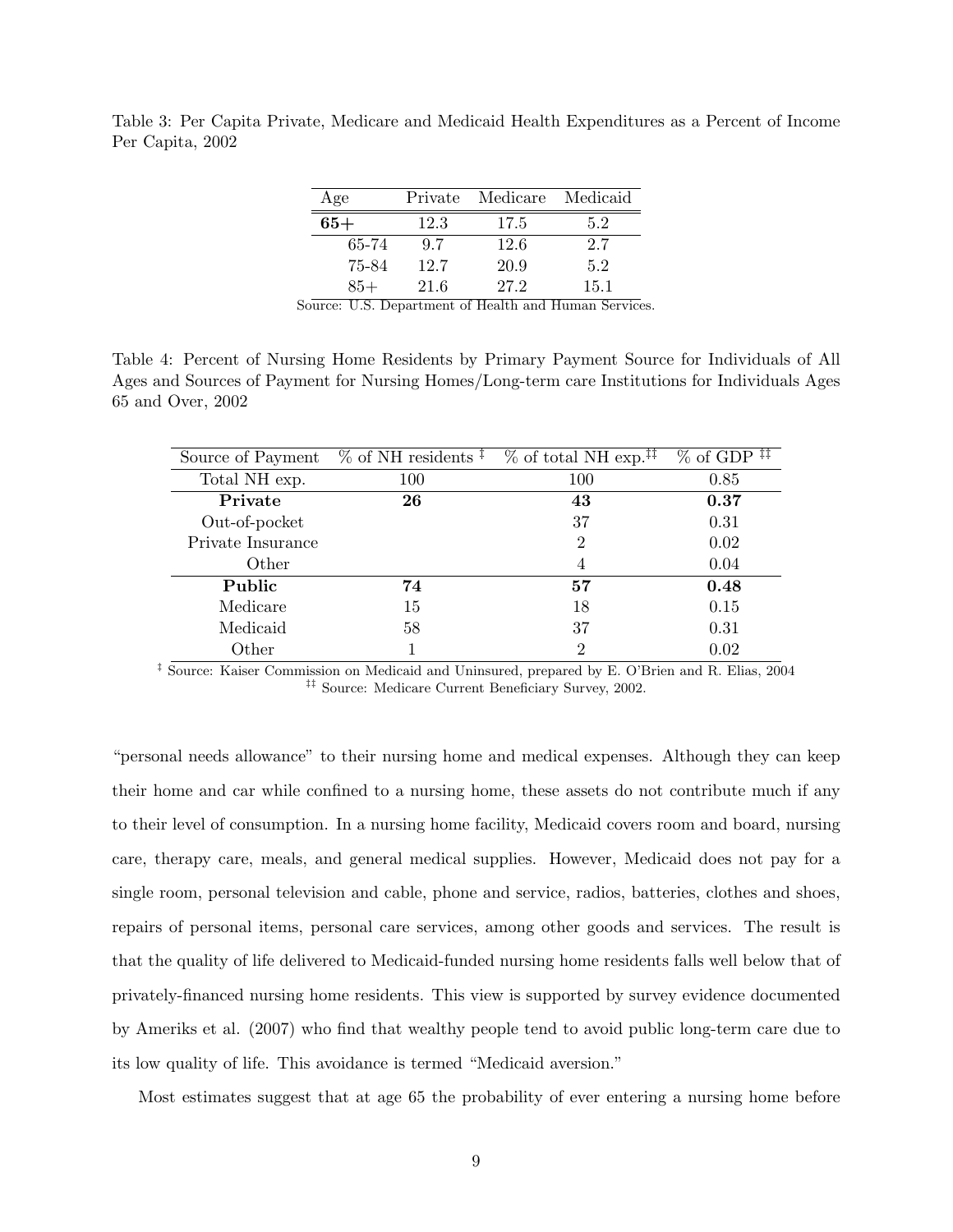Table 3: Per Capita Private, Medicare and Medicaid Health Expenditures as a Percent of Income Per Capita, 2002

| Age | Private | Medicare | Medicaid |
|---|---|---|---|
| **65+** | 12.3 | 17.5 | 5.2 |
| 65-74 | 9.7 | 12.6 | 2.7 |
| 75-84 | 12.7 | 20.9 | 5.2 |
| 85+ | 21.6 | 27.2 | 15.1 |

Source: U.S. Department of Health and Human Services.

Table 4: Percent of Nursing Home Residents by Primary Payment Source for Individuals of All Ages and Sources of Payment for Nursing Homes/Long-term care Institutions for Individuals Ages 65 and Over, 2002

| Source of Payment | % of NH residents ‡ | % of total NH exp.‡‡ | % of GDP ‡‡ |
|---|---|---|---|
| Total NH exp. | 100 | 100 | 0.85 |
| **Private** | **26** | **43** | **0.37** |
| Out-of-pocket | | 37 | 0.31 |
| Private Insurance | | 2 | 0.02 |
| Other | | 4 | 0.04 |
| **Public** | **74** | **57** | **0.48** |
| Medicare | 15 | 18 | 0.15 |
| Medicaid | 58 | 37 | 0.31 |
| Other | 1 | 2 | 0.02 |

‡ Source: Kaiser Commission on Medicaid and Uninsured, prepared by E. O'Brien and R. Elias, 2004
‡‡ Source: Medicare Current Beneficiary Survey, 2002.

"personal needs allowance" to their nursing home and medical expenses. Although they can keep their home and car while confined to a nursing home, these assets do not contribute much if any to their level of consumption. In a nursing home facility, Medicaid covers room and board, nursing care, therapy care, meals, and general medical supplies. However, Medicaid does not pay for a single room, personal television and cable, phone and service, radios, batteries, clothes and shoes, repairs of personal items, personal care services, among other goods and services. The result is that the quality of life delivered to Medicaid-funded nursing home residents falls well below that of privately-financed nursing home residents. This view is supported by survey evidence documented by Ameriks et al. (2007) who find that wealthy people tend to avoid public long-term care due to its low quality of life. This avoidance is termed "Medicaid aversion."

Most estimates suggest that at age 65 the probability of ever entering a nursing home before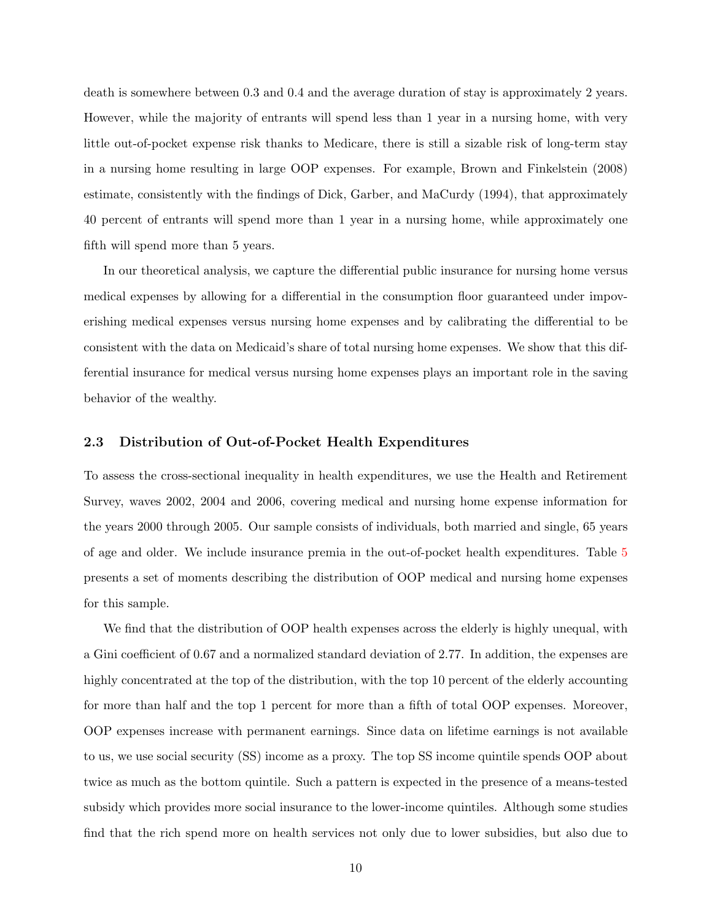death is somewhere between 0.3 and 0.4 and the average duration of stay is approximately 2 years. However, while the majority of entrants will spend less than 1 year in a nursing home, with very little out-of-pocket expense risk thanks to Medicare, there is still a sizable risk of long-term stay in a nursing home resulting in large OOP expenses. For example, Brown and Finkelstein (2008) estimate, consistently with the findings of Dick, Garber, and MaCurdy (1994), that approximately 40 percent of entrants will spend more than 1 year in a nursing home, while approximately one fifth will spend more than 5 years.

In our theoretical analysis, we capture the differential public insurance for nursing home versus medical expenses by allowing for a differential in the consumption floor guaranteed under impoverishing medical expenses versus nursing home expenses and by calibrating the differential to be consistent with the data on Medicaid's share of total nursing home expenses. We show that this differential insurance for medical versus nursing home expenses plays an important role in the saving behavior of the wealthy.

### 2.3 Distribution of Out-of-Pocket Health Expenditures

To assess the cross-sectional inequality in health expenditures, we use the Health and Retirement Survey, waves 2002, 2004 and 2006, covering medical and nursing home expense information for the years 2000 through 2005. Our sample consists of individuals, both married and single, 65 years of age and older. We include insurance premia in the out-of-pocket health expenditures. Table 5 presents a set of moments describing the distribution of OOP medical and nursing home expenses for this sample.

We find that the distribution of OOP health expenses across the elderly is highly unequal, with a Gini coefficient of 0.67 and a normalized standard deviation of 2.77. In addition, the expenses are highly concentrated at the top of the distribution, with the top 10 percent of the elderly accounting for more than half and the top 1 percent for more than a fifth of total OOP expenses. Moreover, OOP expenses increase with permanent earnings. Since data on lifetime earnings is not available to us, we use social security (SS) income as a proxy. The top SS income quintile spends OOP about twice as much as the bottom quintile. Such a pattern is expected in the presence of a means-tested subsidy which provides more social insurance to the lower-income quintiles. Although some studies find that the rich spend more on health services not only due to lower subsidies, but also due to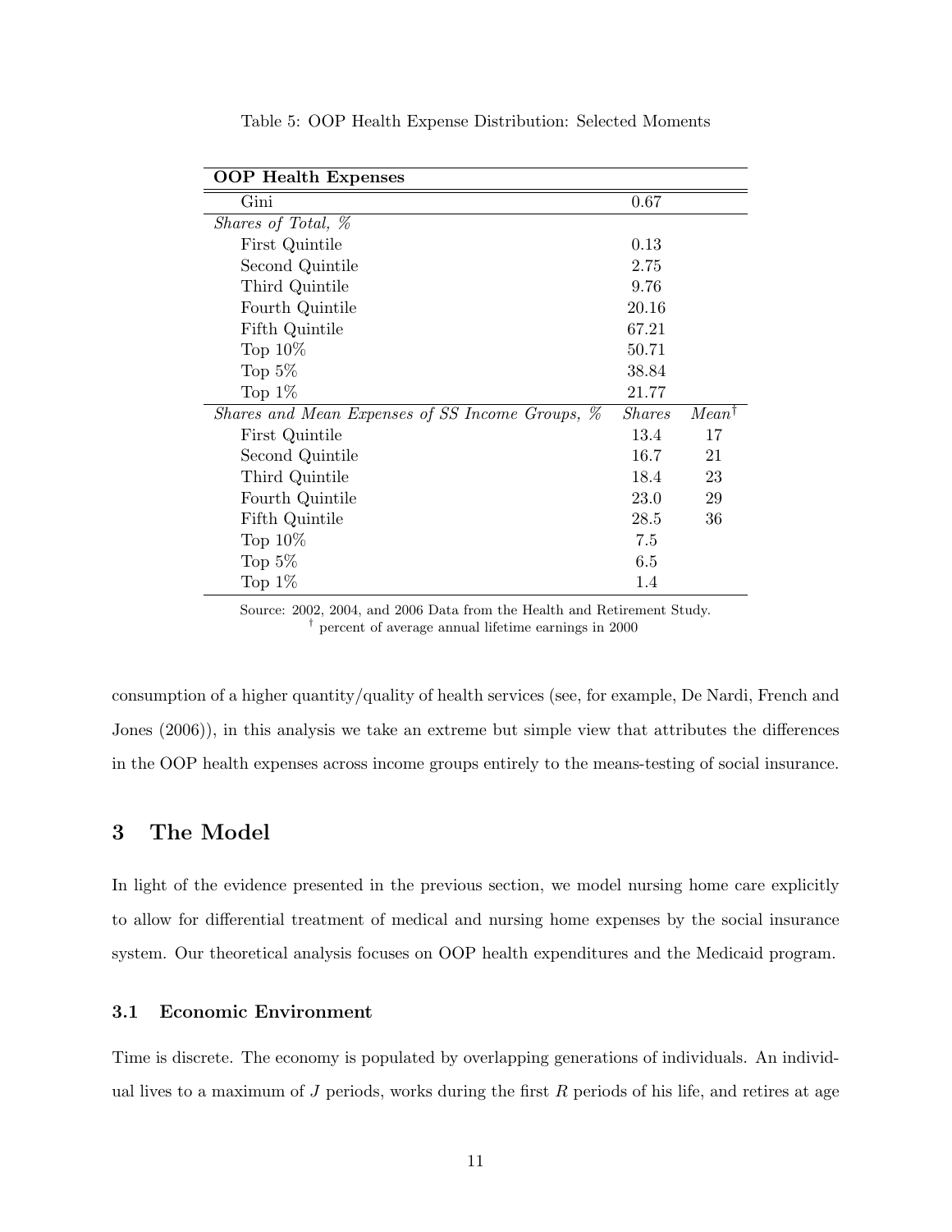Table 5: OOP Health Expense Distribution: Selected Moments

| **OOP Health Expenses** | | |
|---|---|---|
| Gini | 0.67 | |
| *Shares of Total, %* | | |
| First Quintile | 0.13 | |
| Second Quintile | 2.75 | |
| Third Quintile | 9.76 | |
| Fourth Quintile | 20.16 | |
| Fifth Quintile | 67.21 | |
| Top 10% | 50.71 | |
| Top 5% | 38.84 | |
| Top 1% | 21.77 | |
| *Shares and Mean Expenses of SS Income Groups, %* | *Shares* | *Mean*† |
| First Quintile | 13.4 | 17 |
| Second Quintile | 16.7 | 21 |
| Third Quintile | 18.4 | 23 |
| Fourth Quintile | 23.0 | 29 |
| Fifth Quintile | 28.5 | 36 |
| Top 10% | 7.5 | |
| Top 5% | 6.5 | |
| Top 1% | 1.4 | |

Source: 2002, 2004, and 2006 Data from the Health and Retirement Study.
† percent of average annual lifetime earnings in 2000

consumption of a higher quantity/quality of health services (see, for example, De Nardi, French and Jones (2006)), in this analysis we take an extreme but simple view that attributes the differences in the OOP health expenses across income groups entirely to the means-testing of social insurance.

## 3 The Model

In light of the evidence presented in the previous section, we model nursing home care explicitly to allow for differential treatment of medical and nursing home expenses by the social insurance system. Our theoretical analysis focuses on OOP health expenditures and the Medicaid program.

### 3.1 Economic Environment

Time is discrete. The economy is populated by overlapping generations of individuals. An individual lives to a maximum of $J$ periods, works during the first $R$ periods of his life, and retires at age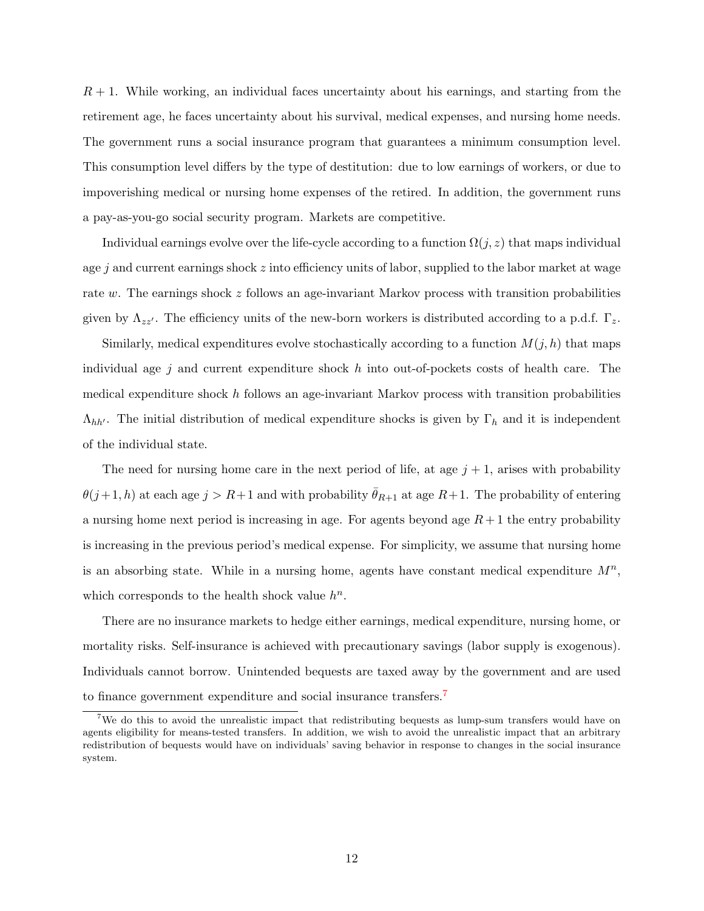$R+1$. While working, an individual faces uncertainty about his earnings, and starting from the retirement age, he faces uncertainty about his survival, medical expenses, and nursing home needs. The government runs a social insurance program that guarantees a minimum consumption level. This consumption level differs by the type of destitution: due to low earnings of workers, or due to impoverishing medical or nursing home expenses of the retired. In addition, the government runs a pay-as-you-go social security program. Markets are competitive.

Individual earnings evolve over the life-cycle according to a function $\Omega(j, z)$ that maps individual age $j$ and current earnings shock $z$ into efficiency units of labor, supplied to the labor market at wage rate $w$. The earnings shock $z$ follows an age-invariant Markov process with transition probabilities given by $\Lambda_{zz'}$. The efficiency units of the new-born workers is distributed according to a p.d.f. $\Gamma_z$.

Similarly, medical expenditures evolve stochastically according to a function $M(j, h)$ that maps individual age $j$ and current expenditure shock $h$ into out-of-pockets costs of health care. The medical expenditure shock $h$ follows an age-invariant Markov process with transition probabilities $\Lambda_{hh'}$. The initial distribution of medical expenditure shocks is given by $\Gamma_h$ and it is independent of the individual state.

The need for nursing home care in the next period of life, at age $j+1$, arises with probability $\theta(j+1, h)$ at each age $j > R+1$ and with probability $\bar{\theta}_{R+1}$ at age $R+1$. The probability of entering a nursing home next period is increasing in age. For agents beyond age $R+1$ the entry probability is increasing in the previous period's medical expense. For simplicity, we assume that nursing home is an absorbing state. While in a nursing home, agents have constant medical expenditure $M^n$, which corresponds to the health shock value $h^n$.

There are no insurance markets to hedge either earnings, medical expenditure, nursing home, or mortality risks. Self-insurance is achieved with precautionary savings (labor supply is exogenous). Individuals cannot borrow. Unintended bequests are taxed away by the government and are used to finance government expenditure and social insurance transfers.[7]

[7] We do this to avoid the unrealistic impact that redistributing bequests as lump-sum transfers would have on agents eligibility for means-tested transfers. In addition, we wish to avoid the unrealistic impact that an arbitrary redistribution of bequests would have on individuals' saving behavior in response to changes in the social insurance system.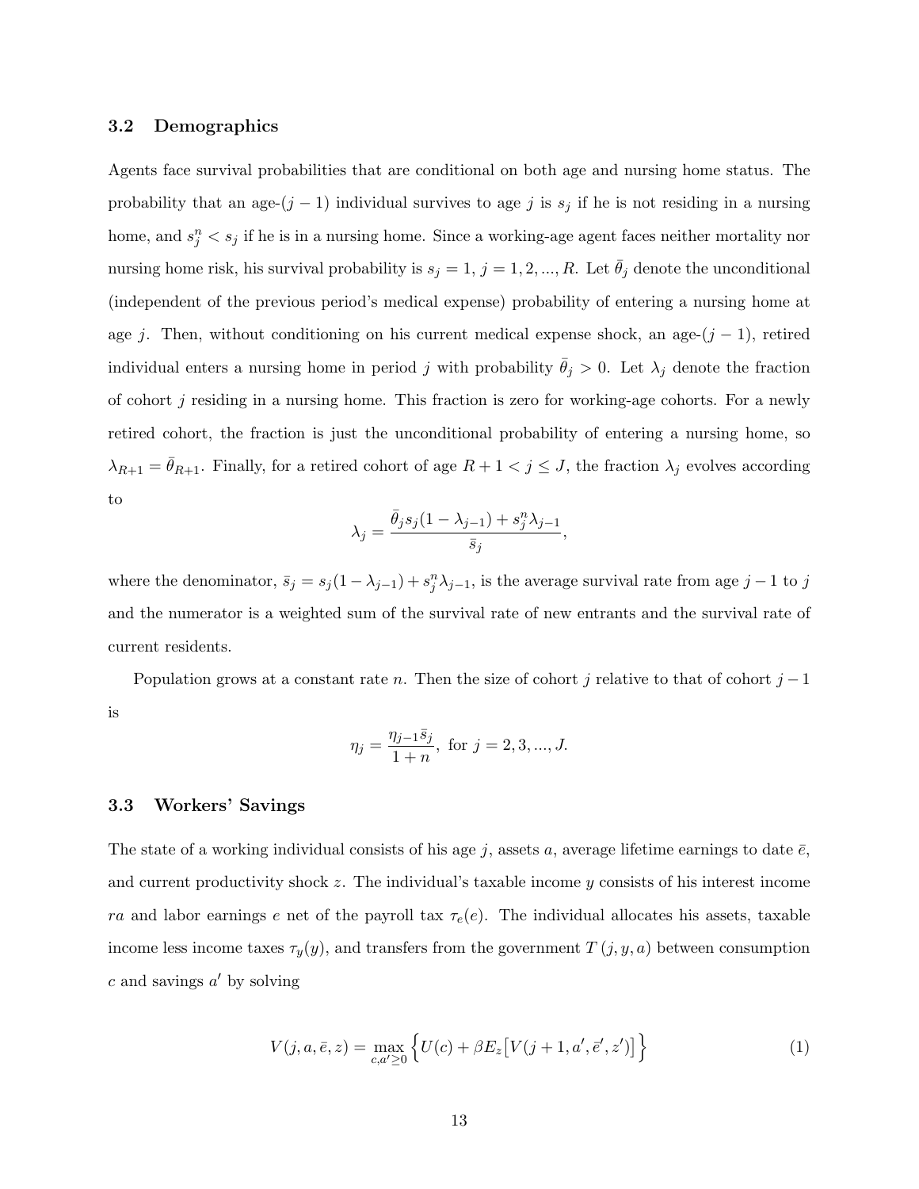### 3.2 Demographics

Agents face survival probabilities that are conditional on both age and nursing home status. The probability that an age-$(j-1)$ individual survives to age $j$ is $s_j$ if he is not residing in a nursing home, and $s_j^n < s_j$ if he is in a nursing home. Since a working-age agent faces neither mortality nor nursing home risk, his survival probability is $s_j = 1$, $j = 1, 2, ..., R$. Let $\bar{\theta}_j$ denote the unconditional (independent of the previous period's medical expense) probability of entering a nursing home at age $j$. Then, without conditioning on his current medical expense shock, an age-$(j-1)$, retired individual enters a nursing home in period $j$ with probability $\bar{\theta}_j > 0$. Let $\lambda_j$ denote the fraction of cohort $j$ residing in a nursing home. This fraction is zero for working-age cohorts. For a newly retired cohort, the fraction is just the unconditional probability of entering a nursing home, so $\lambda_{R+1} = \bar{\theta}_{R+1}$. Finally, for a retired cohort of age $R + 1 < j \leq J$, the fraction $\lambda_j$ evolves according to

$$\lambda_j = \frac{\bar{\theta}_j s_j (1 - \lambda_{j-1}) + s_j^n \lambda_{j-1}}{\bar{s}_j},$$

where the denominator, $\bar{s}_j = s_j(1 - \lambda_{j-1}) + s_j^n \lambda_{j-1}$, is the average survival rate from age $j-1$ to $j$ and the numerator is a weighted sum of the survival rate of new entrants and the survival rate of current residents.

Population grows at a constant rate $n$. Then the size of cohort $j$ relative to that of cohort $j-1$ is

$$\eta_j = \frac{\eta_{j-1} \bar{s}_j}{1+n}, \text{ for } j = 2, 3, ..., J.$$

### 3.3 Workers' Savings

The state of a working individual consists of his age $j$, assets $a$, average lifetime earnings to date $\bar{e}$, and current productivity shock $z$. The individual's taxable income $y$ consists of his interest income $ra$ and labor earnings $e$ net of the payroll tax $\tau_e(e)$. The individual allocates his assets, taxable income less income taxes $\tau_y(y)$, and transfers from the government $T(j, y, a)$ between consumption $c$ and savings $a'$ by solving

$$V(j, a, \bar{e}, z) = \max_{c, a' \geq 0} \Big\{ U(c) + \beta E_z \big[ V(j+1, a', \bar{e}', z') \big] \Big\} \tag{1}$$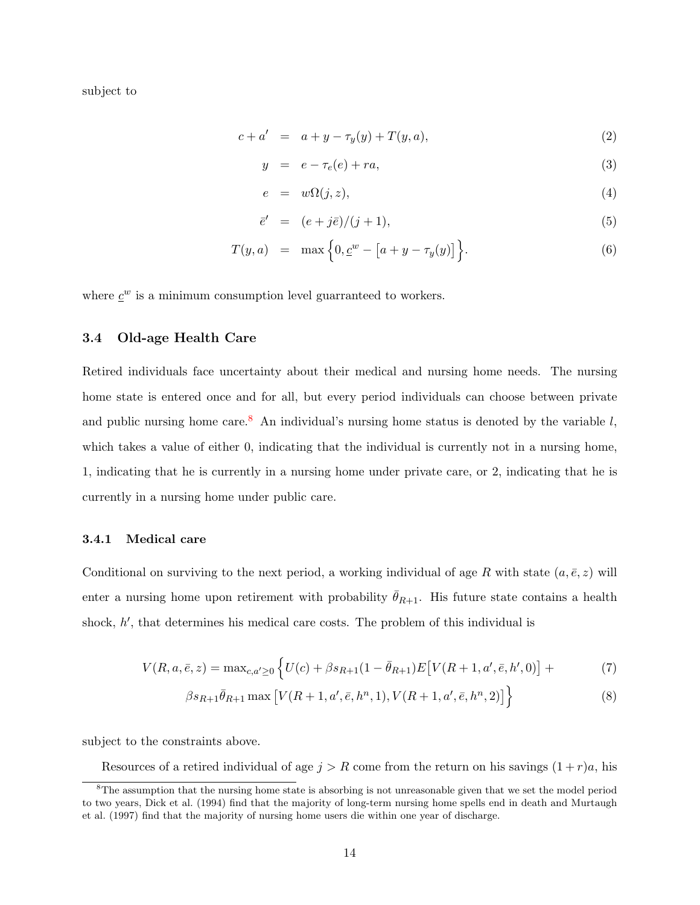subject to

$$c + a' = a + y - \tau_y(y) + T(y, a), \tag{2}$$

$$y = e - \tau_e(e) + ra, \tag{3}$$

$$e = w\Omega(j, z), \tag{4}$$

$$\bar{e}' = (e + j\bar{e})/(j + 1), \tag{5}$$

$$T(y, a) = \max\Big\{0, \underline{c}^w - \big[a + y - \tau_y(y)\big]\Big\}. \tag{6}$$

where $\underline{c}^w$ is a minimum consumption level guarranteed to workers.

### 3.4 Old-age Health Care

Retired individuals face uncertainty about their medical and nursing home needs. The nursing home state is entered once and for all, but every period individuals can choose between private and public nursing home care.[8] An individual's nursing home status is denoted by the variable $l$, which takes a value of either 0, indicating that the individual is currently not in a nursing home, 1, indicating that he is currently in a nursing home under private care, or 2, indicating that he is currently in a nursing home under public care.

#### 3.4.1 Medical care

Conditional on surviving to the next period, a working individual of age $R$ with state $(a, \bar{e}, z)$ will enter a nursing home upon retirement with probability $\bar{\theta}_{R+1}$. His future state contains a health shock, $h'$, that determines his medical care costs. The problem of this individual is

$$V(R, a, \bar{e}, z) = \max_{c, a' \geq 0} \Big\{ U(c) + \beta s_{R+1}(1 - \bar{\theta}_{R+1}) E\big[V(R+1, a', \bar{e}, h', 0)\big] + \tag{7}$$

$$\beta s_{R+1}\bar{\theta}_{R+1} \max\big[V(R+1, a', \bar{e}, h^n, 1), V(R+1, a', \bar{e}, h^n, 2)\big]\Big\} \tag{8}$$

subject to the constraints above.

Resources of a retired individual of age $j > R$ come from the return on his savings $(1 + r)a$, his

[8] The assumption that the nursing home state is absorbing is not unreasonable given that we set the model period to two years, Dick et al. (1994) find that the majority of long-term nursing home spells end in death and Murtaugh et al. (1997) find that the majority of nursing home users die within one year of discharge.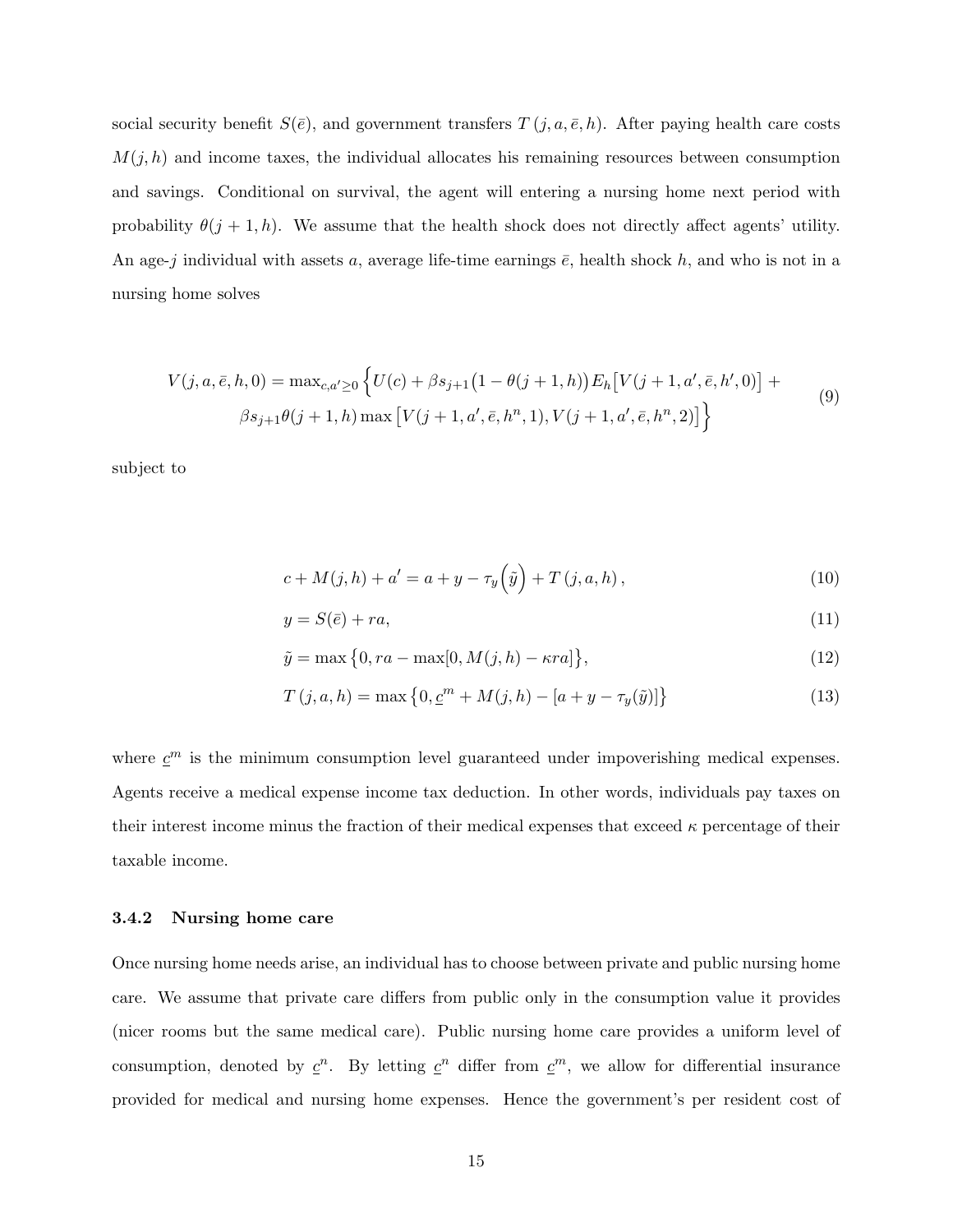social security benefit $S(\bar{e})$, and government transfers $T\left(j,a,\bar{e},h\right)$. After paying health care costs $M(j,h)$ and income taxes, the individual allocates his remaining resources between consumption and savings. Conditional on survival, the agent will entering a nursing home next period with probability $\theta(j+1,h)$. We assume that the health shock does not directly affect agents' utility. An age-$j$ individual with assets $a$, average life-time earnings $\bar{e}$, health shock $h$, and who is not in a nursing home solves

$$
\begin{aligned}
V(j,a,\bar{e},h,0) = \max_{c,a'\geq 0} \Big\{ & U(c) + \beta s_{j+1}\big(1-\theta(j+1,h)\big) E_h\big[V(j+1,a',\bar{e},h',0)\big] + \\
& \beta s_{j+1}\theta(j+1,h) \max\big[V(j+1,a',\bar{e},h^n,1), V(j+1,a',\bar{e},h^n,2)\big] \Big\}
\end{aligned} \tag{9}
$$

subject to

$$
c + M(j,h) + a' = a + y - \tau_y\Big(\tilde{y}\Big) + T\left(j,a,h\right), \tag{10}
$$

$$
y = S(\bar{e}) + ra, \tag{11}
$$

$$
\tilde{y} = \max\big\{0, ra - \max[0, M(j,h) - \kappa ra]\big\}, \tag{12}
$$

$$
T\left(j,a,h\right) = \max\big\{0, \underline{c}^m + M(j,h) - [a + y - \tau_y(\tilde{y})]\big\} \tag{13}
$$

where $\underline{c}^m$ is the minimum consumption level guaranteed under impoverishing medical expenses. Agents receive a medical expense income tax deduction. In other words, individuals pay taxes on their interest income minus the fraction of their medical expenses that exceed $\kappa$ percentage of their taxable income.

### 3.4.2 Nursing home care

Once nursing home needs arise, an individual has to choose between private and public nursing home care. We assume that private care differs from public only in the consumption value it provides (nicer rooms but the same medical care). Public nursing home care provides a uniform level of consumption, denoted by $\underline{c}^n$. By letting $\underline{c}^n$ differ from $\underline{c}^m$, we allow for differential insurance provided for medical and nursing home expenses. Hence the government's per resident cost of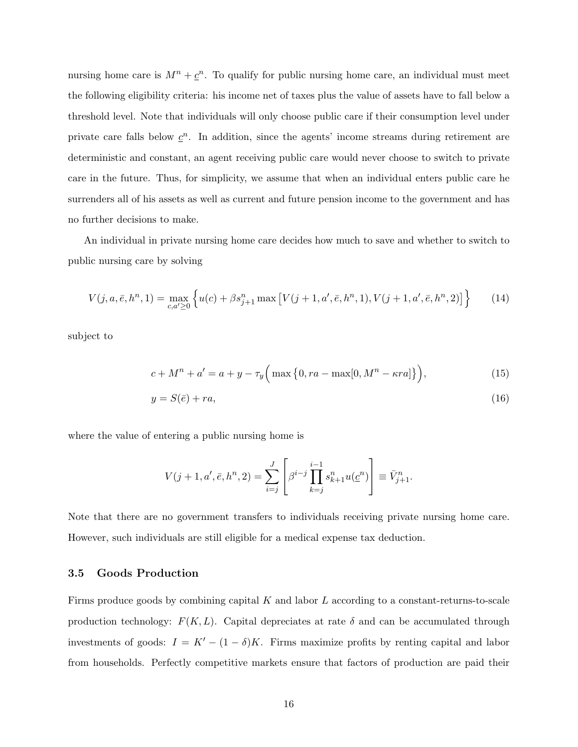nursing home care is $M^n + \underline{c}^n$. To qualify for public nursing home care, an individual must meet the following eligibility criteria: his income net of taxes plus the value of assets have to fall below a threshold level. Note that individuals will only choose public care if their consumption level under private care falls below $\underline{c}^n$. In addition, since the agents' income streams during retirement are deterministic and constant, an agent receiving public care would never choose to switch to private care in the future. Thus, for simplicity, we assume that when an individual enters public care he surrenders all of his assets as well as current and future pension income to the government and has no further decisions to make.

An individual in private nursing home care decides how much to save and whether to switch to public nursing care by solving

$$V(j, a, \bar{e}, h^n, 1) = \max_{c, a' \geq 0} \left\{ u(c) + \beta s_{j+1}^n \max\left[V(j+1, a', \bar{e}, h^n, 1), V(j+1, a', \bar{e}, h^n, 2)\right] \right\} \tag{14}$$

subject to

$$c + M^n + a' = a + y - \tau_y \Big( \max\left\{0, ra - \max[0, M^n - \kappa ra]\right\} \Big), \tag{15}$$

$$y = S(\bar{e}) + ra, \tag{16}$$

where the value of entering a public nursing home is

$$V(j+1, a', \bar{e}, h^n, 2) = \sum_{i=j}^{J} \left[ \beta^{i-j} \prod_{k=j}^{i-1} s_{k+1}^n u(\underline{c}^n) \right] \equiv \bar{V}_{j+1}^n.$$

Note that there are no government transfers to individuals receiving private nursing home care. However, such individuals are still eligible for a medical expense tax deduction.

### 3.5 Goods Production

Firms produce goods by combining capital $K$ and labor $L$ according to a constant-returns-to-scale production technology: $F(K, L)$. Capital depreciates at rate $\delta$ and can be accumulated through investments of goods: $I = K' - (1 - \delta)K$. Firms maximize profits by renting capital and labor from households. Perfectly competitive markets ensure that factors of production are paid their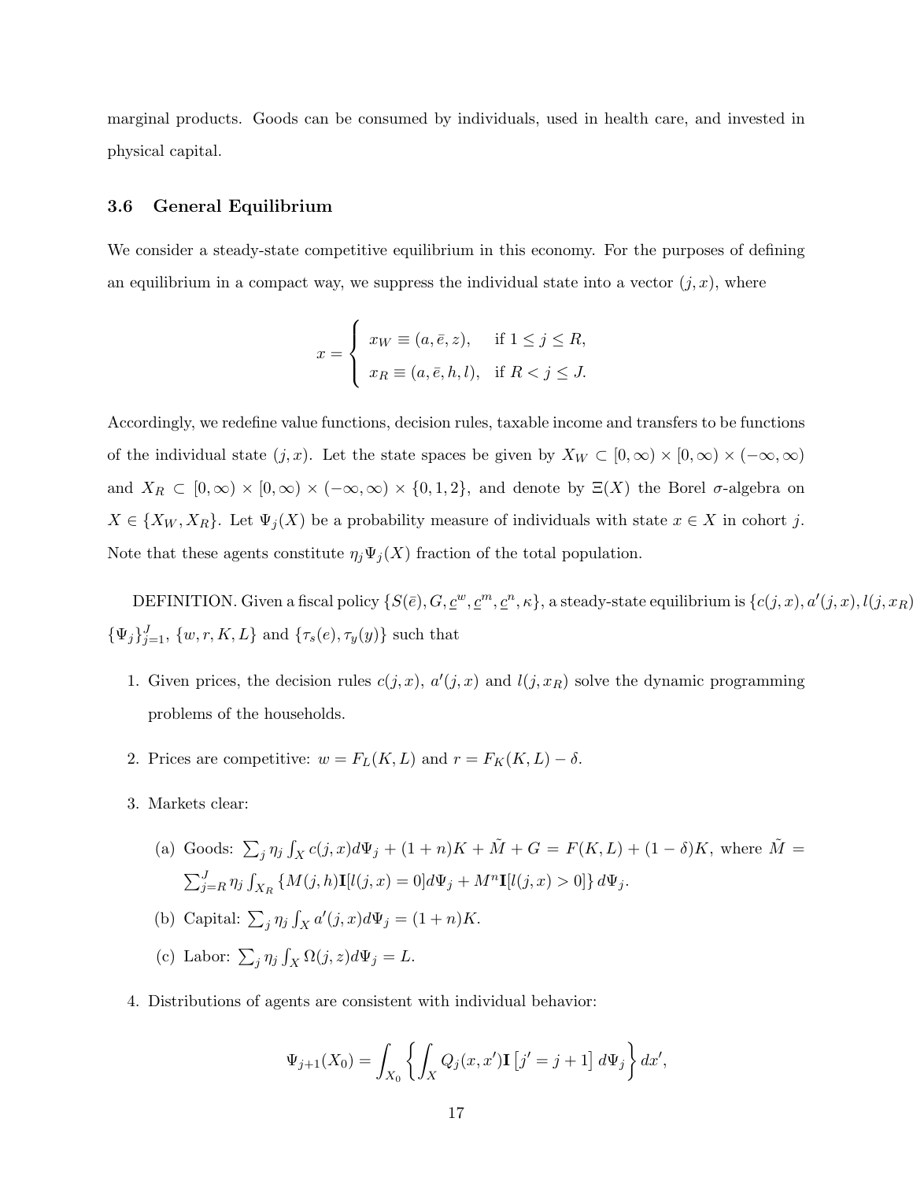marginal products. Goods can be consumed by individuals, used in health care, and invested in physical capital.

### 3.6 General Equilibrium

We consider a steady-state competitive equilibrium in this economy. For the purposes of defining an equilibrium in a compact way, we suppress the individual state into a vector $(j, x)$, where

$$x = \begin{cases} x_W \equiv (a, \bar{e}, z), & \text{if } 1 \leq j \leq R, \\ x_R \equiv (a, \bar{e}, h, l), & \text{if } R < j \leq J. \end{cases}$$

Accordingly, we redefine value functions, decision rules, taxable income and transfers to be functions of the individual state $(j, x)$. Let the state spaces be given by $X_W \subset [0, \infty) \times [0, \infty) \times (-\infty, \infty)$ and $X_R \subset [0, \infty) \times [0, \infty) \times (-\infty, \infty) \times \{0, 1, 2\}$, and denote by $\Xi(X)$ the Borel $\sigma$-algebra on $X \in \{X_W, X_R\}$. Let $\Psi_j(X)$ be a probability measure of individuals with state $x \in X$ in cohort $j$. Note that these agents constitute $\eta_j \Psi_j(X)$ fraction of the total population.

DEFINITION. Given a fiscal policy $\{S(\bar{e}), G, \underline{c}^w, \underline{c}^m, \underline{c}^n, \kappa\}$, a steady-state equilibrium is $\{c(j, x), a'(j, x), l(j, x_R)$ $\{\Psi_j\}_{j=1}^J$, $\{w, r, K, L\}$ and $\{\tau_s(e), \tau_y(y)\}$ such that

1. Given prices, the decision rules $c(j, x)$, $a'(j, x)$ and $l(j, x_R)$ solve the dynamic programming problems of the households.
2. Prices are competitive: $w = F_L(K, L)$ and $r = F_K(K, L) - \delta$.
3. Markets clear:
   (a) Goods: $\sum_j \eta_j \int_X c(j, x) d\Psi_j + (1 + n)K + \tilde{M} + G = F(K, L) + (1 - \delta)K$, where $\tilde{M} = \sum_{j=R}^J \eta_j \int_{X_R} \{M(j, h)\mathbf{I}[l(j, x) = 0] d\Psi_j + M^n \mathbf{I}[l(j, x) > 0]\} d\Psi_j$.
   (b) Capital: $\sum_j \eta_j \int_X a'(j, x) d\Psi_j = (1 + n)K$.
   (c) Labor: $\sum_j \eta_j \int_X \Omega(j, z) d\Psi_j = L$.
4. Distributions of agents are consistent with individual behavior:

$$\Psi_{j+1}(X_0) = \int_{X_0} \left\{ \int_X Q_j(x, x') \mathbf{I}\left[j' = j + 1\right] d\Psi_j \right\} dx',$$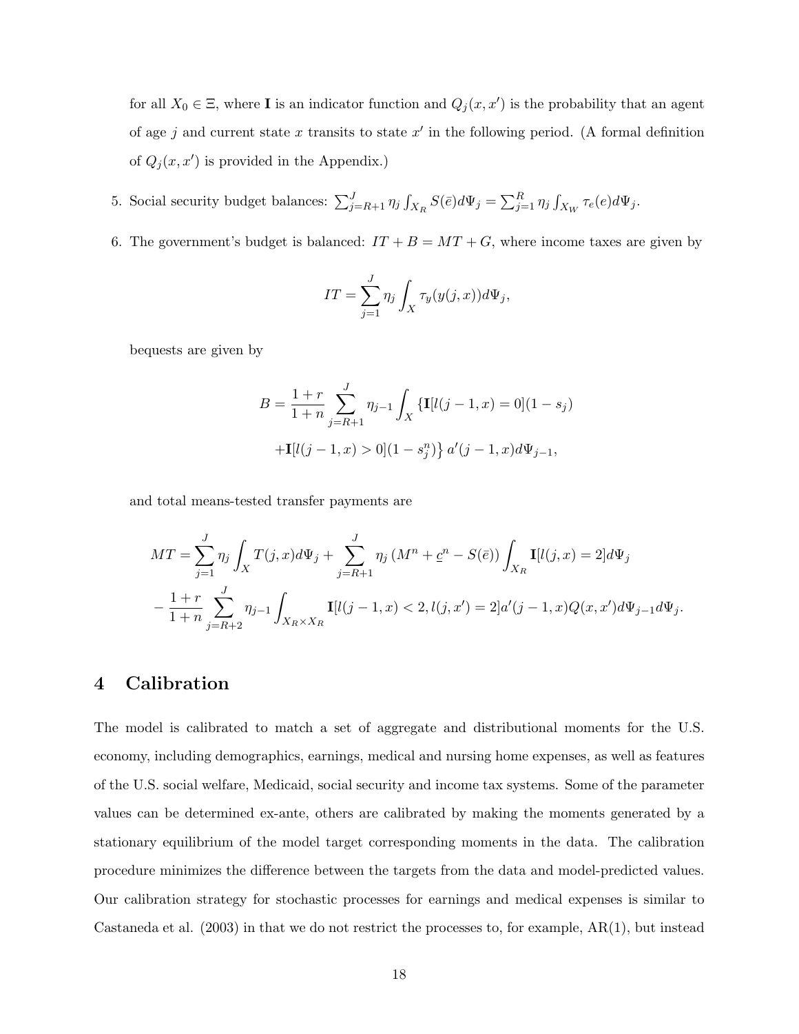for all $X_0 \in \Xi$, where $\mathbf{I}$ is an indicator function and $Q_j(x, x')$ is the probability that an agent of age $j$ and current state $x$ transits to state $x'$ in the following period. (A formal definition of $Q_j(x, x')$ is provided in the Appendix.)

5. Social security budget balances: $\sum_{j=R+1}^{J} \eta_j \int_{X_R} S(\bar{e}) d\Psi_j = \sum_{j=1}^{R} \eta_j \int_{X_W} \tau_e(e) d\Psi_j$.

6. The government's budget is balanced: $IT + B = MT + G$, where income taxes are given by

$$IT = \sum_{j=1}^{J} \eta_j \int_X \tau_y(y(j, x)) d\Psi_j,$$

bequests are given by

$$B = \frac{1+r}{1+n} \sum_{j=R+1}^{J} \eta_{j-1} \int_X \{\mathbf{I}[l(j-1, x) = 0](1 - s_j)$$
$$+ \mathbf{I}[l(j-1, x) > 0](1 - s_j^n)\} \, a'(j-1, x) d\Psi_{j-1},$$

and total means-tested transfer payments are

$$MT = \sum_{j=1}^{J} \eta_j \int_X T(j, x) d\Psi_j + \sum_{j=R+1}^{J} \eta_j \left(M^n + \underline{c}^n - S(\bar{e})\right) \int_{X_R} \mathbf{I}[l(j, x) = 2] d\Psi_j$$
$$- \frac{1+r}{1+n} \sum_{j=R+2}^{J} \eta_{j-1} \int_{X_R \times X_R} \mathbf{I}[l(j-1, x) < 2, l(j, x') = 2] a'(j-1, x) Q(x, x') d\Psi_{j-1} d\Psi_j.$$

## 4 Calibration

The model is calibrated to match a set of aggregate and distributional moments for the U.S. economy, including demographics, earnings, medical and nursing home expenses, as well as features of the U.S. social welfare, Medicaid, social security and income tax systems. Some of the parameter values can be determined ex-ante, others are calibrated by making the moments generated by a stationary equilibrium of the model target corresponding moments in the data. The calibration procedure minimizes the difference between the targets from the data and model-predicted values. Our calibration strategy for stochastic processes for earnings and medical expenses is similar to Castaneda et al. (2003) in that we do not restrict the processes to, for example, AR(1), but instead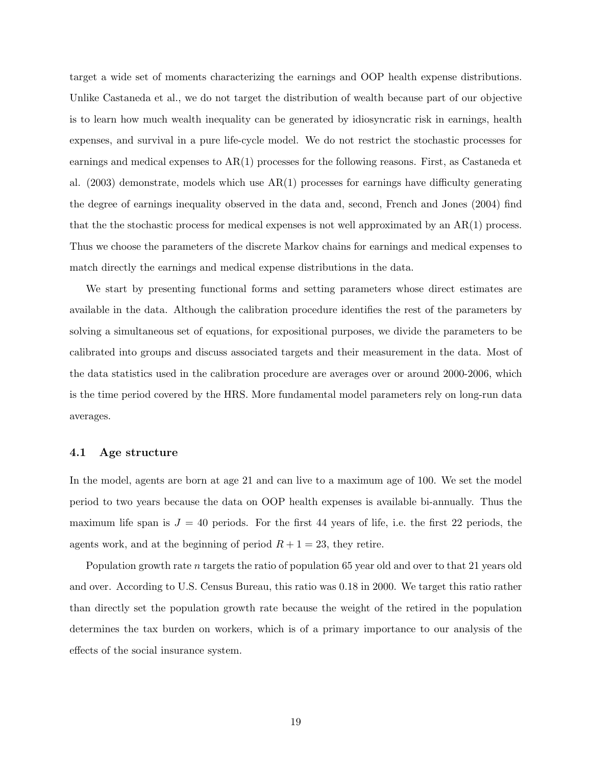target a wide set of moments characterizing the earnings and OOP health expense distributions. Unlike Castaneda et al., we do not target the distribution of wealth because part of our objective is to learn how much wealth inequality can be generated by idiosyncratic risk in earnings, health expenses, and survival in a pure life-cycle model. We do not restrict the stochastic processes for earnings and medical expenses to AR(1) processes for the following reasons. First, as Castaneda et al. (2003) demonstrate, models which use AR(1) processes for earnings have difficulty generating the degree of earnings inequality observed in the data and, second, French and Jones (2004) find that the the stochastic process for medical expenses is not well approximated by an AR(1) process. Thus we choose the parameters of the discrete Markov chains for earnings and medical expenses to match directly the earnings and medical expense distributions in the data.

We start by presenting functional forms and setting parameters whose direct estimates are available in the data. Although the calibration procedure identifies the rest of the parameters by solving a simultaneous set of equations, for expositional purposes, we divide the parameters to be calibrated into groups and discuss associated targets and their measurement in the data. Most of the data statistics used in the calibration procedure are averages over or around 2000-2006, which is the time period covered by the HRS. More fundamental model parameters rely on long-run data averages.

### 4.1 Age structure

In the model, agents are born at age 21 and can live to a maximum age of 100. We set the model period to two years because the data on OOP health expenses is available bi-annually. Thus the maximum life span is $J = 40$ periods. For the first 44 years of life, i.e. the first 22 periods, the agents work, and at the beginning of period $R + 1 = 23$, they retire.

Population growth rate $n$ targets the ratio of population 65 year old and over to that 21 years old and over. According to U.S. Census Bureau, this ratio was 0.18 in 2000. We target this ratio rather than directly set the population growth rate because the weight of the retired in the population determines the tax burden on workers, which is of a primary importance to our analysis of the effects of the social insurance system.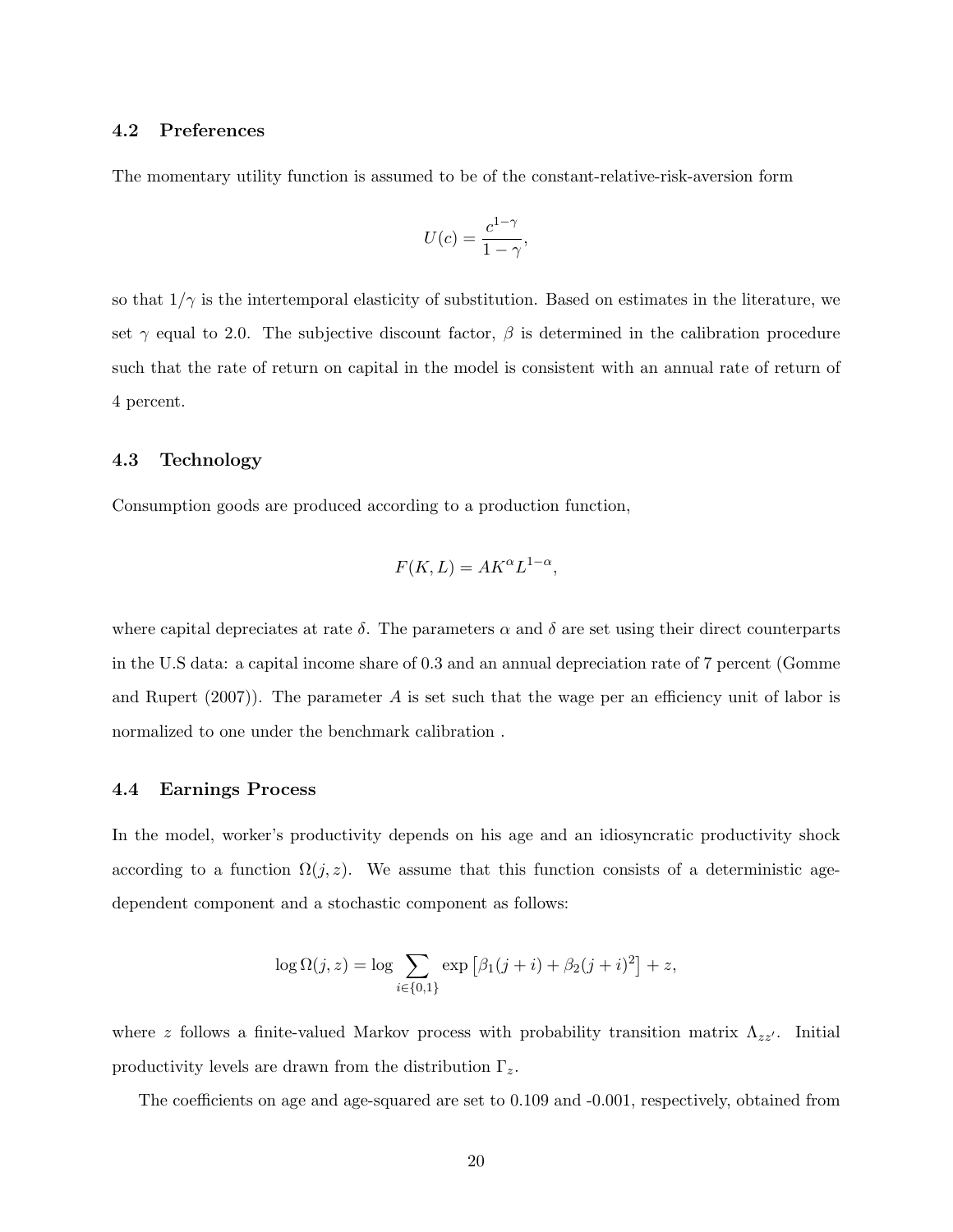### 4.2 Preferences

The momentary utility function is assumed to be of the constant-relative-risk-aversion form

$$U(c) = \frac{c^{1-\gamma}}{1-\gamma},$$

so that $1/\gamma$ is the intertemporal elasticity of substitution. Based on estimates in the literature, we set $\gamma$ equal to 2.0. The subjective discount factor, $\beta$ is determined in the calibration procedure such that the rate of return on capital in the model is consistent with an annual rate of return of 4 percent.

### 4.3 Technology

Consumption goods are produced according to a production function,

$$F(K, L) = AK^{\alpha}L^{1-\alpha},$$

where capital depreciates at rate $\delta$. The parameters $\alpha$ and $\delta$ are set using their direct counterparts in the U.S data: a capital income share of 0.3 and an annual depreciation rate of 7 percent (Gomme and Rupert (2007)). The parameter $A$ is set such that the wage per an efficiency unit of labor is normalized to one under the benchmark calibration .

### 4.4 Earnings Process

In the model, worker's productivity depends on his age and an idiosyncratic productivity shock according to a function $\Omega(j, z)$. We assume that this function consists of a deterministic age-dependent component and a stochastic component as follows:

$$\log \Omega(j, z) = \log \sum_{i \in \{0,1\}} \exp \left[\beta_1 (j + i) + \beta_2 (j + i)^2\right] + z,$$

where $z$ follows a finite-valued Markov process with probability transition matrix $\Lambda_{zz'}$. Initial productivity levels are drawn from the distribution $\Gamma_z$.

The coefficients on age and age-squared are set to 0.109 and -0.001, respectively, obtained from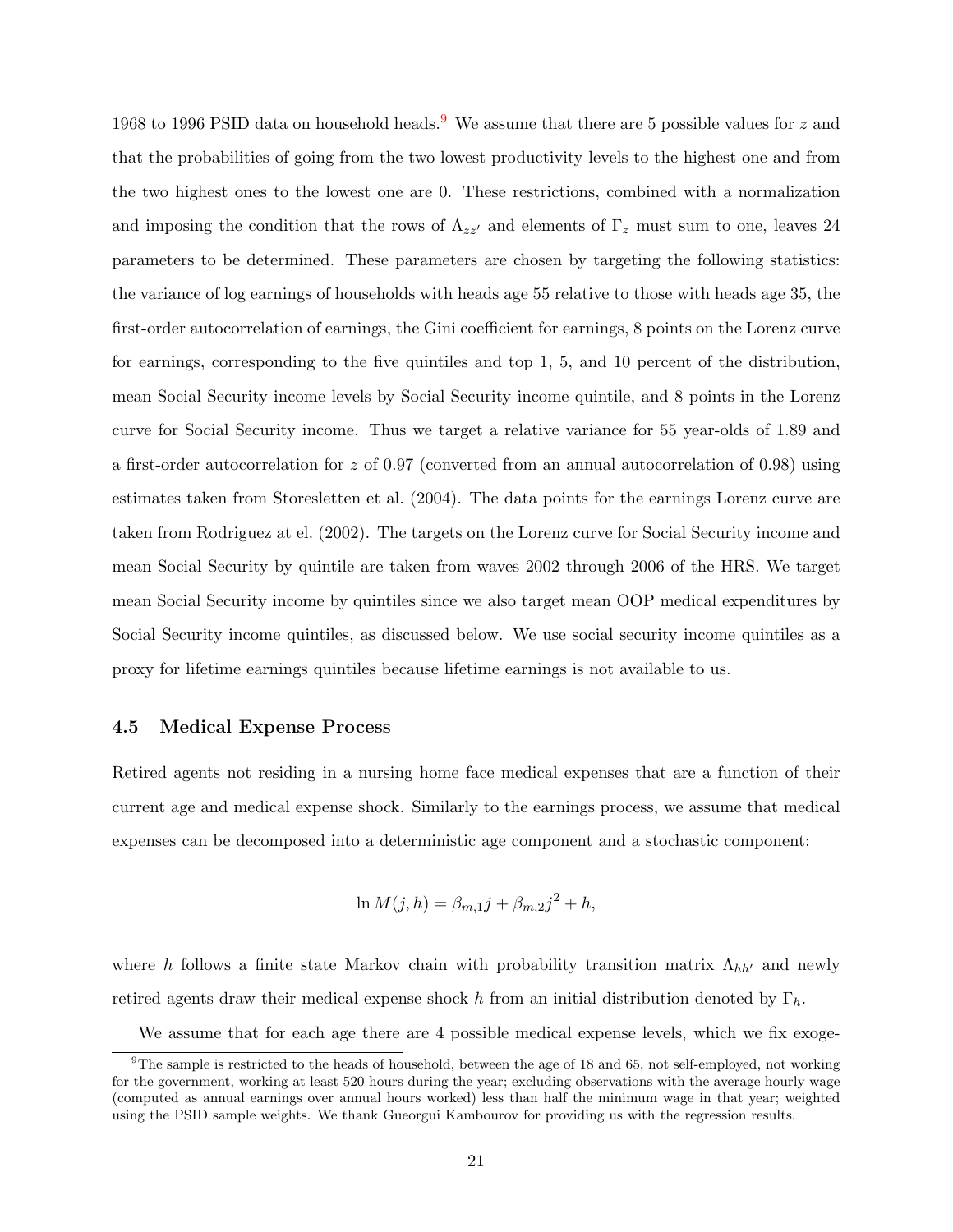1968 to 1996 PSID data on household heads.[9] We assume that there are 5 possible values for $z$ and that the probabilities of going from the two lowest productivity levels to the highest one and from the two highest ones to the lowest one are 0. These restrictions, combined with a normalization and imposing the condition that the rows of $\Lambda_{zz'}$ and elements of $\Gamma_z$ must sum to one, leaves 24 parameters to be determined. These parameters are chosen by targeting the following statistics: the variance of log earnings of households with heads age 55 relative to those with heads age 35, the first-order autocorrelation of earnings, the Gini coefficient for earnings, 8 points on the Lorenz curve for earnings, corresponding to the five quintiles and top 1, 5, and 10 percent of the distribution, mean Social Security income levels by Social Security income quintile, and 8 points in the Lorenz curve for Social Security income. Thus we target a relative variance for 55 year-olds of 1.89 and a first-order autocorrelation for $z$ of 0.97 (converted from an annual autocorrelation of 0.98) using estimates taken from Storesletten et al. (2004). The data points for the earnings Lorenz curve are taken from Rodriguez at el. (2002). The targets on the Lorenz curve for Social Security income and mean Social Security by quintile are taken from waves 2002 through 2006 of the HRS. We target mean Social Security income by quintiles since we also target mean OOP medical expenditures by Social Security income quintiles, as discussed below. We use social security income quintiles as a proxy for lifetime earnings quintiles because lifetime earnings is not available to us.

### 4.5 Medical Expense Process

Retired agents not residing in a nursing home face medical expenses that are a function of their current age and medical expense shock. Similarly to the earnings process, we assume that medical expenses can be decomposed into a deterministic age component and a stochastic component:

$$\ln M(j, h) = \beta_{m,1} j + \beta_{m,2} j^2 + h,$$

where $h$ follows a finite state Markov chain with probability transition matrix $\Lambda_{hh'}$ and newly retired agents draw their medical expense shock $h$ from an initial distribution denoted by $\Gamma_h$.

We assume that for each age there are 4 possible medical expense levels, which we fix exoge-

[9] The sample is restricted to the heads of household, between the age of 18 and 65, not self-employed, not working for the government, working at least 520 hours during the year; excluding observations with the average hourly wage (computed as annual earnings over annual hours worked) less than half the minimum wage in that year; weighted using the PSID sample weights. We thank Gueorgui Kambourov for providing us with the regression results.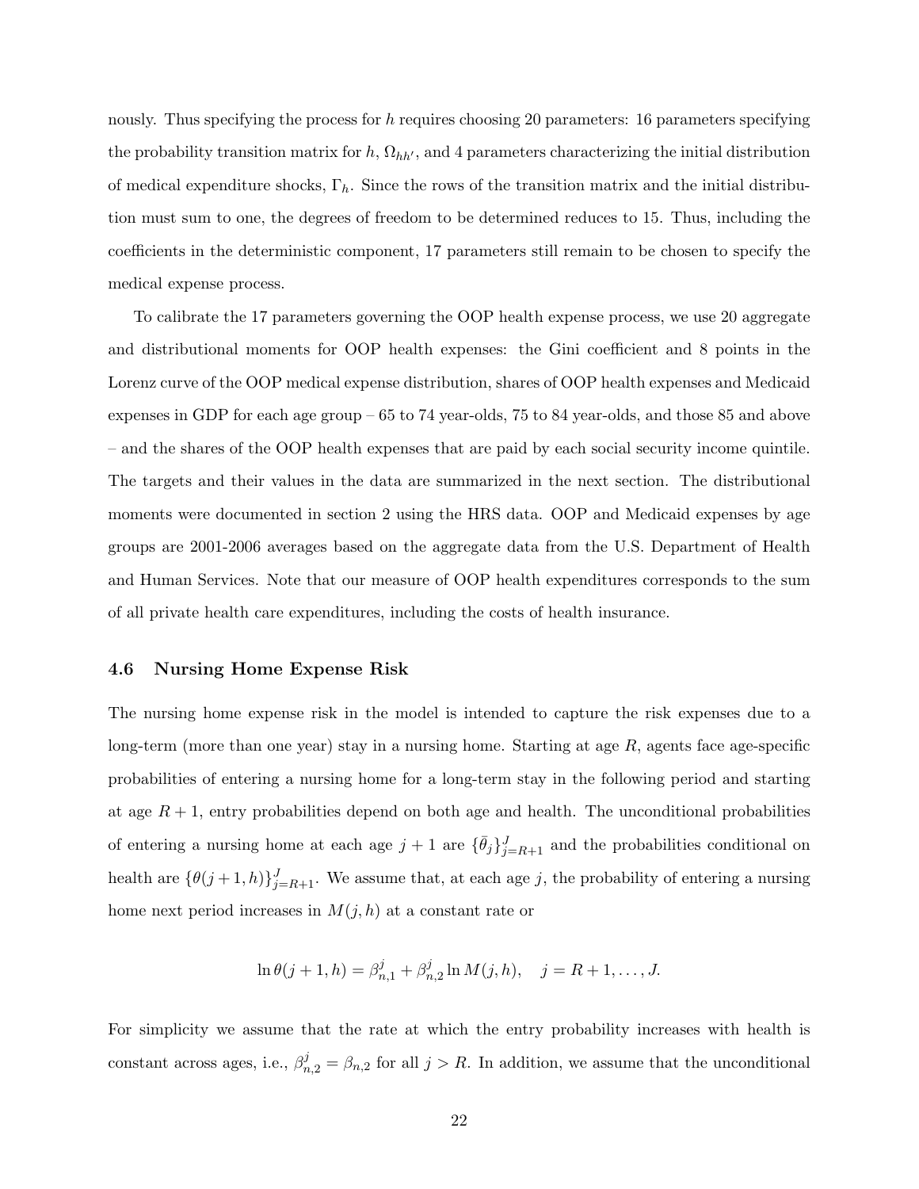nously. Thus specifying the process for $h$ requires choosing 20 parameters: 16 parameters specifying the probability transition matrix for $h$, $\Omega_{hh'}$, and 4 parameters characterizing the initial distribution of medical expenditure shocks, $\Gamma_h$. Since the rows of the transition matrix and the initial distribution must sum to one, the degrees of freedom to be determined reduces to 15. Thus, including the coefficients in the deterministic component, 17 parameters still remain to be chosen to specify the medical expense process.

To calibrate the 17 parameters governing the OOP health expense process, we use 20 aggregate and distributional moments for OOP health expenses: the Gini coefficient and 8 points in the Lorenz curve of the OOP medical expense distribution, shares of OOP health expenses and Medicaid expenses in GDP for each age group – 65 to 74 year-olds, 75 to 84 year-olds, and those 85 and above – and the shares of the OOP health expenses that are paid by each social security income quintile. The targets and their values in the data are summarized in the next section. The distributional moments were documented in section 2 using the HRS data. OOP and Medicaid expenses by age groups are 2001-2006 averages based on the aggregate data from the U.S. Department of Health and Human Services. Note that our measure of OOP health expenditures corresponds to the sum of all private health care expenditures, including the costs of health insurance.

### 4.6 Nursing Home Expense Risk

The nursing home expense risk in the model is intended to capture the risk expenses due to a long-term (more than one year) stay in a nursing home. Starting at age $R$, agents face age-specific probabilities of entering a nursing home for a long-term stay in the following period and starting at age $R+1$, entry probabilities depend on both age and health. The unconditional probabilities of entering a nursing home at each age $j+1$ are $\{\bar{\theta}_j\}_{j=R+1}^{J}$ and the probabilities conditional on health are $\{\theta(j+1,h)\}_{j=R+1}^{J}$. We assume that, at each age $j$, the probability of entering a nursing home next period increases in $M(j,h)$ at a constant rate or

$$\ln \theta(j+1,h) = \beta_{n,1}^{j} + \beta_{n,2}^{j} \ln M(j,h), \quad j = R+1, \ldots, J.$$

For simplicity we assume that the rate at which the entry probability increases with health is constant across ages, i.e., $\beta_{n,2}^{j} = \beta_{n,2}$ for all $j > R$. In addition, we assume that the unconditional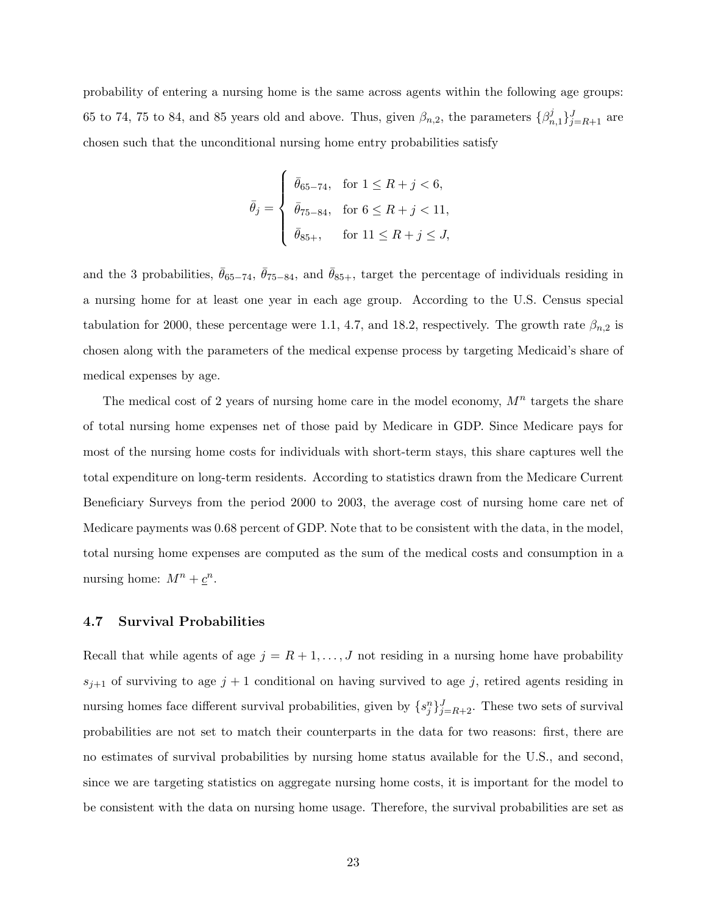probability of entering a nursing home is the same across agents within the following age groups: 65 to 74, 75 to 84, and 85 years old and above. Thus, given $\beta_{n,2}$, the parameters $\{\beta_{n,1}^j\}_{j=R+1}^J$ are chosen such that the unconditional nursing home entry probabilities satisfy

$$
\bar{\theta}_j = \begin{cases} \bar{\theta}_{65-74}, & \text{for } 1 \leq R+j < 6, \\ \bar{\theta}_{75-84}, & \text{for } 6 \leq R+j < 11, \\ \bar{\theta}_{85+}, & \text{for } 11 \leq R+j \leq J, \end{cases}
$$

and the 3 probabilities, $\bar{\theta}_{65-74}$, $\bar{\theta}_{75-84}$, and $\bar{\theta}_{85+}$, target the percentage of individuals residing in a nursing home for at least one year in each age group. According to the U.S. Census special tabulation for 2000, these percentage were 1.1, 4.7, and 18.2, respectively. The growth rate $\beta_{n,2}$ is chosen along with the parameters of the medical expense process by targeting Medicaid's share of medical expenses by age.

The medical cost of 2 years of nursing home care in the model economy, $M^n$ targets the share of total nursing home expenses net of those paid by Medicare in GDP. Since Medicare pays for most of the nursing home costs for individuals with short-term stays, this share captures well the total expenditure on long-term residents. According to statistics drawn from the Medicare Current Beneficiary Surveys from the period 2000 to 2003, the average cost of nursing home care net of Medicare payments was 0.68 percent of GDP. Note that to be consistent with the data, in the model, total nursing home expenses are computed as the sum of the medical costs and consumption in a nursing home: $M^n + \underline{c}^n$.

### 4.7 Survival Probabilities

Recall that while agents of age $j = R+1, \ldots, J$ not residing in a nursing home have probability $s_{j+1}$ of surviving to age $j+1$ conditional on having survived to age $j$, retired agents residing in nursing homes face different survival probabilities, given by $\{s_j^n\}_{j=R+2}^J$. These two sets of survival probabilities are not set to match their counterparts in the data for two reasons: first, there are no estimates of survival probabilities by nursing home status available for the U.S., and second, since we are targeting statistics on aggregate nursing home costs, it is important for the model to be consistent with the data on nursing home usage. Therefore, the survival probabilities are set as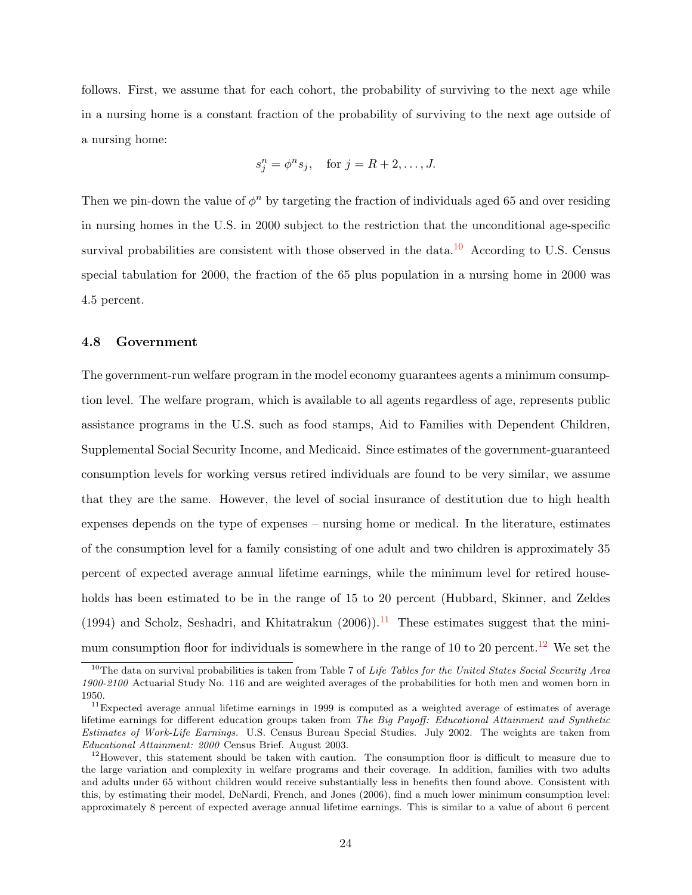follows. First, we assume that for each cohort, the probability of surviving to the next age while in a nursing home is a constant fraction of the probability of surviving to the next age outside of a nursing home:

$$s_j^n = \phi^n s_j, \quad \text{for } j = R+2, \ldots, J.$$

Then we pin-down the value of $\phi^n$ by targeting the fraction of individuals aged 65 and over residing in nursing homes in the U.S. in 2000 subject to the restriction that the unconditional age-specific survival probabilities are consistent with those observed in the data.[10] According to U.S. Census special tabulation for 2000, the fraction of the 65 plus population in a nursing home in 2000 was 4.5 percent.

### 4.8 Government

The government-run welfare program in the model economy guarantees agents a minimum consumption level. The welfare program, which is available to all agents regardless of age, represents public assistance programs in the U.S. such as food stamps, Aid to Families with Dependent Children, Supplemental Social Security Income, and Medicaid. Since estimates of the government-guaranteed consumption levels for working versus retired individuals are found to be very similar, we assume that they are the same. However, the level of social insurance of destitution due to high health expenses depends on the type of expenses – nursing home or medical. In the literature, estimates of the consumption level for a family consisting of one adult and two children is approximately 35 percent of expected average annual lifetime earnings, while the minimum level for retired households has been estimated to be in the range of 15 to 20 percent (Hubbard, Skinner, and Zeldes (1994) and Scholz, Seshadri, and Khitatrakun (2006)).[11] These estimates suggest that the minimum consumption floor for individuals is somewhere in the range of 10 to 20 percent.[12] We set the

[10] The data on survival probabilities is taken from Table 7 of *Life Tables for the United States Social Security Area 1900-2100* Actuarial Study No. 116 and are weighted averages of the probabilities for both men and women born in 1950.

[11] Expected average annual lifetime earnings in 1999 is computed as a weighted average of estimates of average lifetime earnings for different education groups taken from *The Big Payoff: Educational Attainment and Synthetic Estimates of Work-Life Earnings.* U.S. Census Bureau Special Studies. July 2002. The weights are taken from *Educational Attainment: 2000* Census Brief. August 2003.

[12] However, this statement should be taken with caution. The consumption floor is difficult to measure due to the large variation and complexity in welfare programs and their coverage. In addition, families with two adults and adults under 65 without children would receive substantially less in benefits then found above. Consistent with this, by estimating their model, DeNardi, French, and Jones (2006), find a much lower minimum consumption level: approximately 8 percent of expected average annual lifetime earnings. This is similar to a value of about 6 percent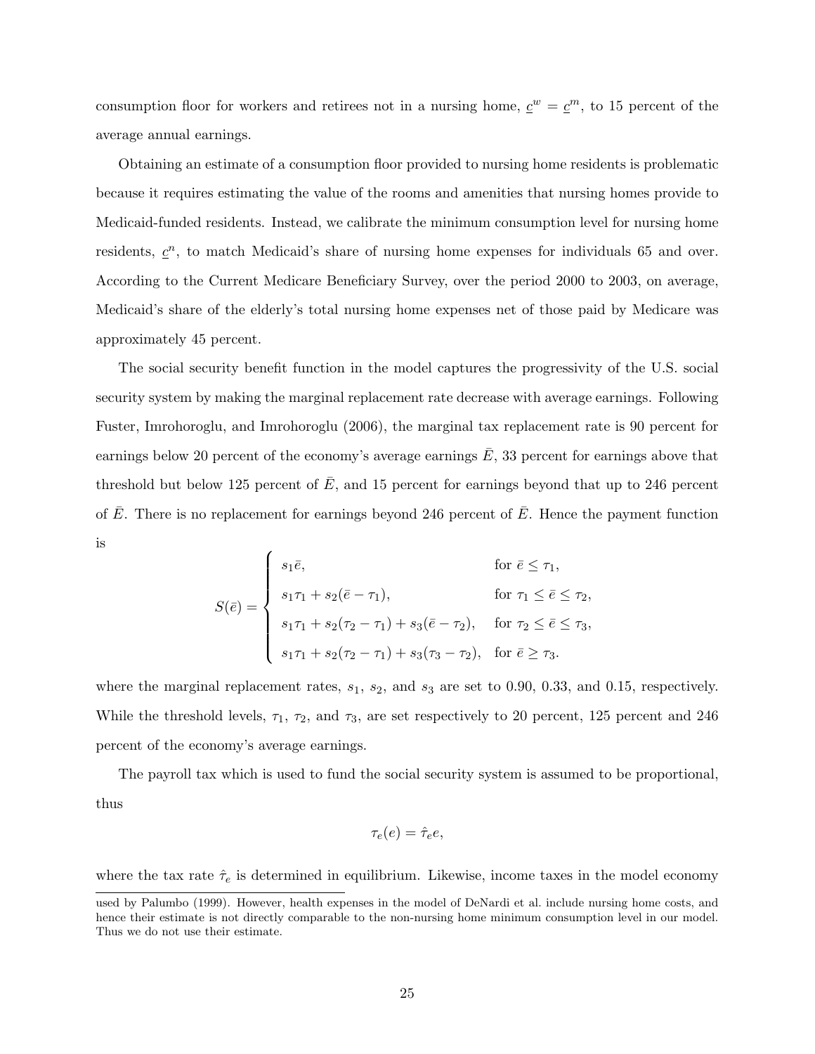consumption floor for workers and retirees not in a nursing home, $\underline{c}^w = \underline{c}^m$, to 15 percent of the average annual earnings.

Obtaining an estimate of a consumption floor provided to nursing home residents is problematic because it requires estimating the value of the rooms and amenities that nursing homes provide to Medicaid-funded residents. Instead, we calibrate the minimum consumption level for nursing home residents, $\underline{c}^n$, to match Medicaid's share of nursing home expenses for individuals 65 and over. According to the Current Medicare Beneficiary Survey, over the period 2000 to 2003, on average, Medicaid's share of the elderly's total nursing home expenses net of those paid by Medicare was approximately 45 percent.

The social security benefit function in the model captures the progressivity of the U.S. social security system by making the marginal replacement rate decrease with average earnings. Following Fuster, Imrohoroglu, and Imrohoroglu (2006), the marginal tax replacement rate is 90 percent for earnings below 20 percent of the economy's average earnings $\bar{E}$, 33 percent for earnings above that threshold but below 125 percent of $\bar{E}$, and 15 percent for earnings beyond that up to 246 percent of $\bar{E}$. There is no replacement for earnings beyond 246 percent of $\bar{E}$. Hence the payment function is

$$S(\bar{e}) = \begin{cases} s_1 \bar{e}, & \text{for } \bar{e} \leq \tau_1, \\ s_1 \tau_1 + s_2(\bar{e} - \tau_1), & \text{for } \tau_1 \leq \bar{e} \leq \tau_2, \\ s_1 \tau_1 + s_2(\tau_2 - \tau_1) + s_3(\bar{e} - \tau_2), & \text{for } \tau_2 \leq \bar{e} \leq \tau_3, \\ s_1 \tau_1 + s_2(\tau_2 - \tau_1) + s_3(\tau_3 - \tau_2), & \text{for } \bar{e} \geq \tau_3. \end{cases}$$

where the marginal replacement rates, $s_1$, $s_2$, and $s_3$ are set to 0.90, 0.33, and 0.15, respectively. While the threshold levels, $\tau_1$, $\tau_2$, and $\tau_3$, are set respectively to 20 percent, 125 percent and 246 percent of the economy's average earnings.

The payroll tax which is used to fund the social security system is assumed to be proportional, thus

$$\tau_e(e) = \hat{\tau}_e e,$$

where the tax rate $\hat{\tau}_e$ is determined in equilibrium. Likewise, income taxes in the model economy

used by Palumbo (1999). However, health expenses in the model of DeNardi et al. include nursing home costs, and hence their estimate is not directly comparable to the non-nursing home minimum consumption level in our model. Thus we do not use their estimate.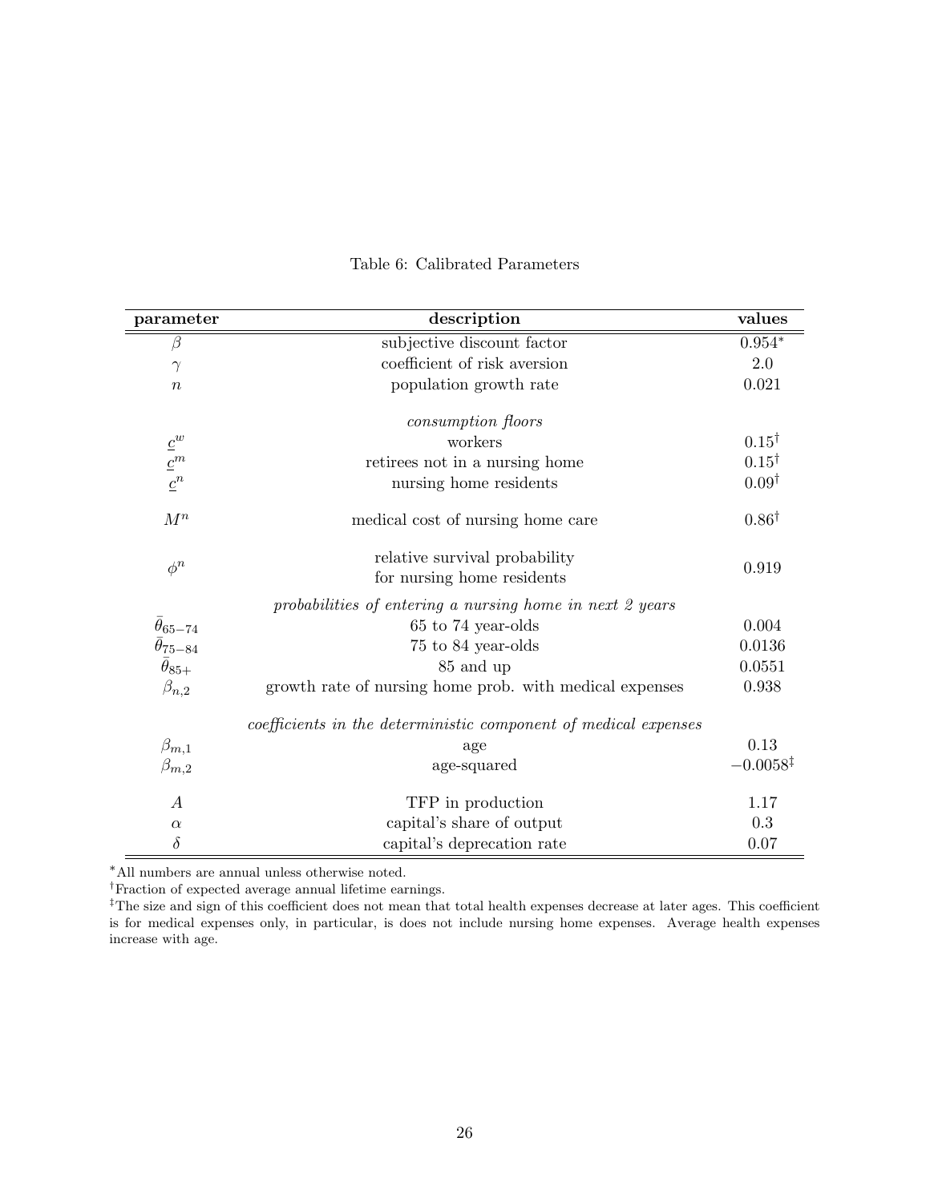Table 6: Calibrated Parameters

| parameter | description | values |
|---|---|---|
| $\beta$ | subjective discount factor | $0.954^{*}$ |
| $\gamma$ | coefficient of risk aversion | 2.0 |
| $n$ | population growth rate | 0.021 |
| | *consumption floors* | |
| $\underline{c}^w$ | workers | $0.15^{\dagger}$ |
| $\underline{c}^m$ | retirees not in a nursing home | $0.15^{\dagger}$ |
| $\underline{c}^n$ | nursing home residents | $0.09^{\dagger}$ |
| $M^n$ | medical cost of nursing home care | $0.86^{\dagger}$ |
| $\phi^n$ | relative survival probability for nursing home residents | 0.919 |
| | *probabilities of entering a nursing home in next 2 years* | |
| $\bar{\theta}_{65-74}$ | 65 to 74 year-olds | 0.004 |
| $\bar{\theta}_{75-84}$ | 75 to 84 year-olds | 0.0136 |
| $\bar{\theta}_{85+}$ | 85 and up | 0.0551 |
| $\beta_{n,2}$ | growth rate of nursing home prob. with medical expenses | 0.938 |
| | *coefficients in the deterministic component of medical expenses* | |
| $\beta_{m,1}$ | age | 0.13 |
| $\beta_{m,2}$ | age-squared | $-0.0058^{\ddagger}$ |
| $A$ | TFP in production | 1.17 |
| $\alpha$ | capital's share of output | 0.3 |
| $\delta$ | capital's deprecation rate | 0.07 |

*All numbers are annual unless otherwise noted.

†Fraction of expected average annual lifetime earnings.

‡The size and sign of this coefficient does not mean that total health expenses decrease at later ages. This coefficient is for medical expenses only, in particular, is does not include nursing home expenses. Average health expenses increase with age.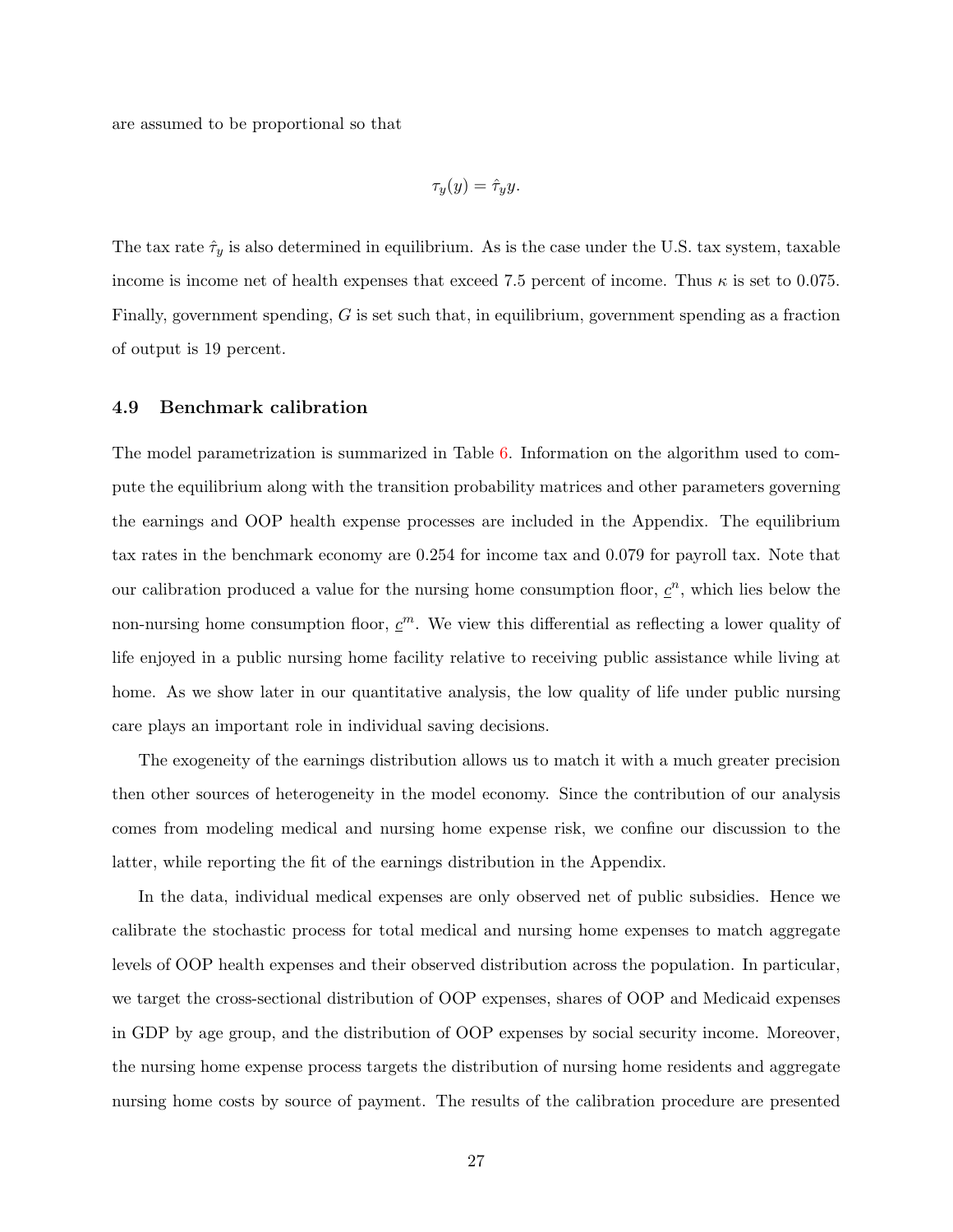are assumed to be proportional so that

$$\tau_y(y) = \hat{\tau}_y y.$$

The tax rate $\hat{\tau}_y$ is also determined in equilibrium. As is the case under the U.S. tax system, taxable income is income net of health expenses that exceed 7.5 percent of income. Thus $\kappa$ is set to 0.075. Finally, government spending, $G$ is set such that, in equilibrium, government spending as a fraction of output is 19 percent.

### 4.9 Benchmark calibration

The model parametrization is summarized in Table 6. Information on the algorithm used to compute the equilibrium along with the transition probability matrices and other parameters governing the earnings and OOP health expense processes are included in the Appendix. The equilibrium tax rates in the benchmark economy are 0.254 for income tax and 0.079 for payroll tax. Note that our calibration produced a value for the nursing home consumption floor, $\underline{c}^n$, which lies below the non-nursing home consumption floor, $\underline{c}^m$. We view this differential as reflecting a lower quality of life enjoyed in a public nursing home facility relative to receiving public assistance while living at home. As we show later in our quantitative analysis, the low quality of life under public nursing care plays an important role in individual saving decisions.

The exogeneity of the earnings distribution allows us to match it with a much greater precision then other sources of heterogeneity in the model economy. Since the contribution of our analysis comes from modeling medical and nursing home expense risk, we confine our discussion to the latter, while reporting the fit of the earnings distribution in the Appendix.

In the data, individual medical expenses are only observed net of public subsidies. Hence we calibrate the stochastic process for total medical and nursing home expenses to match aggregate levels of OOP health expenses and their observed distribution across the population. In particular, we target the cross-sectional distribution of OOP expenses, shares of OOP and Medicaid expenses in GDP by age group, and the distribution of OOP expenses by social security income. Moreover, the nursing home expense process targets the distribution of nursing home residents and aggregate nursing home costs by source of payment. The results of the calibration procedure are presented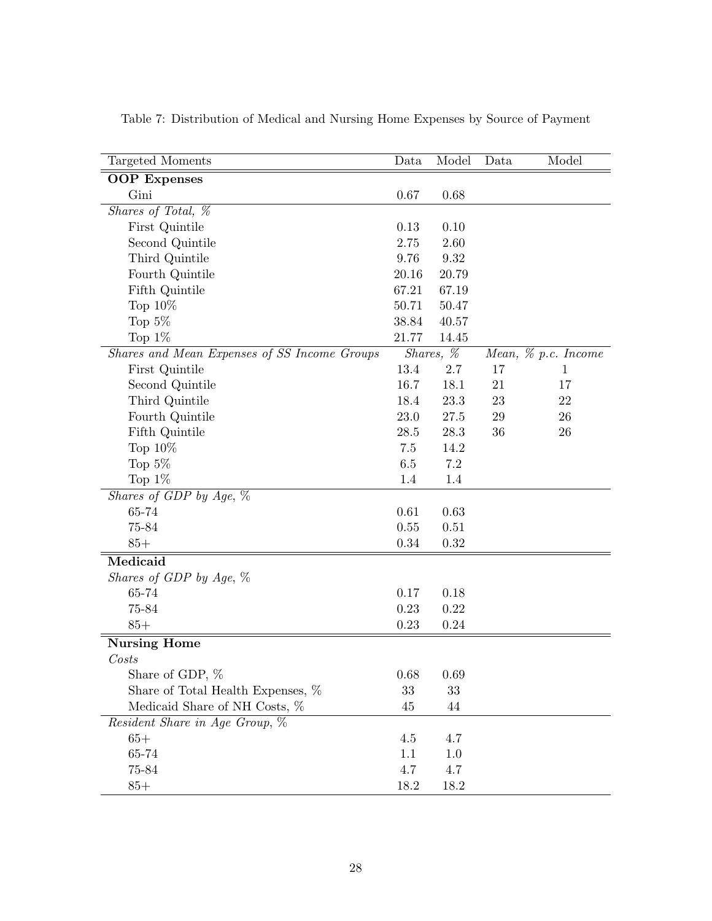Table 7: Distribution of Medical and Nursing Home Expenses by Source of Payment

| Targeted Moments | Data | Model | Data | Model |
|---|---|---|---|---|
| **OOP Expenses** | | | | |
| Gini | 0.67 | 0.68 | | |
| *Shares of Total, %* | | | | |
| First Quintile | 0.13 | 0.10 | | |
| Second Quintile | 2.75 | 2.60 | | |
| Third Quintile | 9.76 | 9.32 | | |
| Fourth Quintile | 20.16 | 20.79 | | |
| Fifth Quintile | 67.21 | 67.19 | | |
| Top 10% | 50.71 | 50.47 | | |
| Top 5% | 38.84 | 40.57 | | |
| Top 1% | 21.77 | 14.45 | | |
| *Shares and Mean Expenses of SS Income Groups* | *Shares, %* | | *Mean, % p.c. Income* | |
| First Quintile | 13.4 | 2.7 | 17 | 1 |
| Second Quintile | 16.7 | 18.1 | 21 | 17 |
| Third Quintile | 18.4 | 23.3 | 23 | 22 |
| Fourth Quintile | 23.0 | 27.5 | 29 | 26 |
| Fifth Quintile | 28.5 | 28.3 | 36 | 26 |
| Top 10% | 7.5 | 14.2 | | |
| Top 5% | 6.5 | 7.2 | | |
| Top 1% | 1.4 | 1.4 | | |
| *Shares of GDP by Age, %* | | | | |
| 65-74 | 0.61 | 0.63 | | |
| 75-84 | 0.55 | 0.51 | | |
| 85+ | 0.34 | 0.32 | | |
| **Medicaid** | | | | |
| *Shares of GDP by Age, %* | | | | |
| 65-74 | 0.17 | 0.18 | | |
| 75-84 | 0.23 | 0.22 | | |
| 85+ | 0.23 | 0.24 | | |
| **Nursing Home** | | | | |
| *Costs* | | | | |
| Share of GDP, % | 0.68 | 0.69 | | |
| Share of Total Health Expenses, % | 33 | 33 | | |
| Medicaid Share of NH Costs, % | 45 | 44 | | |
| *Resident Share in Age Group, %* | | | | |
| 65+ | 4.5 | 4.7 | | |
| 65-74 | 1.1 | 1.0 | | |
| 75-84 | 4.7 | 4.7 | | |
| 85+ | 18.2 | 18.2 | | |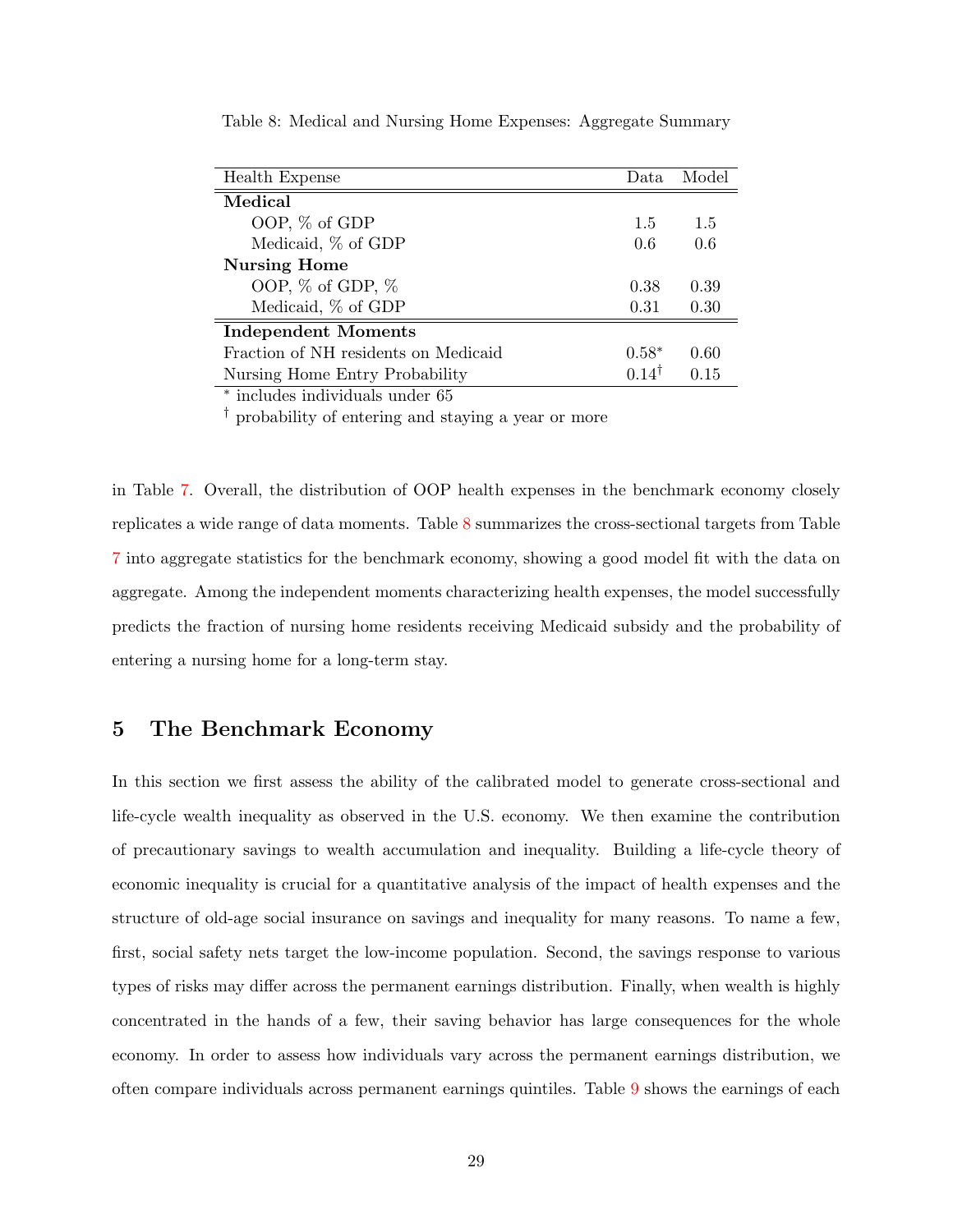Table 8: Medical and Nursing Home Expenses: Aggregate Summary

| Health Expense | Data | Model |
|---|---|---|
| **Medical** | | |
| OOP, % of GDP | 1.5 | 1.5 |
| Medicaid, % of GDP | 0.6 | 0.6 |
| **Nursing Home** | | |
| OOP, % of GDP, % | 0.38 | 0.39 |
| Medicaid, % of GDP | 0.31 | 0.30 |
| **Independent Moments** | | |
| Fraction of NH residents on Medicaid | 0.58* | 0.60 |
| Nursing Home Entry Probability | 0.14† | 0.15 |

* includes individuals under 65

† probability of entering and staying a year or more

in Table 7. Overall, the distribution of OOP health expenses in the benchmark economy closely replicates a wide range of data moments. Table 8 summarizes the cross-sectional targets from Table 7 into aggregate statistics for the benchmark economy, showing a good model fit with the data on aggregate. Among the independent moments characterizing health expenses, the model successfully predicts the fraction of nursing home residents receiving Medicaid subsidy and the probability of entering a nursing home for a long-term stay.

## 5 The Benchmark Economy

In this section we first assess the ability of the calibrated model to generate cross-sectional and life-cycle wealth inequality as observed in the U.S. economy. We then examine the contribution of precautionary savings to wealth accumulation and inequality. Building a life-cycle theory of economic inequality is crucial for a quantitative analysis of the impact of health expenses and the structure of old-age social insurance on savings and inequality for many reasons. To name a few, first, social safety nets target the low-income population. Second, the savings response to various types of risks may differ across the permanent earnings distribution. Finally, when wealth is highly concentrated in the hands of a few, their saving behavior has large consequences for the whole economy. In order to assess how individuals vary across the permanent earnings distribution, we often compare individuals across permanent earnings quintiles. Table 9 shows the earnings of each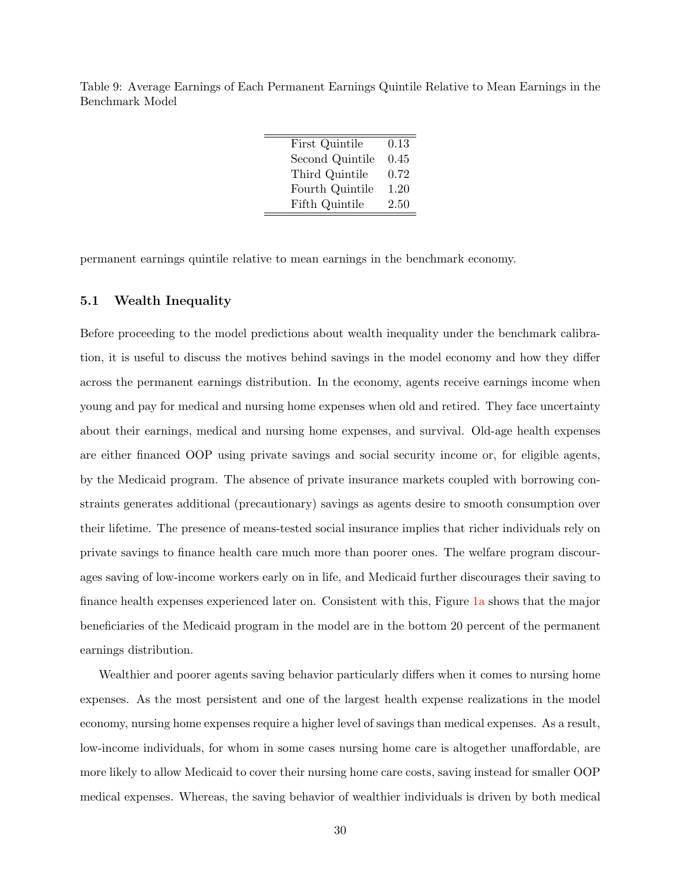Table 9: Average Earnings of Each Permanent Earnings Quintile Relative to Mean Earnings in the Benchmark Model

| Quintile | Earnings |
|---|---|
| First Quintile | 0.13 |
| Second Quintile | 0.45 |
| Third Quintile | 0.72 |
| Fourth Quintile | 1.20 |
| Fifth Quintile | 2.50 |

permanent earnings quintile relative to mean earnings in the benchmark economy.

### 5.1 Wealth Inequality

Before proceeding to the model predictions about wealth inequality under the benchmark calibration, it is useful to discuss the motives behind savings in the model economy and how they differ across the permanent earnings distribution. In the economy, agents receive earnings income when young and pay for medical and nursing home expenses when old and retired. They face uncertainty about their earnings, medical and nursing home expenses, and survival. Old-age health expenses are either financed OOP using private savings and social security income or, for eligible agents, by the Medicaid program. The absence of private insurance markets coupled with borrowing constraints generates additional (precautionary) savings as agents desire to smooth consumption over their lifetime. The presence of means-tested social insurance implies that richer individuals rely on private savings to finance health care much more than poorer ones. The welfare program discourages saving of low-income workers early on in life, and Medicaid further discourages their saving to finance health expenses experienced later on. Consistent with this, Figure 1a shows that the major beneficiaries of the Medicaid program in the model are in the bottom 20 percent of the permanent earnings distribution.

Wealthier and poorer agents saving behavior particularly differs when it comes to nursing home expenses. As the most persistent and one of the largest health expense realizations in the model economy, nursing home expenses require a higher level of savings than medical expenses. As a result, low-income individuals, for whom in some cases nursing home care is altogether unaffordable, are more likely to allow Medicaid to cover their nursing home care costs, saving instead for smaller OOP medical expenses. Whereas, the saving behavior of wealthier individuals is driven by both medical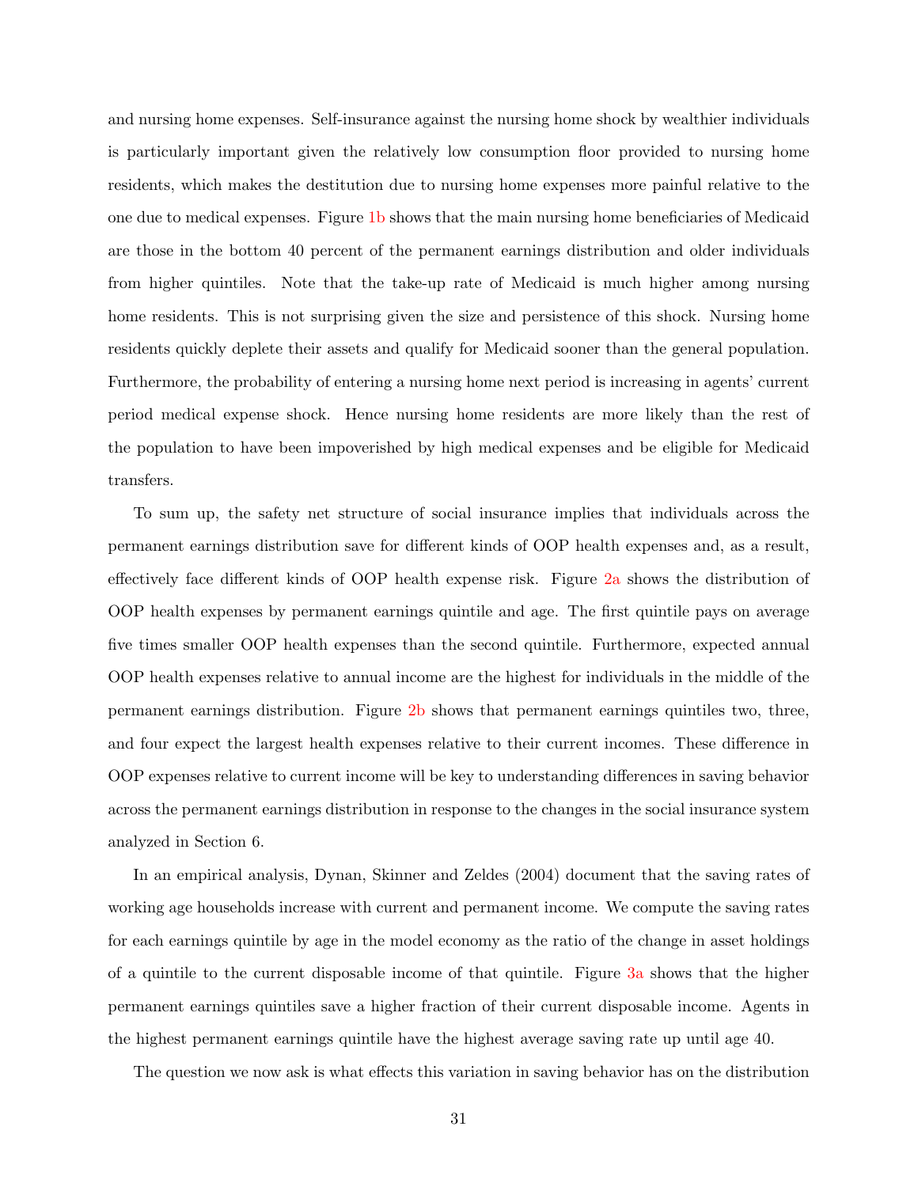and nursing home expenses. Self-insurance against the nursing home shock by wealthier individuals is particularly important given the relatively low consumption floor provided to nursing home residents, which makes the destitution due to nursing home expenses more painful relative to the one due to medical expenses. Figure 1b shows that the main nursing home beneficiaries of Medicaid are those in the bottom 40 percent of the permanent earnings distribution and older individuals from higher quintiles. Note that the take-up rate of Medicaid is much higher among nursing home residents. This is not surprising given the size and persistence of this shock. Nursing home residents quickly deplete their assets and qualify for Medicaid sooner than the general population. Furthermore, the probability of entering a nursing home next period is increasing in agents' current period medical expense shock. Hence nursing home residents are more likely than the rest of the population to have been impoverished by high medical expenses and be eligible for Medicaid transfers.

To sum up, the safety net structure of social insurance implies that individuals across the permanent earnings distribution save for different kinds of OOP health expenses and, as a result, effectively face different kinds of OOP health expense risk. Figure 2a shows the distribution of OOP health expenses by permanent earnings quintile and age. The first quintile pays on average five times smaller OOP health expenses than the second quintile. Furthermore, expected annual OOP health expenses relative to annual income are the highest for individuals in the middle of the permanent earnings distribution. Figure 2b shows that permanent earnings quintiles two, three, and four expect the largest health expenses relative to their current incomes. These difference in OOP expenses relative to current income will be key to understanding differences in saving behavior across the permanent earnings distribution in response to the changes in the social insurance system analyzed in Section 6.

In an empirical analysis, Dynan, Skinner and Zeldes (2004) document that the saving rates of working age households increase with current and permanent income. We compute the saving rates for each earnings quintile by age in the model economy as the ratio of the change in asset holdings of a quintile to the current disposable income of that quintile. Figure 3a shows that the higher permanent earnings quintiles save a higher fraction of their current disposable income. Agents in the highest permanent earnings quintile have the highest average saving rate up until age 40.

The question we now ask is what effects this variation in saving behavior has on the distribution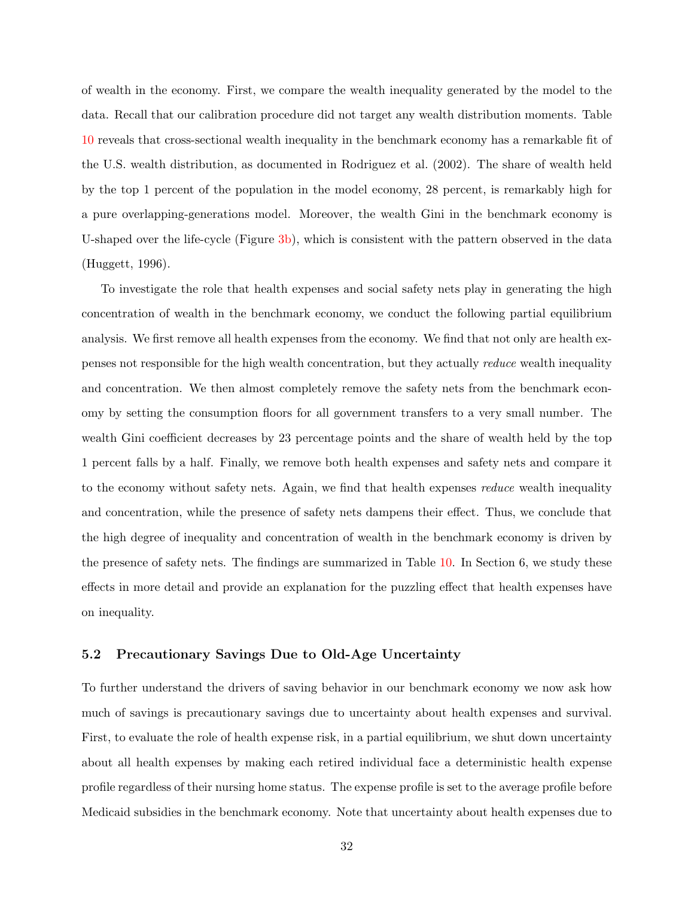of wealth in the economy. First, we compare the wealth inequality generated by the model to the data. Recall that our calibration procedure did not target any wealth distribution moments. Table 10 reveals that cross-sectional wealth inequality in the benchmark economy has a remarkable fit of the U.S. wealth distribution, as documented in Rodriguez et al. (2002). The share of wealth held by the top 1 percent of the population in the model economy, 28 percent, is remarkably high for a pure overlapping-generations model. Moreover, the wealth Gini in the benchmark economy is U-shaped over the life-cycle (Figure 3b), which is consistent with the pattern observed in the data (Huggett, 1996).

To investigate the role that health expenses and social safety nets play in generating the high concentration of wealth in the benchmark economy, we conduct the following partial equilibrium analysis. We first remove all health expenses from the economy. We find that not only are health expenses not responsible for the high wealth concentration, but they actually *reduce* wealth inequality and concentration. We then almost completely remove the safety nets from the benchmark economy by setting the consumption floors for all government transfers to a very small number. The wealth Gini coefficient decreases by 23 percentage points and the share of wealth held by the top 1 percent falls by a half. Finally, we remove both health expenses and safety nets and compare it to the economy without safety nets. Again, we find that health expenses *reduce* wealth inequality and concentration, while the presence of safety nets dampens their effect. Thus, we conclude that the high degree of inequality and concentration of wealth in the benchmark economy is driven by the presence of safety nets. The findings are summarized in Table 10. In Section 6, we study these effects in more detail and provide an explanation for the puzzling effect that health expenses have on inequality.

### 5.2 Precautionary Savings Due to Old-Age Uncertainty

To further understand the drivers of saving behavior in our benchmark economy we now ask how much of savings is precautionary savings due to uncertainty about health expenses and survival. First, to evaluate the role of health expense risk, in a partial equilibrium, we shut down uncertainty about all health expenses by making each retired individual face a deterministic health expense profile regardless of their nursing home status. The expense profile is set to the average profile before Medicaid subsidies in the benchmark economy. Note that uncertainty about health expenses due to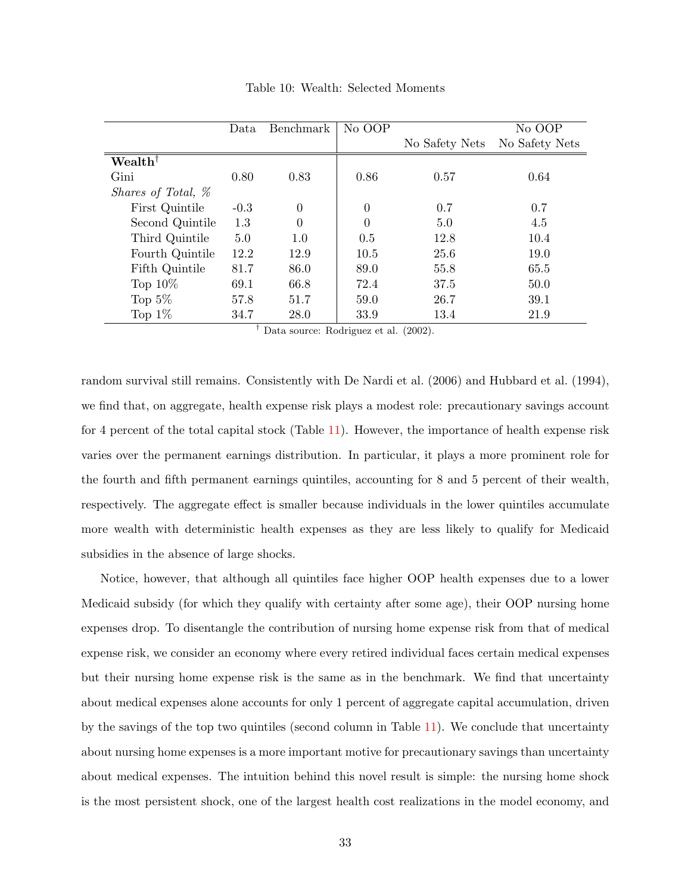Table 10: Wealth: Selected Moments

| | Data | Benchmark | No OOP | | No OOP |
|---|---|---|---|---|---|
| | | | | No Safety Nets | No Safety Nets |
| **Wealth**[†] | | | | | |
| Gini | 0.80 | 0.83 | 0.86 | 0.57 | 0.64 |
| *Shares of Total, %* | | | | | |
| First Quintile | -0.3 | 0 | 0 | 0.7 | 0.7 |
| Second Quintile | 1.3 | 0 | 0 | 5.0 | 4.5 |
| Third Quintile | 5.0 | 1.0 | 0.5 | 12.8 | 10.4 |
| Fourth Quintile | 12.2 | 12.9 | 10.5 | 25.6 | 19.0 |
| Fifth Quintile | 81.7 | 86.0 | 89.0 | 55.8 | 65.5 |
| Top 10% | 69.1 | 66.8 | 72.4 | 37.5 | 50.0 |
| Top 5% | 57.8 | 51.7 | 59.0 | 26.7 | 39.1 |
| Top 1% | 34.7 | 28.0 | 33.9 | 13.4 | 21.9 |

[†] Data source: Rodriguez et al. (2002).

random survival still remains. Consistently with De Nardi et al. (2006) and Hubbard et al. (1994), we find that, on aggregate, health expense risk plays a modest role: precautionary savings account for 4 percent of the total capital stock (Table 11). However, the importance of health expense risk varies over the permanent earnings distribution. In particular, it plays a more prominent role for the fourth and fifth permanent earnings quintiles, accounting for 8 and 5 percent of their wealth, respectively. The aggregate effect is smaller because individuals in the lower quintiles accumulate more wealth with deterministic health expenses as they are less likely to qualify for Medicaid subsidies in the absence of large shocks.

Notice, however, that although all quintiles face higher OOP health expenses due to a lower Medicaid subsidy (for which they qualify with certainty after some age), their OOP nursing home expenses drop. To disentangle the contribution of nursing home expense risk from that of medical expense risk, we consider an economy where every retired individual faces certain medical expenses but their nursing home expense risk is the same as in the benchmark. We find that uncertainty about medical expenses alone accounts for only 1 percent of aggregate capital accumulation, driven by the savings of the top two quintiles (second column in Table 11). We conclude that uncertainty about nursing home expenses is a more important motive for precautionary savings than uncertainty about medical expenses. The intuition behind this novel result is simple: the nursing home shock is the most persistent shock, one of the largest health cost realizations in the model economy, and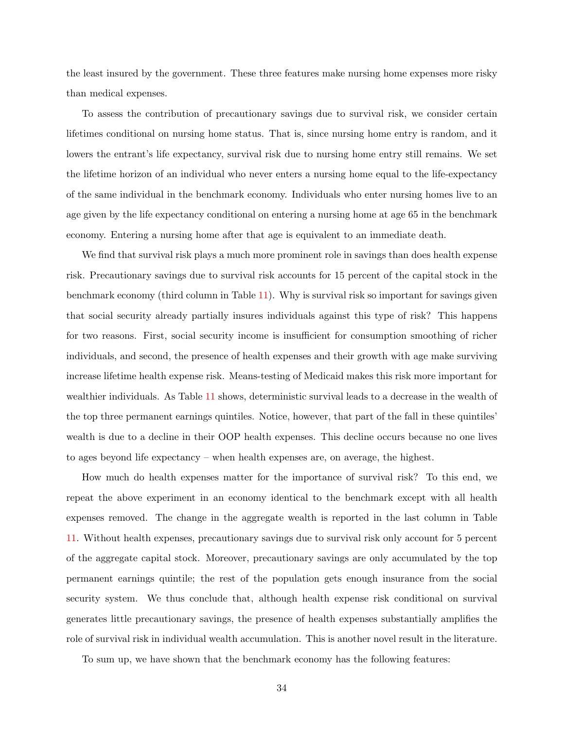the least insured by the government. These three features make nursing home expenses more risky than medical expenses.

To assess the contribution of precautionary savings due to survival risk, we consider certain lifetimes conditional on nursing home status. That is, since nursing home entry is random, and it lowers the entrant's life expectancy, survival risk due to nursing home entry still remains. We set the lifetime horizon of an individual who never enters a nursing home equal to the life-expectancy of the same individual in the benchmark economy. Individuals who enter nursing homes live to an age given by the life expectancy conditional on entering a nursing home at age 65 in the benchmark economy. Entering a nursing home after that age is equivalent to an immediate death.

We find that survival risk plays a much more prominent role in savings than does health expense risk. Precautionary savings due to survival risk accounts for 15 percent of the capital stock in the benchmark economy (third column in Table 11). Why is survival risk so important for savings given that social security already partially insures individuals against this type of risk? This happens for two reasons. First, social security income is insufficient for consumption smoothing of richer individuals, and second, the presence of health expenses and their growth with age make surviving increase lifetime health expense risk. Means-testing of Medicaid makes this risk more important for wealthier individuals. As Table 11 shows, deterministic survival leads to a decrease in the wealth of the top three permanent earnings quintiles. Notice, however, that part of the fall in these quintiles' wealth is due to a decline in their OOP health expenses. This decline occurs because no one lives to ages beyond life expectancy – when health expenses are, on average, the highest.

How much do health expenses matter for the importance of survival risk? To this end, we repeat the above experiment in an economy identical to the benchmark except with all health expenses removed. The change in the aggregate wealth is reported in the last column in Table 11. Without health expenses, precautionary savings due to survival risk only account for 5 percent of the aggregate capital stock. Moreover, precautionary savings are only accumulated by the top permanent earnings quintile; the rest of the population gets enough insurance from the social security system. We thus conclude that, although health expense risk conditional on survival generates little precautionary savings, the presence of health expenses substantially amplifies the role of survival risk in individual wealth accumulation. This is another novel result in the literature.

To sum up, we have shown that the benchmark economy has the following features: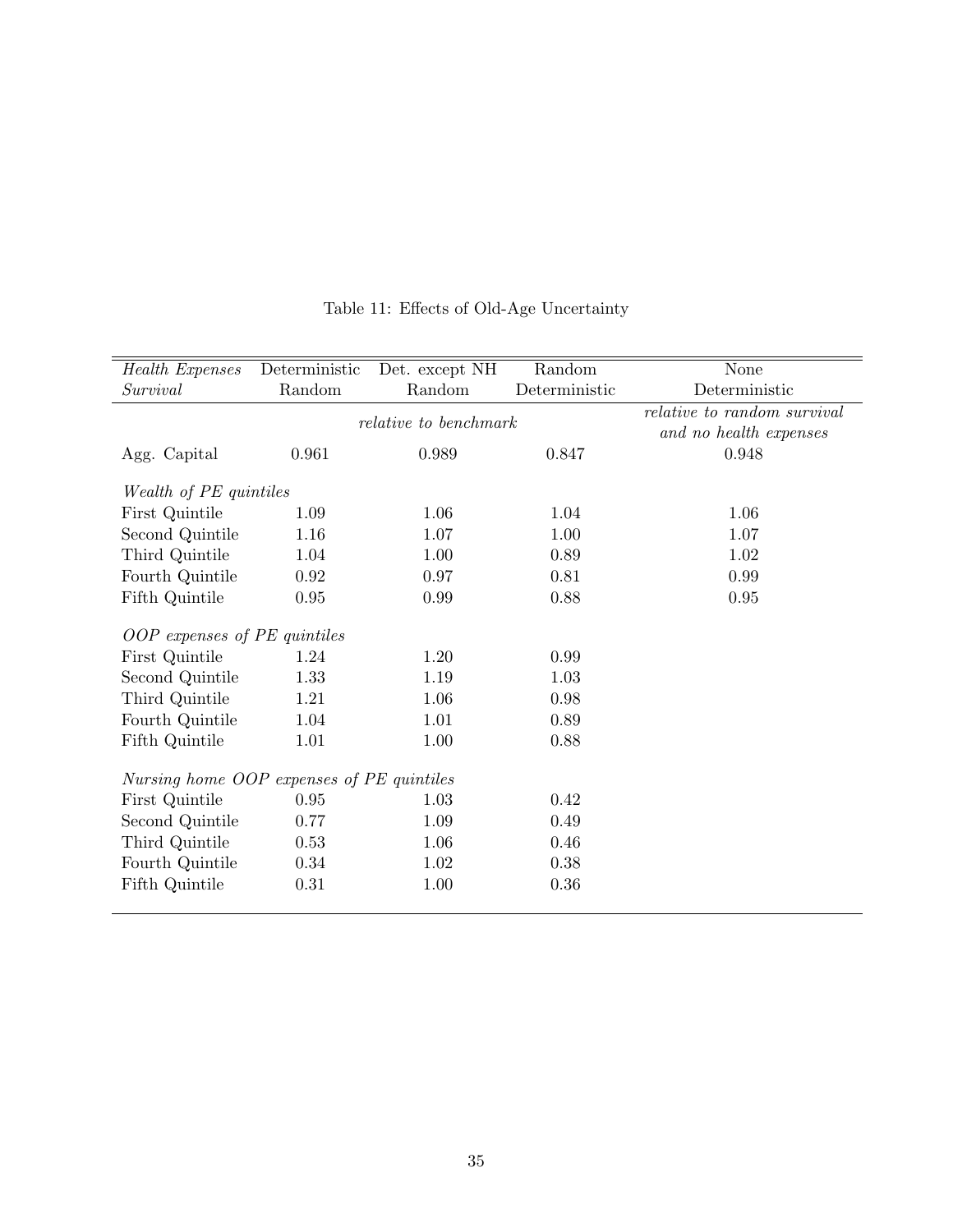Table 11: Effects of Old-Age Uncertainty

| *Health Expenses* | Deterministic | Det. except NH | Random | None |
|---|---|---|---|---|
| *Survival* | Random | Random | Deterministic | Deterministic |
| | | *relative to benchmark* | | *relative to random survival and no health expenses* |
| Agg. Capital | 0.961 | 0.989 | 0.847 | 0.948 |
| *Wealth of PE quintiles* | | | | |
| First Quintile | 1.09 | 1.06 | 1.04 | 1.06 |
| Second Quintile | 1.16 | 1.07 | 1.00 | 1.07 |
| Third Quintile | 1.04 | 1.00 | 0.89 | 1.02 |
| Fourth Quintile | 0.92 | 0.97 | 0.81 | 0.99 |
| Fifth Quintile | 0.95 | 0.99 | 0.88 | 0.95 |
| *OOP expenses of PE quintiles* | | | | |
| First Quintile | 1.24 | 1.20 | 0.99 | |
| Second Quintile | 1.33 | 1.19 | 1.03 | |
| Third Quintile | 1.21 | 1.06 | 0.98 | |
| Fourth Quintile | 1.04 | 1.01 | 0.89 | |
| Fifth Quintile | 1.01 | 1.00 | 0.88 | |
| *Nursing home OOP expenses of PE quintiles* | | | | |
| First Quintile | 0.95 | 1.03 | 0.42 | |
| Second Quintile | 0.77 | 1.09 | 0.49 | |
| Third Quintile | 0.53 | 1.06 | 0.46 | |
| Fourth Quintile | 0.34 | 1.02 | 0.38 | |
| Fifth Quintile | 0.31 | 1.00 | 0.36 | |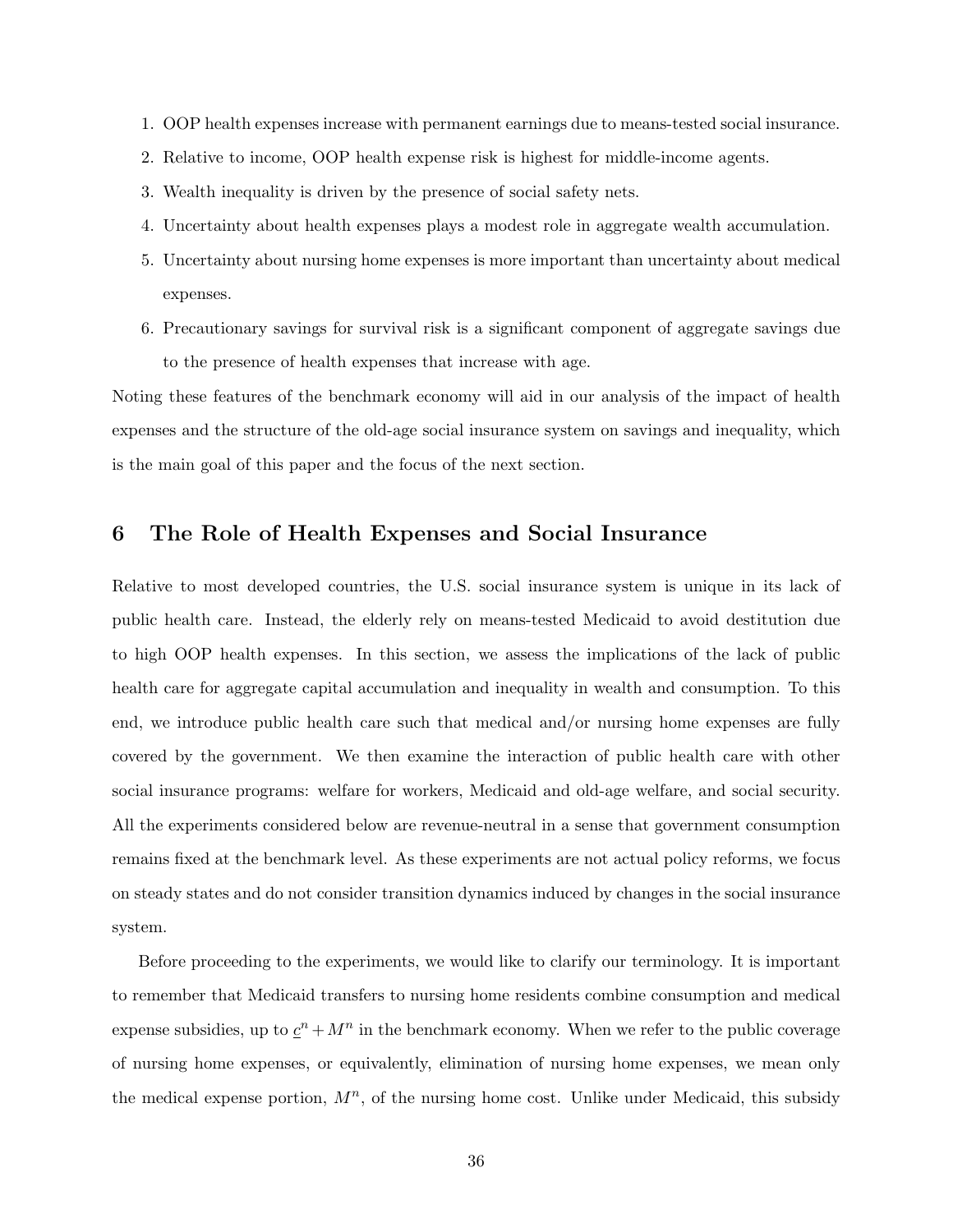1. OOP health expenses increase with permanent earnings due to means-tested social insurance.
2. Relative to income, OOP health expense risk is highest for middle-income agents.
3. Wealth inequality is driven by the presence of social safety nets.
4. Uncertainty about health expenses plays a modest role in aggregate wealth accumulation.
5. Uncertainty about nursing home expenses is more important than uncertainty about medical expenses.
6. Precautionary savings for survival risk is a significant component of aggregate savings due to the presence of health expenses that increase with age.

Noting these features of the benchmark economy will aid in our analysis of the impact of health expenses and the structure of the old-age social insurance system on savings and inequality, which is the main goal of this paper and the focus of the next section.

## 6 The Role of Health Expenses and Social Insurance

Relative to most developed countries, the U.S. social insurance system is unique in its lack of public health care. Instead, the elderly rely on means-tested Medicaid to avoid destitution due to high OOP health expenses. In this section, we assess the implications of the lack of public health care for aggregate capital accumulation and inequality in wealth and consumption. To this end, we introduce public health care such that medical and/or nursing home expenses are fully covered by the government. We then examine the interaction of public health care with other social insurance programs: welfare for workers, Medicaid and old-age welfare, and social security. All the experiments considered below are revenue-neutral in a sense that government consumption remains fixed at the benchmark level. As these experiments are not actual policy reforms, we focus on steady states and do not consider transition dynamics induced by changes in the social insurance system.

Before proceeding to the experiments, we would like to clarify our terminology. It is important to remember that Medicaid transfers to nursing home residents combine consumption and medical expense subsidies, up to $\underline{c}^n + M^n$ in the benchmark economy. When we refer to the public coverage of nursing home expenses, or equivalently, elimination of nursing home expenses, we mean only the medical expense portion, $M^n$, of the nursing home cost. Unlike under Medicaid, this subsidy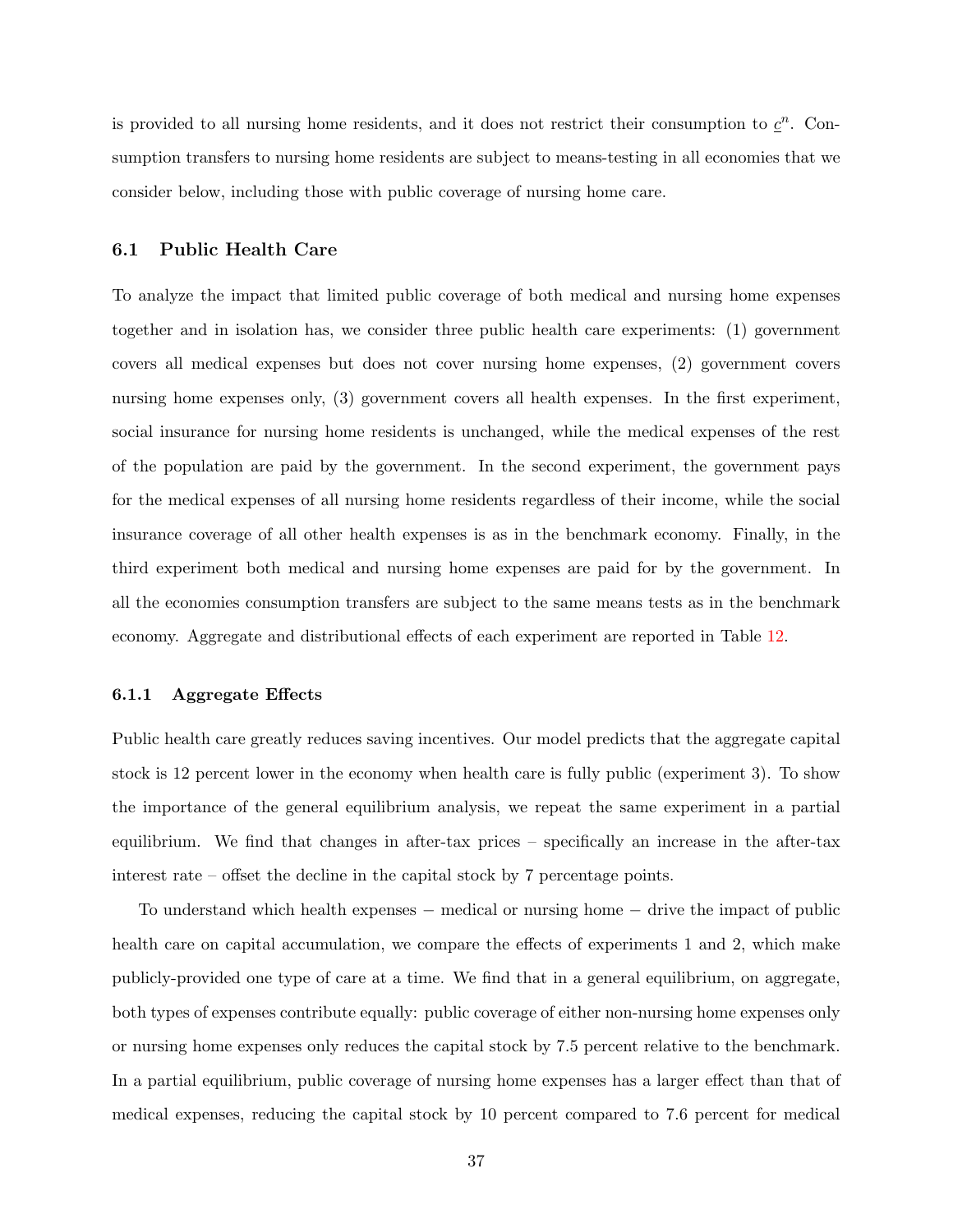is provided to all nursing home residents, and it does not restrict their consumption to $\underline{c}^n$. Consumption transfers to nursing home residents are subject to means-testing in all economies that we consider below, including those with public coverage of nursing home care.

### 6.1 Public Health Care

To analyze the impact that limited public coverage of both medical and nursing home expenses together and in isolation has, we consider three public health care experiments: (1) government covers all medical expenses but does not cover nursing home expenses, (2) government covers nursing home expenses only, (3) government covers all health expenses. In the first experiment, social insurance for nursing home residents is unchanged, while the medical expenses of the rest of the population are paid by the government. In the second experiment, the government pays for the medical expenses of all nursing home residents regardless of their income, while the social insurance coverage of all other health expenses is as in the benchmark economy. Finally, in the third experiment both medical and nursing home expenses are paid for by the government. In all the economies consumption transfers are subject to the same means tests as in the benchmark economy. Aggregate and distributional effects of each experiment are reported in Table 12.

#### 6.1.1 Aggregate Effects

Public health care greatly reduces saving incentives. Our model predicts that the aggregate capital stock is 12 percent lower in the economy when health care is fully public (experiment 3). To show the importance of the general equilibrium analysis, we repeat the same experiment in a partial equilibrium. We find that changes in after-tax prices – specifically an increase in the after-tax interest rate – offset the decline in the capital stock by 7 percentage points.

To understand which health expenses − medical or nursing home − drive the impact of public health care on capital accumulation, we compare the effects of experiments 1 and 2, which make publicly-provided one type of care at a time. We find that in a general equilibrium, on aggregate, both types of expenses contribute equally: public coverage of either non-nursing home expenses only or nursing home expenses only reduces the capital stock by 7.5 percent relative to the benchmark. In a partial equilibrium, public coverage of nursing home expenses has a larger effect than that of medical expenses, reducing the capital stock by 10 percent compared to 7.6 percent for medical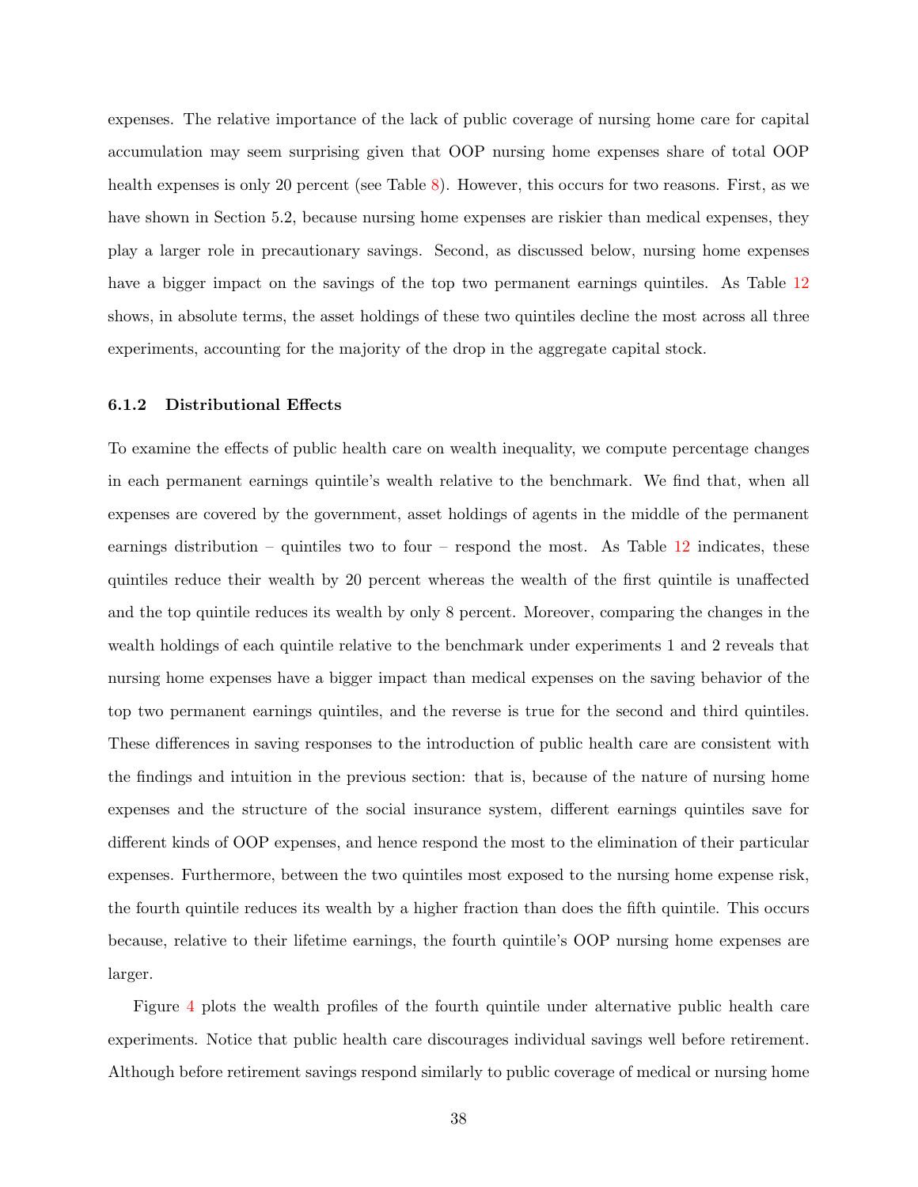expenses. The relative importance of the lack of public coverage of nursing home care for capital accumulation may seem surprising given that OOP nursing home expenses share of total OOP health expenses is only 20 percent (see Table 8). However, this occurs for two reasons. First, as we have shown in Section 5.2, because nursing home expenses are riskier than medical expenses, they play a larger role in precautionary savings. Second, as discussed below, nursing home expenses have a bigger impact on the savings of the top two permanent earnings quintiles. As Table 12 shows, in absolute terms, the asset holdings of these two quintiles decline the most across all three experiments, accounting for the majority of the drop in the aggregate capital stock.

### 6.1.2 Distributional Effects

To examine the effects of public health care on wealth inequality, we compute percentage changes in each permanent earnings quintile's wealth relative to the benchmark. We find that, when all expenses are covered by the government, asset holdings of agents in the middle of the permanent earnings distribution – quintiles two to four – respond the most. As Table 12 indicates, these quintiles reduce their wealth by 20 percent whereas the wealth of the first quintile is unaffected and the top quintile reduces its wealth by only 8 percent. Moreover, comparing the changes in the wealth holdings of each quintile relative to the benchmark under experiments 1 and 2 reveals that nursing home expenses have a bigger impact than medical expenses on the saving behavior of the top two permanent earnings quintiles, and the reverse is true for the second and third quintiles. These differences in saving responses to the introduction of public health care are consistent with the findings and intuition in the previous section: that is, because of the nature of nursing home expenses and the structure of the social insurance system, different earnings quintiles save for different kinds of OOP expenses, and hence respond the most to the elimination of their particular expenses. Furthermore, between the two quintiles most exposed to the nursing home expense risk, the fourth quintile reduces its wealth by a higher fraction than does the fifth quintile. This occurs because, relative to their lifetime earnings, the fourth quintile's OOP nursing home expenses are larger.

Figure 4 plots the wealth profiles of the fourth quintile under alternative public health care experiments. Notice that public health care discourages individual savings well before retirement. Although before retirement savings respond similarly to public coverage of medical or nursing home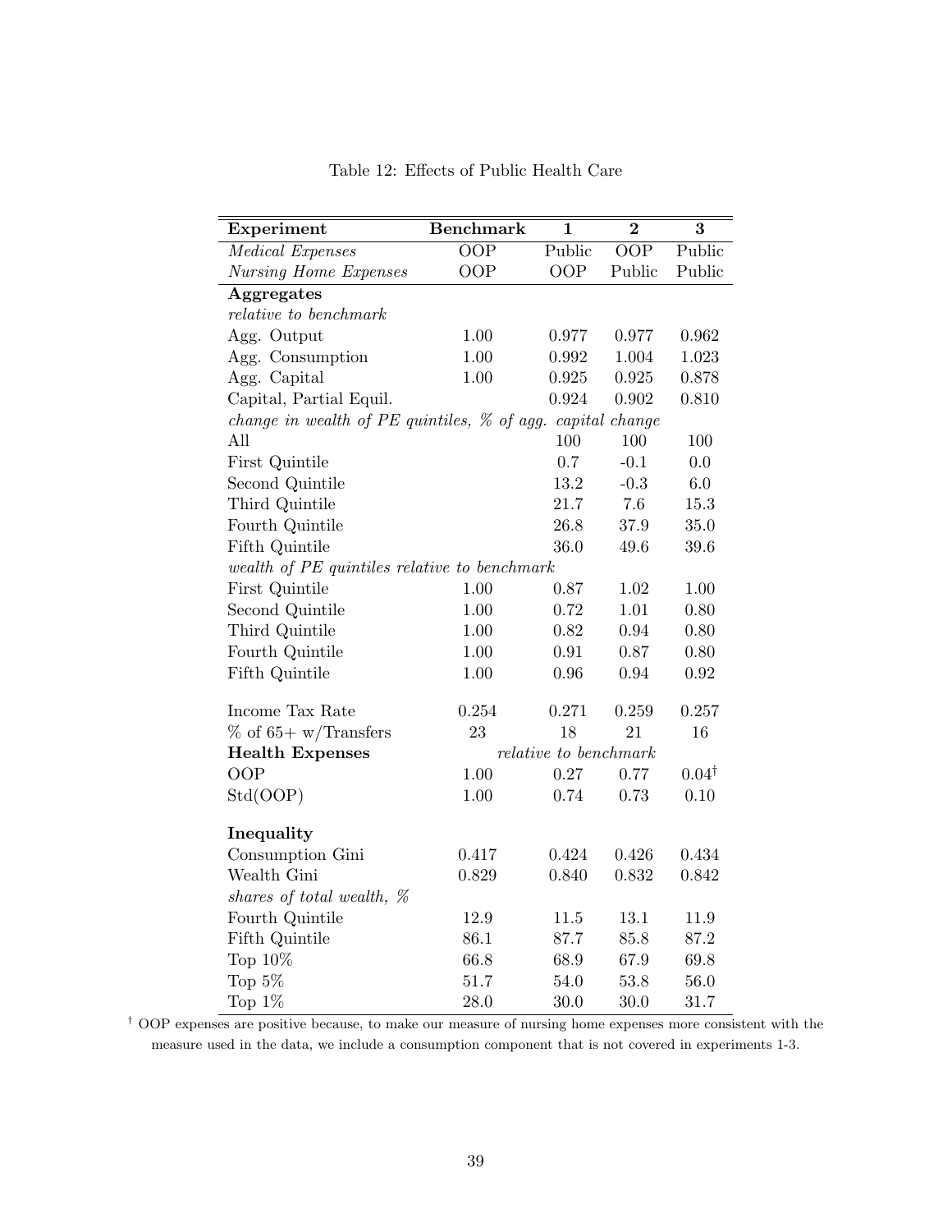Table 12: Effects of Public Health Care

| **Experiment** | **Benchmark** | **1** | **2** | **3** |
|---|---|---|---|---|
| *Medical Expenses* | OOP | Public | OOP | Public |
| *Nursing Home Expenses* | OOP | OOP | Public | Public |
| **Aggregates** | | | | |
| *relative to benchmark* | | | | |
| Agg. Output | 1.00 | 0.977 | 0.977 | 0.962 |
| Agg. Consumption | 1.00 | 0.992 | 1.004 | 1.023 |
| Agg. Capital | 1.00 | 0.925 | 0.925 | 0.878 |
| Capital, Partial Equil. | | 0.924 | 0.902 | 0.810 |
| *change in wealth of PE quintiles, % of agg. capital change* | | | | |
| All | | 100 | 100 | 100 |
| First Quintile | | 0.7 | -0.1 | 0.0 |
| Second Quintile | | 13.2 | -0.3 | 6.0 |
| Third Quintile | | 21.7 | 7.6 | 15.3 |
| Fourth Quintile | | 26.8 | 37.9 | 35.0 |
| Fifth Quintile | | 36.0 | 49.6 | 39.6 |
| *wealth of PE quintiles relative to benchmark* | | | | |
| First Quintile | 1.00 | 0.87 | 1.02 | 1.00 |
| Second Quintile | 1.00 | 0.72 | 1.01 | 0.80 |
| Third Quintile | 1.00 | 0.82 | 0.94 | 0.80 |
| Fourth Quintile | 1.00 | 0.91 | 0.87 | 0.80 |
| Fifth Quintile | 1.00 | 0.96 | 0.94 | 0.92 |
| Income Tax Rate | 0.254 | 0.271 | 0.259 | 0.257 |
| % of 65+ w/Transfers | 23 | 18 | 21 | 16 |
| **Health Expenses** | | *relative to benchmark* | | |
| OOP | 1.00 | 0.27 | 0.77 | 0.04† |
| Std(OOP) | 1.00 | 0.74 | 0.73 | 0.10 |
| **Inequality** | | | | |
| Consumption Gini | 0.417 | 0.424 | 0.426 | 0.434 |
| Wealth Gini | 0.829 | 0.840 | 0.832 | 0.842 |
| *shares of total wealth, %* | | | | |
| Fourth Quintile | 12.9 | 11.5 | 13.1 | 11.9 |
| Fifth Quintile | 86.1 | 87.7 | 85.8 | 87.2 |
| Top 10% | 66.8 | 68.9 | 67.9 | 69.8 |
| Top 5% | 51.7 | 54.0 | 53.8 | 56.0 |
| Top 1% | 28.0 | 30.0 | 30.0 | 31.7 |

† OOP expenses are positive because, to make our measure of nursing home expenses more consistent with the measure used in the data, we include a consumption component that is not covered in experiments 1-3.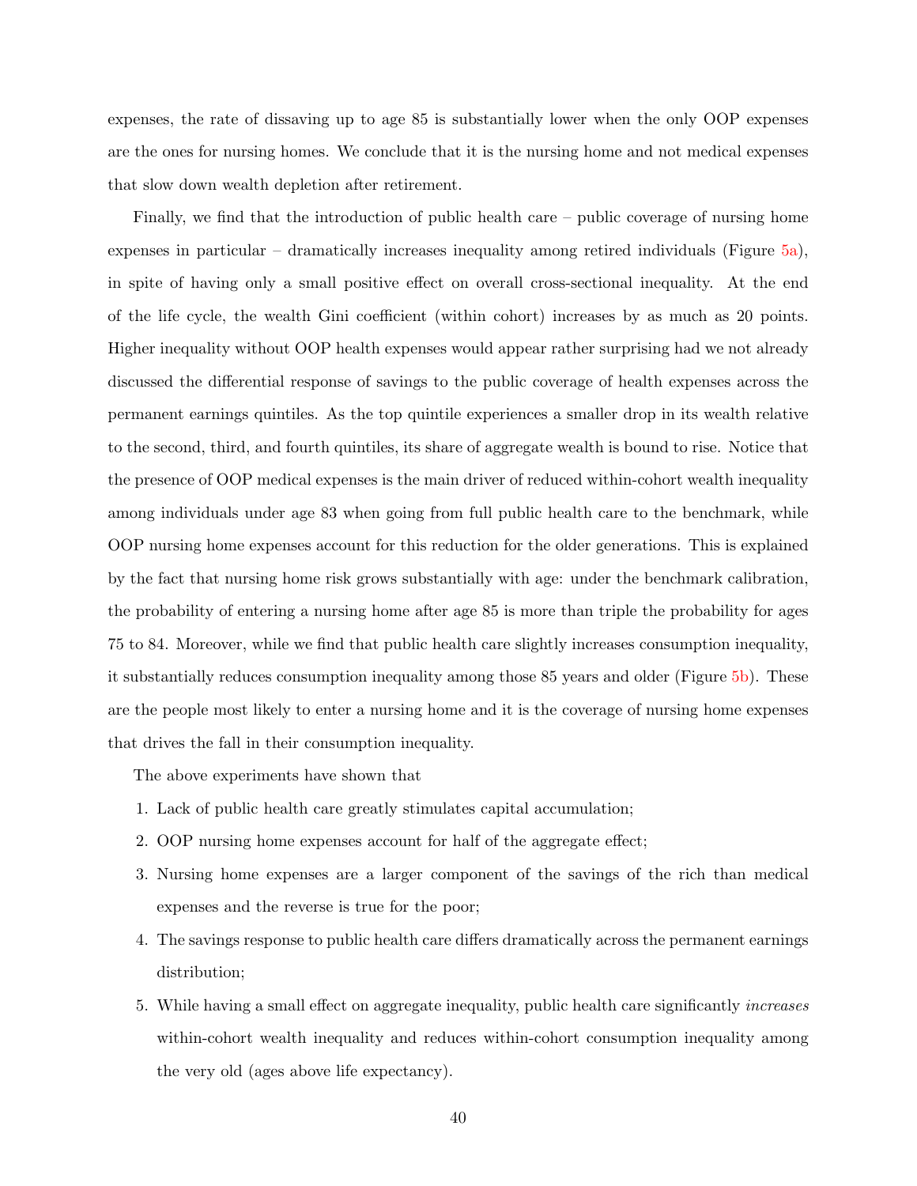expenses, the rate of dissaving up to age 85 is substantially lower when the only OOP expenses are the ones for nursing homes. We conclude that it is the nursing home and not medical expenses that slow down wealth depletion after retirement.

Finally, we find that the introduction of public health care – public coverage of nursing home expenses in particular – dramatically increases inequality among retired individuals (Figure 5a), in spite of having only a small positive effect on overall cross-sectional inequality. At the end of the life cycle, the wealth Gini coefficient (within cohort) increases by as much as 20 points. Higher inequality without OOP health expenses would appear rather surprising had we not already discussed the differential response of savings to the public coverage of health expenses across the permanent earnings quintiles. As the top quintile experiences a smaller drop in its wealth relative to the second, third, and fourth quintiles, its share of aggregate wealth is bound to rise. Notice that the presence of OOP medical expenses is the main driver of reduced within-cohort wealth inequality among individuals under age 83 when going from full public health care to the benchmark, while OOP nursing home expenses account for this reduction for the older generations. This is explained by the fact that nursing home risk grows substantially with age: under the benchmark calibration, the probability of entering a nursing home after age 85 is more than triple the probability for ages 75 to 84. Moreover, while we find that public health care slightly increases consumption inequality, it substantially reduces consumption inequality among those 85 years and older (Figure 5b). These are the people most likely to enter a nursing home and it is the coverage of nursing home expenses that drives the fall in their consumption inequality.

The above experiments have shown that

1. Lack of public health care greatly stimulates capital accumulation;
2. OOP nursing home expenses account for half of the aggregate effect;
3. Nursing home expenses are a larger component of the savings of the rich than medical expenses and the reverse is true for the poor;
4. The savings response to public health care differs dramatically across the permanent earnings distribution;
5. While having a small effect on aggregate inequality, public health care significantly *increases* within-cohort wealth inequality and reduces within-cohort consumption inequality among the very old (ages above life expectancy).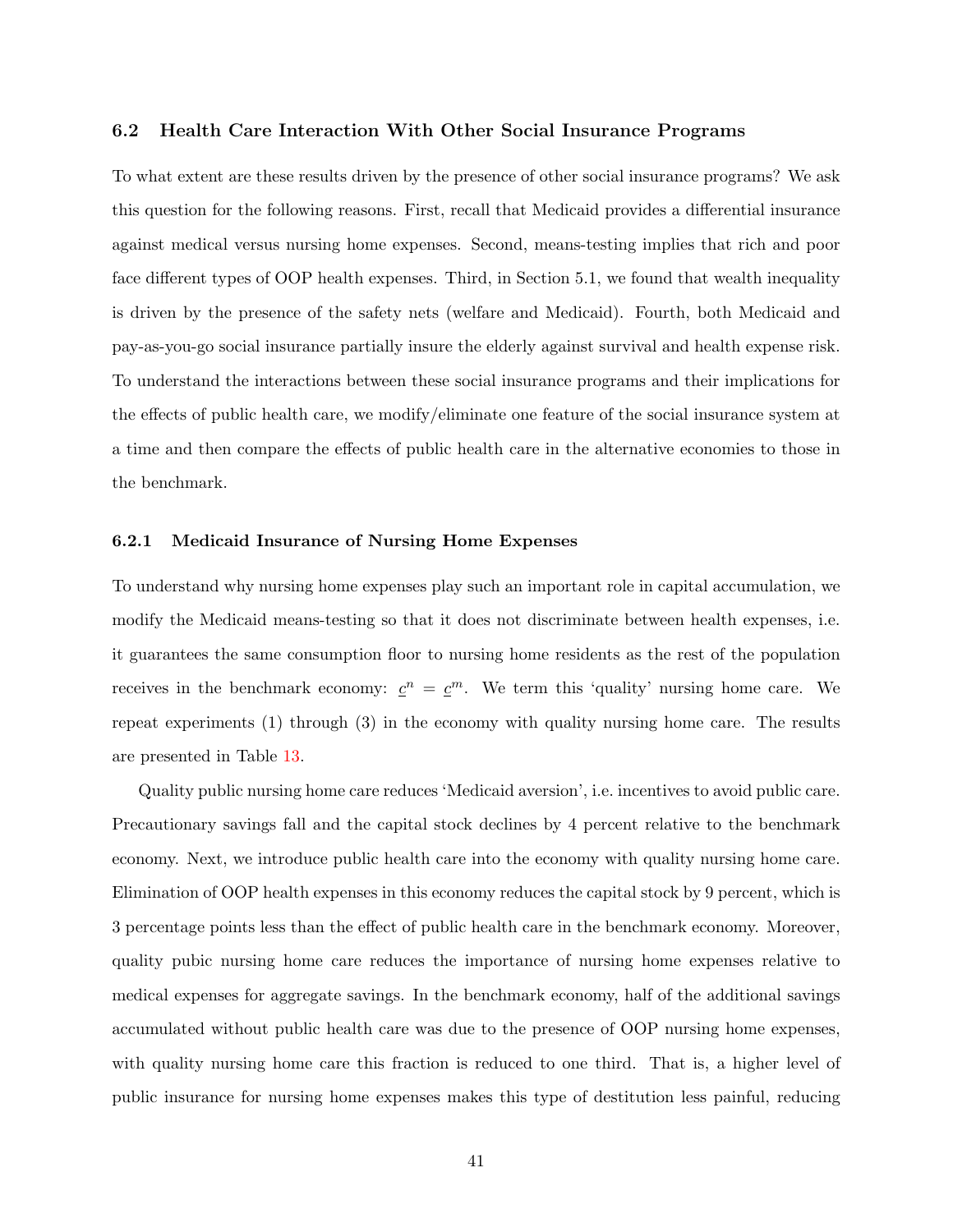### 6.2 Health Care Interaction With Other Social Insurance Programs

To what extent are these results driven by the presence of other social insurance programs? We ask this question for the following reasons. First, recall that Medicaid provides a differential insurance against medical versus nursing home expenses. Second, means-testing implies that rich and poor face different types of OOP health expenses. Third, in Section 5.1, we found that wealth inequality is driven by the presence of the safety nets (welfare and Medicaid). Fourth, both Medicaid and pay-as-you-go social insurance partially insure the elderly against survival and health expense risk. To understand the interactions between these social insurance programs and their implications for the effects of public health care, we modify/eliminate one feature of the social insurance system at a time and then compare the effects of public health care in the alternative economies to those in the benchmark.

#### 6.2.1 Medicaid Insurance of Nursing Home Expenses

To understand why nursing home expenses play such an important role in capital accumulation, we modify the Medicaid means-testing so that it does not discriminate between health expenses, i.e. it guarantees the same consumption floor to nursing home residents as the rest of the population receives in the benchmark economy: $\underline{c}^n = \underline{c}^m$. We term this 'quality' nursing home care. We repeat experiments (1) through (3) in the economy with quality nursing home care. The results are presented in Table 13.

Quality public nursing home care reduces 'Medicaid aversion', i.e. incentives to avoid public care. Precautionary savings fall and the capital stock declines by 4 percent relative to the benchmark economy. Next, we introduce public health care into the economy with quality nursing home care. Elimination of OOP health expenses in this economy reduces the capital stock by 9 percent, which is 3 percentage points less than the effect of public health care in the benchmark economy. Moreover, quality pubic nursing home care reduces the importance of nursing home expenses relative to medical expenses for aggregate savings. In the benchmark economy, half of the additional savings accumulated without public health care was due to the presence of OOP nursing home expenses, with quality nursing home care this fraction is reduced to one third. That is, a higher level of public insurance for nursing home expenses makes this type of destitution less painful, reducing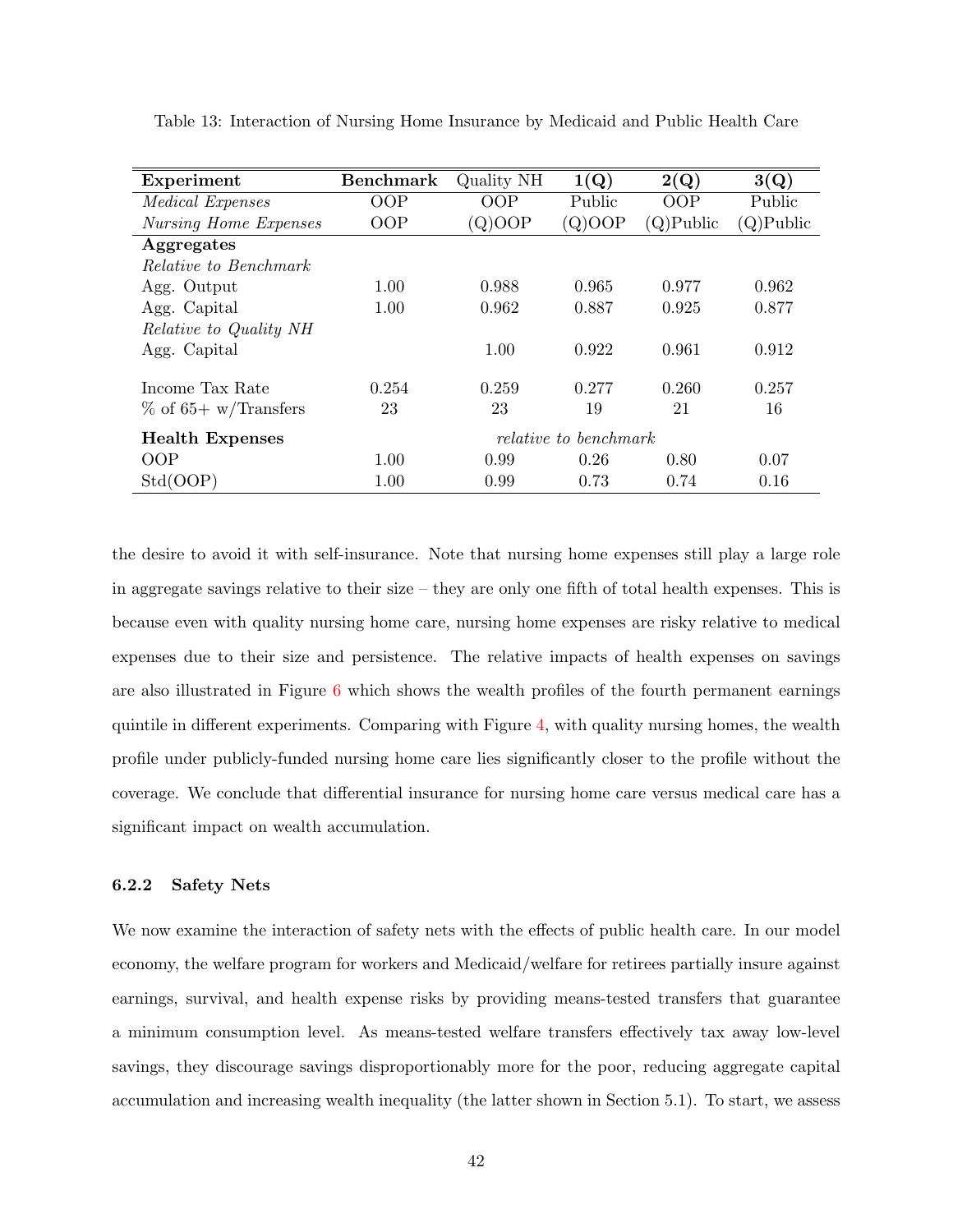Table 13: Interaction of Nursing Home Insurance by Medicaid and Public Health Care

| **Experiment** | **Benchmark** | Quality NH | **1(Q)** | **2(Q)** | **3(Q)** |
|---|---|---|---|---|---|
| *Medical Expenses* | OOP | OOP | Public | OOP | Public |
| *Nursing Home Expenses* | OOP | (Q)OOP | (Q)OOP | (Q)Public | (Q)Public |
| **Aggregates** | | | | | |
| *Relative to Benchmark* | | | | | |
| Agg. Output | 1.00 | 0.988 | 0.965 | 0.977 | 0.962 |
| Agg. Capital | 1.00 | 0.962 | 0.887 | 0.925 | 0.877 |
| *Relative to Quality NH* | | | | | |
| Agg. Capital | | 1.00 | 0.922 | 0.961 | 0.912 |
| Income Tax Rate | 0.254 | 0.259 | 0.277 | 0.260 | 0.257 |
| % of 65+ w/Transfers | 23 | 23 | 19 | 21 | 16 |
| **Health Expenses** | | | *relative to benchmark* | | |
| OOP | 1.00 | 0.99 | 0.26 | 0.80 | 0.07 |
| Std(OOP) | 1.00 | 0.99 | 0.73 | 0.74 | 0.16 |

the desire to avoid it with self-insurance. Note that nursing home expenses still play a large role in aggregate savings relative to their size – they are only one fifth of total health expenses. This is because even with quality nursing home care, nursing home expenses are risky relative to medical expenses due to their size and persistence. The relative impacts of health expenses on savings are also illustrated in Figure 6 which shows the wealth profiles of the fourth permanent earnings quintile in different experiments. Comparing with Figure 4, with quality nursing homes, the wealth profile under publicly-funded nursing home care lies significantly closer to the profile without the coverage. We conclude that differential insurance for nursing home care versus medical care has a significant impact on wealth accumulation.

### 6.2.2 Safety Nets

We now examine the interaction of safety nets with the effects of public health care. In our model economy, the welfare program for workers and Medicaid/welfare for retirees partially insure against earnings, survival, and health expense risks by providing means-tested transfers that guarantee a minimum consumption level. As means-tested welfare transfers effectively tax away low-level savings, they discourage savings disproportionably more for the poor, reducing aggregate capital accumulation and increasing wealth inequality (the latter shown in Section 5.1). To start, we assess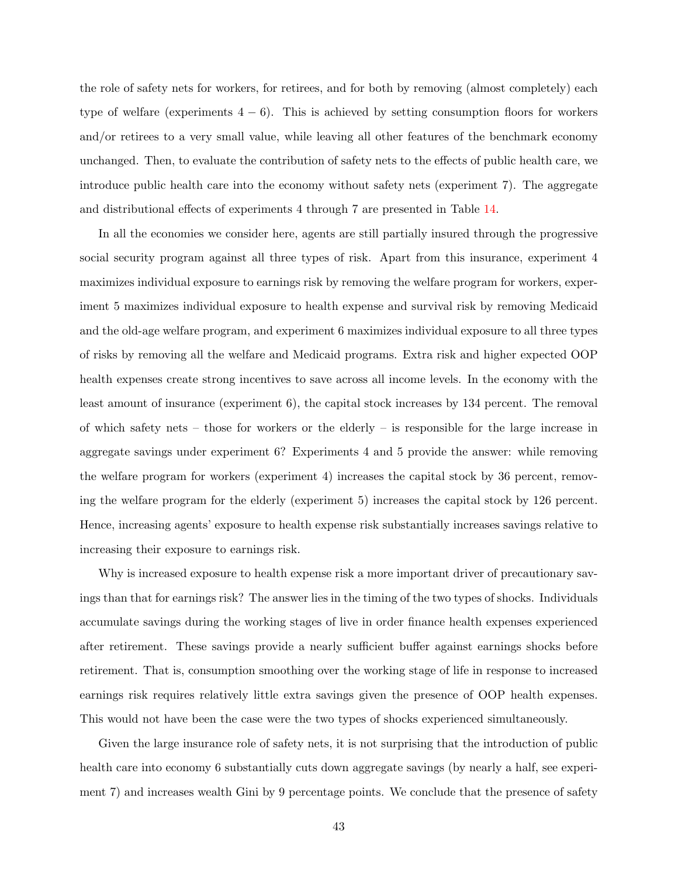the role of safety nets for workers, for retirees, and for both by removing (almost completely) each type of welfare (experiments $4-6$). This is achieved by setting consumption floors for workers and/or retirees to a very small value, while leaving all other features of the benchmark economy unchanged. Then, to evaluate the contribution of safety nets to the effects of public health care, we introduce public health care into the economy without safety nets (experiment 7). The aggregate and distributional effects of experiments 4 through 7 are presented in Table 14.

In all the economies we consider here, agents are still partially insured through the progressive social security program against all three types of risk. Apart from this insurance, experiment 4 maximizes individual exposure to earnings risk by removing the welfare program for workers, experiment 5 maximizes individual exposure to health expense and survival risk by removing Medicaid and the old-age welfare program, and experiment 6 maximizes individual exposure to all three types of risks by removing all the welfare and Medicaid programs. Extra risk and higher expected OOP health expenses create strong incentives to save across all income levels. In the economy with the least amount of insurance (experiment 6), the capital stock increases by 134 percent. The removal of which safety nets – those for workers or the elderly – is responsible for the large increase in aggregate savings under experiment 6? Experiments 4 and 5 provide the answer: while removing the welfare program for workers (experiment 4) increases the capital stock by 36 percent, removing the welfare program for the elderly (experiment 5) increases the capital stock by 126 percent. Hence, increasing agents' exposure to health expense risk substantially increases savings relative to increasing their exposure to earnings risk.

Why is increased exposure to health expense risk a more important driver of precautionary savings than that for earnings risk? The answer lies in the timing of the two types of shocks. Individuals accumulate savings during the working stages of live in order finance health expenses experienced after retirement. These savings provide a nearly sufficient buffer against earnings shocks before retirement. That is, consumption smoothing over the working stage of life in response to increased earnings risk requires relatively little extra savings given the presence of OOP health expenses. This would not have been the case were the two types of shocks experienced simultaneously.

Given the large insurance role of safety nets, it is not surprising that the introduction of public health care into economy 6 substantially cuts down aggregate savings (by nearly a half, see experiment 7) and increases wealth Gini by 9 percentage points. We conclude that the presence of safety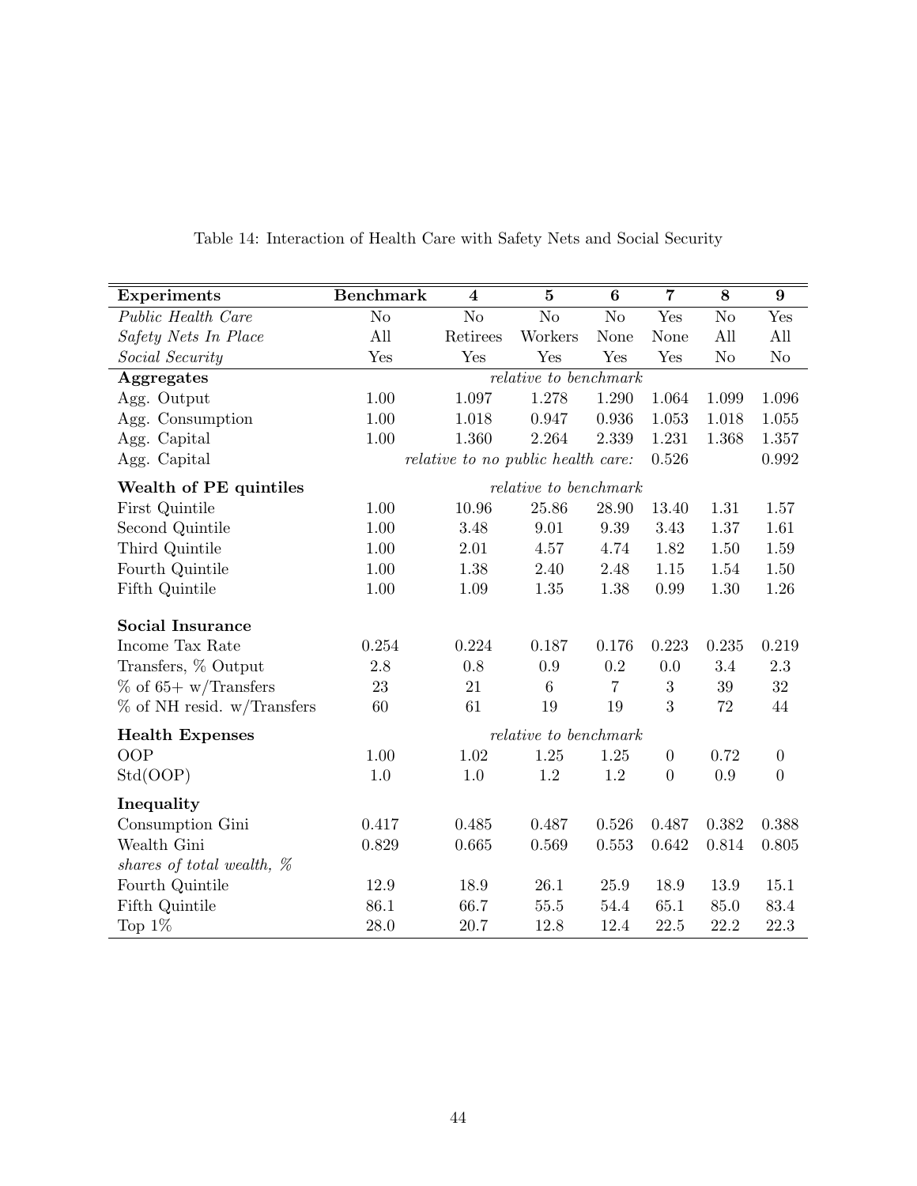Table 14: Interaction of Health Care with Safety Nets and Social Security

| **Experiments** | **Benchmark** | **4** | **5** | **6** | **7** | **8** | **9** |
|---|---|---|---|---|---|---|---|
| *Public Health Care* | No | No | No | No | Yes | No | Yes |
| *Safety Nets In Place* | All | Retirees | Workers | None | None | All | All |
| *Social Security* | Yes | Yes | Yes | Yes | Yes | No | No |
| **Aggregates** | | | *relative to benchmark* | | | | |
| Agg. Output | 1.00 | 1.097 | 1.278 | 1.290 | 1.064 | 1.099 | 1.096 |
| Agg. Consumption | 1.00 | 1.018 | 0.947 | 0.936 | 1.053 | 1.018 | 1.055 |
| Agg. Capital | 1.00 | 1.360 | 2.264 | 2.339 | 1.231 | 1.368 | 1.357 |
| Agg. Capital | | *relative to no public health care:* | | | 0.526 | | 0.992 |
| **Wealth of PE quintiles** | | | *relative to benchmark* | | | | |
| First Quintile | 1.00 | 10.96 | 25.86 | 28.90 | 13.40 | 1.31 | 1.57 |
| Second Quintile | 1.00 | 3.48 | 9.01 | 9.39 | 3.43 | 1.37 | 1.61 |
| Third Quintile | 1.00 | 2.01 | 4.57 | 4.74 | 1.82 | 1.50 | 1.59 |
| Fourth Quintile | 1.00 | 1.38 | 2.40 | 2.48 | 1.15 | 1.54 | 1.50 |
| Fifth Quintile | 1.00 | 1.09 | 1.35 | 1.38 | 0.99 | 1.30 | 1.26 |
| **Social Insurance** | | | | | | | |
| Income Tax Rate | 0.254 | 0.224 | 0.187 | 0.176 | 0.223 | 0.235 | 0.219 |
| Transfers, % Output | 2.8 | 0.8 | 0.9 | 0.2 | 0.0 | 3.4 | 2.3 |
| % of 65+ w/Transfers | 23 | 21 | 6 | 7 | 3 | 39 | 32 |
| % of NH resid. w/Transfers | 60 | 61 | 19 | 19 | 3 | 72 | 44 |
| **Health Expenses** | | | *relative to benchmark* | | | | |
| OOP | 1.00 | 1.02 | 1.25 | 1.25 | 0 | 0.72 | 0 |
| Std(OOP) | 1.0 | 1.0 | 1.2 | 1.2 | 0 | 0.9 | 0 |
| **Inequality** | | | | | | | |
| Consumption Gini | 0.417 | 0.485 | 0.487 | 0.526 | 0.487 | 0.382 | 0.388 |
| Wealth Gini | 0.829 | 0.665 | 0.569 | 0.553 | 0.642 | 0.814 | 0.805 |
| *shares of total wealth, %* | | | | | | | |
| Fourth Quintile | 12.9 | 18.9 | 26.1 | 25.9 | 18.9 | 13.9 | 15.1 |
| Fifth Quintile | 86.1 | 66.7 | 55.5 | 54.4 | 65.1 | 85.0 | 83.4 |
| Top 1% | 28.0 | 20.7 | 12.8 | 12.4 | 22.5 | 22.2 | 22.3 |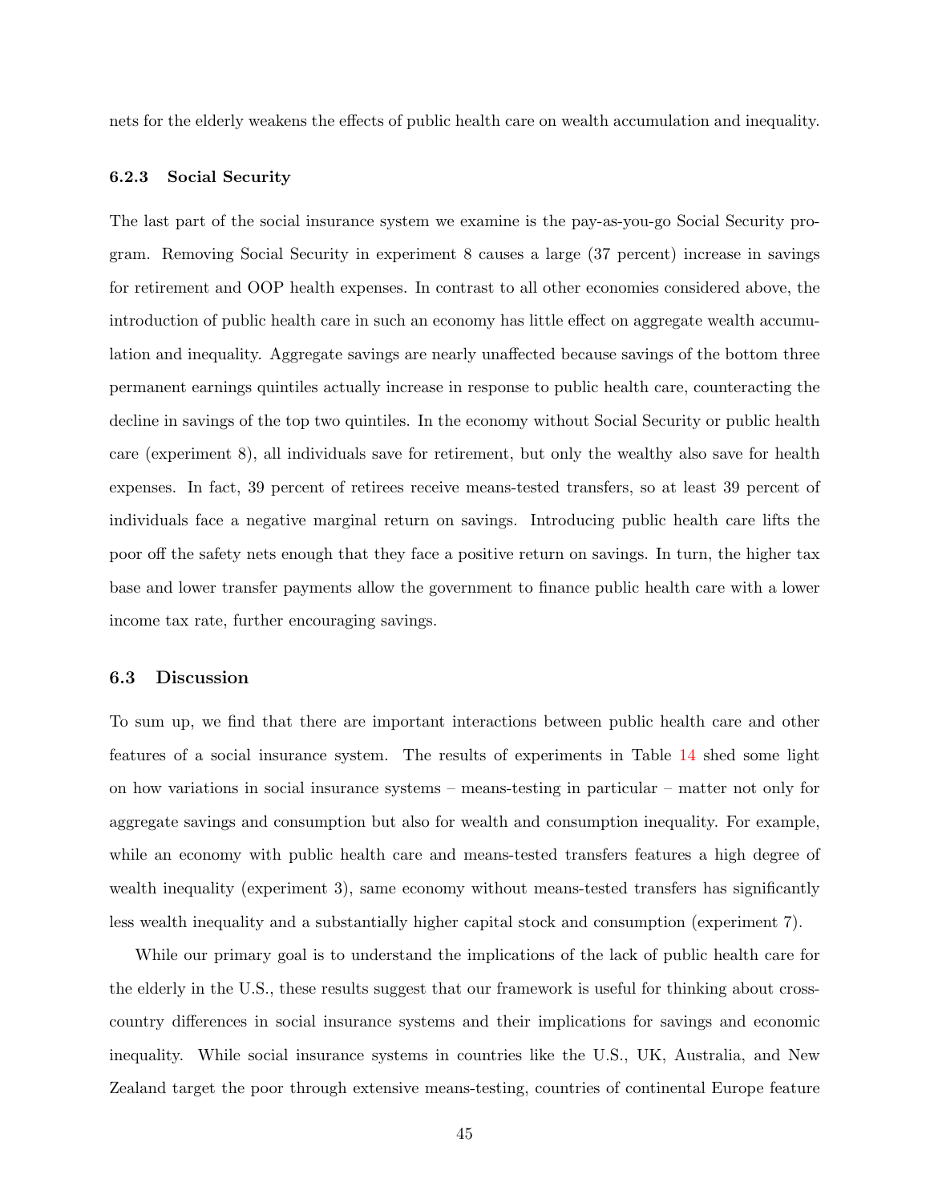nets for the elderly weakens the effects of public health care on wealth accumulation and inequality.

#### 6.2.3 Social Security

The last part of the social insurance system we examine is the pay-as-you-go Social Security program. Removing Social Security in experiment 8 causes a large (37 percent) increase in savings for retirement and OOP health expenses. In contrast to all other economies considered above, the introduction of public health care in such an economy has little effect on aggregate wealth accumulation and inequality. Aggregate savings are nearly unaffected because savings of the bottom three permanent earnings quintiles actually increase in response to public health care, counteracting the decline in savings of the top two quintiles. In the economy without Social Security or public health care (experiment 8), all individuals save for retirement, but only the wealthy also save for health expenses. In fact, 39 percent of retirees receive means-tested transfers, so at least 39 percent of individuals face a negative marginal return on savings. Introducing public health care lifts the poor off the safety nets enough that they face a positive return on savings. In turn, the higher tax base and lower transfer payments allow the government to finance public health care with a lower income tax rate, further encouraging savings.

### 6.3 Discussion

To sum up, we find that there are important interactions between public health care and other features of a social insurance system. The results of experiments in Table 14 shed some light on how variations in social insurance systems – means-testing in particular – matter not only for aggregate savings and consumption but also for wealth and consumption inequality. For example, while an economy with public health care and means-tested transfers features a high degree of wealth inequality (experiment 3), same economy without means-tested transfers has significantly less wealth inequality and a substantially higher capital stock and consumption (experiment 7).

While our primary goal is to understand the implications of the lack of public health care for the elderly in the U.S., these results suggest that our framework is useful for thinking about cross-country differences in social insurance systems and their implications for savings and economic inequality. While social insurance systems in countries like the U.S., UK, Australia, and New Zealand target the poor through extensive means-testing, countries of continental Europe feature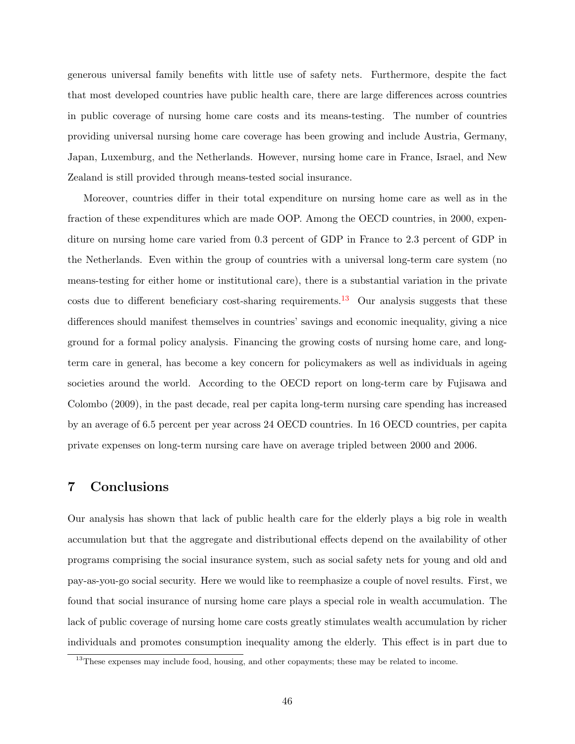generous universal family benefits with little use of safety nets. Furthermore, despite the fact that most developed countries have public health care, there are large differences across countries in public coverage of nursing home care costs and its means-testing. The number of countries providing universal nursing home care coverage has been growing and include Austria, Germany, Japan, Luxemburg, and the Netherlands. However, nursing home care in France, Israel, and New Zealand is still provided through means-tested social insurance.

Moreover, countries differ in their total expenditure on nursing home care as well as in the fraction of these expenditures which are made OOP. Among the OECD countries, in 2000, expenditure on nursing home care varied from 0.3 percent of GDP in France to 2.3 percent of GDP in the Netherlands. Even within the group of countries with a universal long-term care system (no means-testing for either home or institutional care), there is a substantial variation in the private costs due to different beneficiary cost-sharing requirements.[13] Our analysis suggests that these differences should manifest themselves in countries' savings and economic inequality, giving a nice ground for a formal policy analysis. Financing the growing costs of nursing home care, and long-term care in general, has become a key concern for policymakers as well as individuals in ageing societies around the world. According to the OECD report on long-term care by Fujisawa and Colombo (2009), in the past decade, real per capita long-term nursing care spending has increased by an average of 6.5 percent per year across 24 OECD countries. In 16 OECD countries, per capita private expenses on long-term nursing care have on average tripled between 2000 and 2006.

# 7 Conclusions

Our analysis has shown that lack of public health care for the elderly plays a big role in wealth accumulation but that the aggregate and distributional effects depend on the availability of other programs comprising the social insurance system, such as social safety nets for young and old and pay-as-you-go social security. Here we would like to reemphasize a couple of novel results. First, we found that social insurance of nursing home care plays a special role in wealth accumulation. The lack of public coverage of nursing home care costs greatly stimulates wealth accumulation by richer individuals and promotes consumption inequality among the elderly. This effect is in part due to

[13] These expenses may include food, housing, and other copayments; these may be related to income.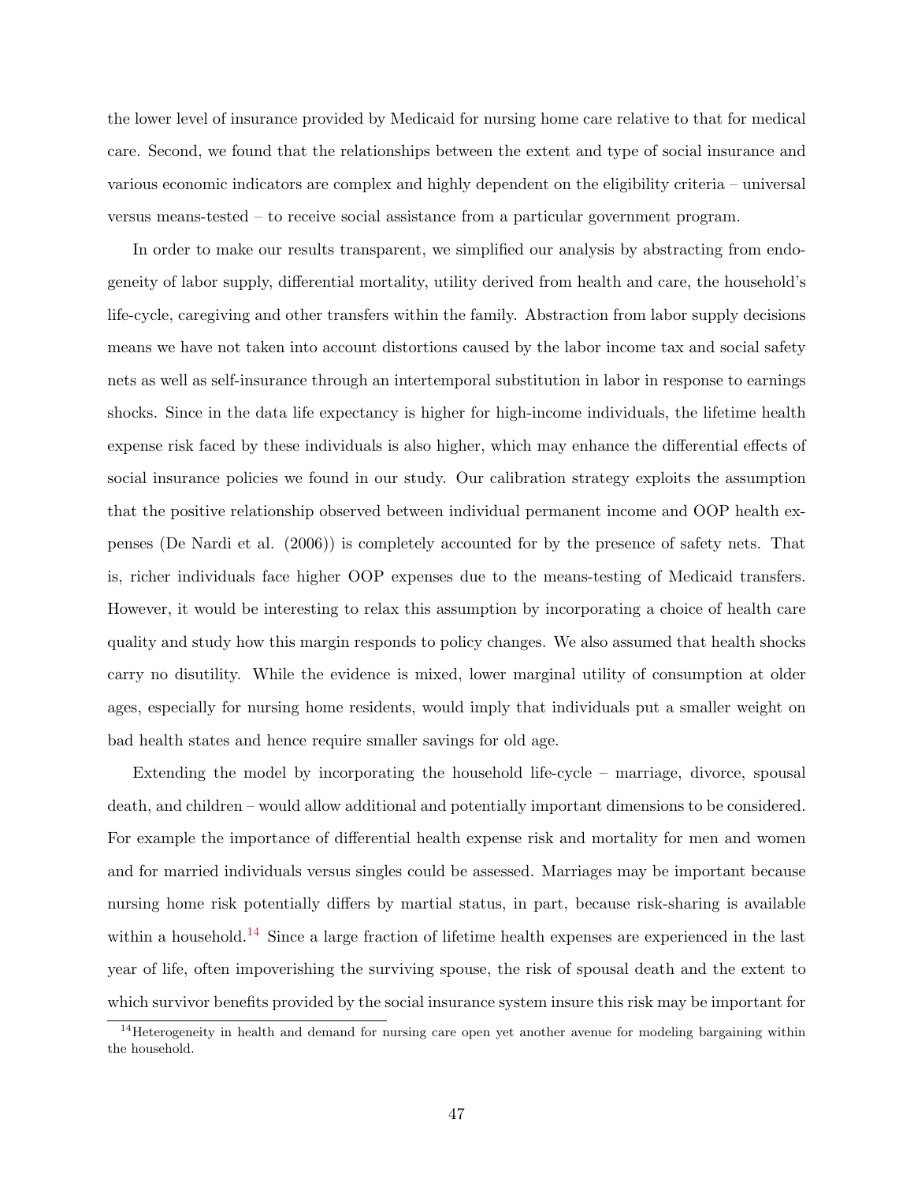the lower level of insurance provided by Medicaid for nursing home care relative to that for medical care. Second, we found that the relationships between the extent and type of social insurance and various economic indicators are complex and highly dependent on the eligibility criteria – universal versus means-tested – to receive social assistance from a particular government program.

In order to make our results transparent, we simplified our analysis by abstracting from endogeneity of labor supply, differential mortality, utility derived from health and care, the household's life-cycle, caregiving and other transfers within the family. Abstraction from labor supply decisions means we have not taken into account distortions caused by the labor income tax and social safety nets as well as self-insurance through an intertemporal substitution in labor in response to earnings shocks. Since in the data life expectancy is higher for high-income individuals, the lifetime health expense risk faced by these individuals is also higher, which may enhance the differential effects of social insurance policies we found in our study. Our calibration strategy exploits the assumption that the positive relationship observed between individual permanent income and OOP health expenses (De Nardi et al. (2006)) is completely accounted for by the presence of safety nets. That is, richer individuals face higher OOP expenses due to the means-testing of Medicaid transfers. However, it would be interesting to relax this assumption by incorporating a choice of health care quality and study how this margin responds to policy changes. We also assumed that health shocks carry no disutility. While the evidence is mixed, lower marginal utility of consumption at older ages, especially for nursing home residents, would imply that individuals put a smaller weight on bad health states and hence require smaller savings for old age.

Extending the model by incorporating the household life-cycle – marriage, divorce, spousal death, and children – would allow additional and potentially important dimensions to be considered. For example the importance of differential health expense risk and mortality for men and women and for married individuals versus singles could be assessed. Marriages may be important because nursing home risk potentially differs by martial status, in part, because risk-sharing is available within a household.[14] Since a large fraction of lifetime health expenses are experienced in the last year of life, often impoverishing the surviving spouse, the risk of spousal death and the extent to which survivor benefits provided by the social insurance system insure this risk may be important for

[14]Heterogeneity in health and demand for nursing care open yet another avenue for modeling bargaining within the household.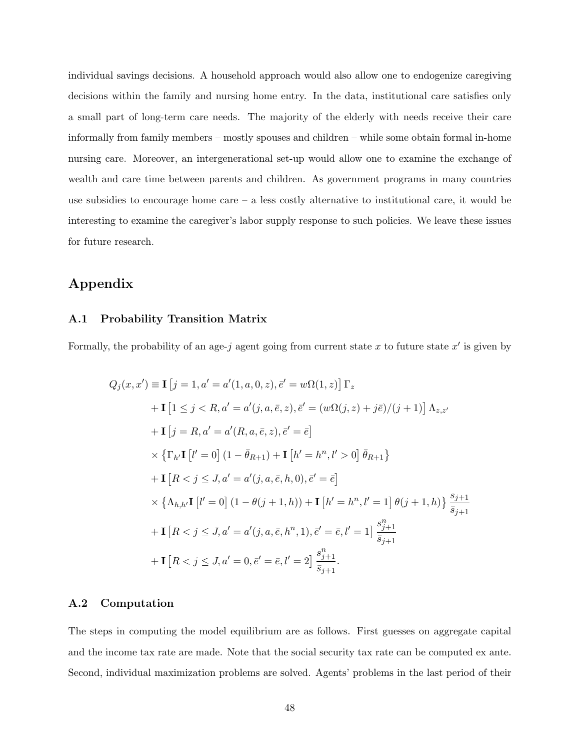individual savings decisions. A household approach would also allow one to endogenize caregiving decisions within the family and nursing home entry. In the data, institutional care satisfies only a small part of long-term care needs. The majority of the elderly with needs receive their care informally from family members – mostly spouses and children – while some obtain formal in-home nursing care. Moreover, an intergenerational set-up would allow one to examine the exchange of wealth and care time between parents and children. As government programs in many countries use subsidies to encourage home care – a less costly alternative to institutional care, it would be interesting to examine the caregiver's labor supply response to such policies. We leave these issues for future research.

# Appendix

## A.1 Probability Transition Matrix

Formally, the probability of an age-$j$ agent going from current state $x$ to future state $x'$ is given by

$$
\begin{aligned}
Q_j(x,x') \equiv\ & \mathbf{I}\left[j=1, a'=a'(1,a,0,z), \bar{e}'=w\Omega(1,z)\right]\Gamma_z \\
& + \mathbf{I}\left[1 \leq j < R, a'=a'(j,a,\bar{e},z), \bar{e}'=(w\Omega(j,z)+j\bar{e})/(j+1)\right]\Lambda_{z,z'} \\
& + \mathbf{I}\left[j=R, a'=a'(R,a,\bar{e},z), \bar{e}'=\bar{e}\right] \\
& \times \left\{\Gamma_{h'}\mathbf{I}\left[l'=0\right](1-\bar{\theta}_{R+1}) + \mathbf{I}\left[h'=h^n, l'>0\right]\bar{\theta}_{R+1}\right\} \\
& + \mathbf{I}\left[R < j \leq J, a'=a'(j,a,\bar{e},h,0), \bar{e}'=\bar{e}\right] \\
& \times \left\{\Lambda_{h,h'}\mathbf{I}\left[l'=0\right](1-\theta(j+1,h)) + \mathbf{I}\left[h'=h^n, l'=1\right]\theta(j+1,h)\right\}\frac{s_{j+1}}{\bar{s}_{j+1}} \\
& + \mathbf{I}\left[R < j \leq J, a'=a'(j,a,\bar{e},h^n,1), \bar{e}'=\bar{e}, l'=1\right]\frac{s^n_{j+1}}{\bar{s}_{j+1}} \\
& + \mathbf{I}\left[R < j \leq J, a'=0, \bar{e}'=\bar{e}, l'=2\right]\frac{s^n_{j+1}}{\bar{s}_{j+1}}.
\end{aligned}
$$

## A.2 Computation

The steps in computing the model equilibrium are as follows. First guesses on aggregate capital and the income tax rate are made. Note that the social security tax rate can be computed ex ante. Second, individual maximization problems are solved. Agents' problems in the last period of their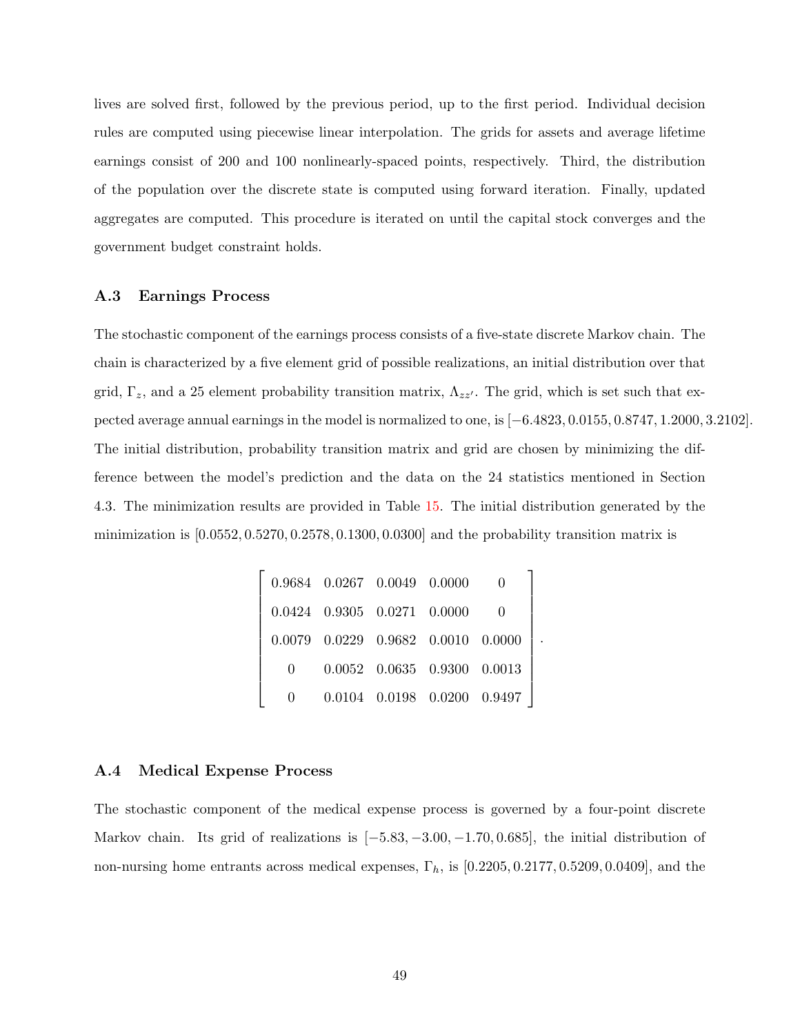lives are solved first, followed by the previous period, up to the first period. Individual decision rules are computed using piecewise linear interpolation. The grids for assets and average lifetime earnings consist of 200 and 100 nonlinearly-spaced points, respectively. Third, the distribution of the population over the discrete state is computed using forward iteration. Finally, updated aggregates are computed. This procedure is iterated on until the capital stock converges and the government budget constraint holds.

### A.3 Earnings Process

The stochastic component of the earnings process consists of a five-state discrete Markov chain. The chain is characterized by a five element grid of possible realizations, an initial distribution over that grid, $\Gamma_z$, and a 25 element probability transition matrix, $\Lambda_{zz'}$. The grid, which is set such that expected average annual earnings in the model is normalized to one, is $[-6.4823, 0.0155, 0.8747, 1.2000, 3.2102]$. The initial distribution, probability transition matrix and grid are chosen by minimizing the difference between the model's prediction and the data on the 24 statistics mentioned in Section 4.3. The minimization results are provided in Table 15. The initial distribution generated by the minimization is $[0.0552, 0.5270, 0.2578, 0.1300, 0.0300]$ and the probability transition matrix is

$$\begin{bmatrix} 0.9684 & 0.0267 & 0.0049 & 0.0000 & 0 \\ 0.0424 & 0.9305 & 0.0271 & 0.0000 & 0 \\ 0.0079 & 0.0229 & 0.9682 & 0.0010 & 0.0000 \\ 0 & 0.0052 & 0.0635 & 0.9300 & 0.0013 \\ 0 & 0.0104 & 0.0198 & 0.0200 & 0.9497 \end{bmatrix}.$$

### A.4 Medical Expense Process

The stochastic component of the medical expense process is governed by a four-point discrete Markov chain. Its grid of realizations is $[-5.83, -3.00, -1.70, 0.685]$, the initial distribution of non-nursing home entrants across medical expenses, $\Gamma_h$, is $[0.2205, 0.2177, 0.5209, 0.0409]$, and the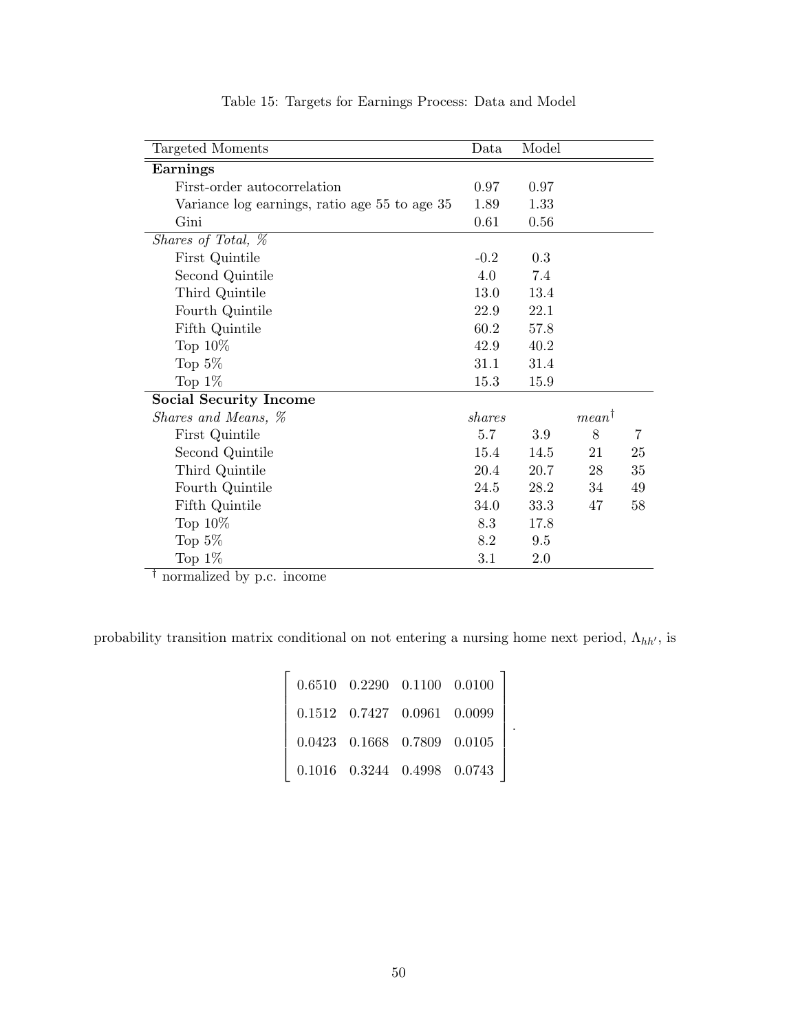Table 15: Targets for Earnings Process: Data and Model

| Targeted Moments | Data | Model | | |
|---|---|---|---|---|
| **Earnings** | | | | |
| First-order autocorrelation | 0.97 | 0.97 | | |
| Variance log earnings, ratio age 55 to age 35 | 1.89 | 1.33 | | |
| Gini | 0.61 | 0.56 | | |
| *Shares of Total, %* | | | | |
| First Quintile | -0.2 | 0.3 | | |
| Second Quintile | 4.0 | 7.4 | | |
| Third Quintile | 13.0 | 13.4 | | |
| Fourth Quintile | 22.9 | 22.1 | | |
| Fifth Quintile | 60.2 | 57.8 | | |
| Top 10% | 42.9 | 40.2 | | |
| Top 5% | 31.1 | 31.4 | | |
| Top 1% | 15.3 | 15.9 | | |
| **Social Security Income** | | | | |
| *Shares and Means, %* | *shares* | | *mean*[†] | |
| First Quintile | 5.7 | 3.9 | 8 | 7 |
| Second Quintile | 15.4 | 14.5 | 21 | 25 |
| Third Quintile | 20.4 | 20.7 | 28 | 35 |
| Fourth Quintile | 24.5 | 28.2 | 34 | 49 |
| Fifth Quintile | 34.0 | 33.3 | 47 | 58 |
| Top 10% | 8.3 | 17.8 | | |
| Top 5% | 8.2 | 9.5 | | |
| Top 1% | 3.1 | 2.0 | | |

[†] normalized by p.c. income

probability transition matrix conditional on not entering a nursing home next period, $\Lambda_{hh'}$, is

$$
\begin{bmatrix}
0.6510 & 0.2290 & 0.1100 & 0.0100 \\
0.1512 & 0.7427 & 0.0961 & 0.0099 \\
0.0423 & 0.1668 & 0.7809 & 0.0105 \\
0.1016 & 0.3244 & 0.4998 & 0.0743
\end{bmatrix}.
$$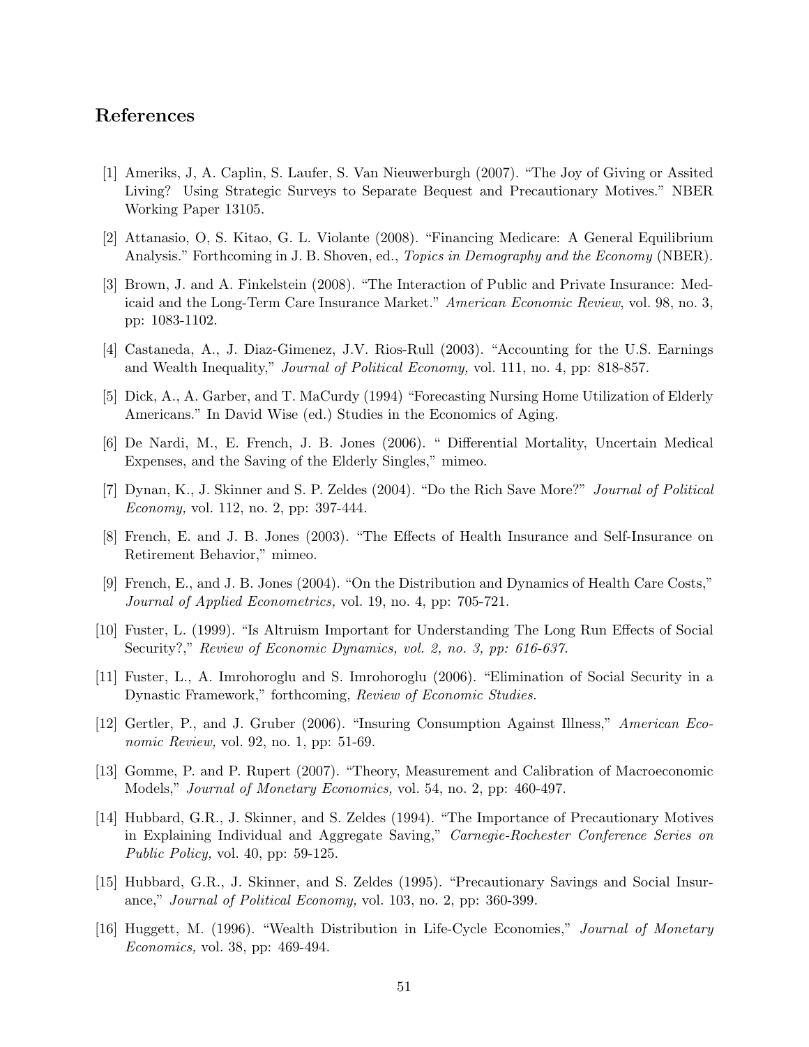## References

[1] Ameriks, J, A. Caplin, S. Laufer, S. Van Nieuwerburgh (2007). "The Joy of Giving or Assited Living? Using Strategic Surveys to Separate Bequest and Precautionary Motives." NBER Working Paper 13105.

[2] Attanasio, O, S. Kitao, G. L. Violante (2008). "Financing Medicare: A General Equilibrium Analysis." Forthcoming in J. B. Shoven, ed., *Topics in Demography and the Economy* (NBER).

[3] Brown, J. and A. Finkelstein (2008). "The Interaction of Public and Private Insurance: Medicaid and the Long-Term Care Insurance Market." *American Economic Review*, vol. 98, no. 3, pp: 1083-1102.

[4] Castaneda, A., J. Diaz-Gimenez, J.V. Rios-Rull (2003). "Accounting for the U.S. Earnings and Wealth Inequality," *Journal of Political Economy,* vol. 111, no. 4, pp: 818-857.

[5] Dick, A., A. Garber, and T. MaCurdy (1994) "Forecasting Nursing Home Utilization of Elderly Americans." In David Wise (ed.) Studies in the Economics of Aging.

[6] De Nardi, M., E. French, J. B. Jones (2006). " Differential Mortality, Uncertain Medical Expenses, and the Saving of the Elderly Singles," mimeo.

[7] Dynan, K., J. Skinner and S. P. Zeldes (2004). "Do the Rich Save More?" *Journal of Political Economy,* vol. 112, no. 2, pp: 397-444.

[8] French, E. and J. B. Jones (2003). "The Effects of Health Insurance and Self-Insurance on Retirement Behavior," mimeo.

[9] French, E., and J. B. Jones (2004). "On the Distribution and Dynamics of Health Care Costs," *Journal of Applied Econometrics,* vol. 19, no. 4, pp: 705-721.

[10] Fuster, L. (1999). "Is Altruism Important for Understanding The Long Run Effects of Social Security?," *Review of Economic Dynamics, vol. 2, no. 3, pp: 616-637.*

[11] Fuster, L., A. Imrohoroglu and S. Imrohoroglu (2006). "Elimination of Social Security in a Dynastic Framework," forthcoming, *Review of Economic Studies.*

[12] Gertler, P., and J. Gruber (2006). "Insuring Consumption Against Illness," *American Economic Review,* vol. 92, no. 1, pp: 51-69.

[13] Gomme, P. and P. Rupert (2007). "Theory, Measurement and Calibration of Macroeconomic Models," *Journal of Monetary Economics,* vol. 54, no. 2, pp: 460-497.

[14] Hubbard, G.R., J. Skinner, and S. Zeldes (1994). "The Importance of Precautionary Motives in Explaining Individual and Aggregate Saving," *Carnegie-Rochester Conference Series on Public Policy,* vol. 40, pp: 59-125.

[15] Hubbard, G.R., J. Skinner, and S. Zeldes (1995). "Precautionary Savings and Social Insurance," *Journal of Political Economy,* vol. 103, no. 2, pp: 360-399.

[16] Huggett, M. (1996). "Wealth Distribution in Life-Cycle Economies," *Journal of Monetary Economics,* vol. 38, pp: 469-494.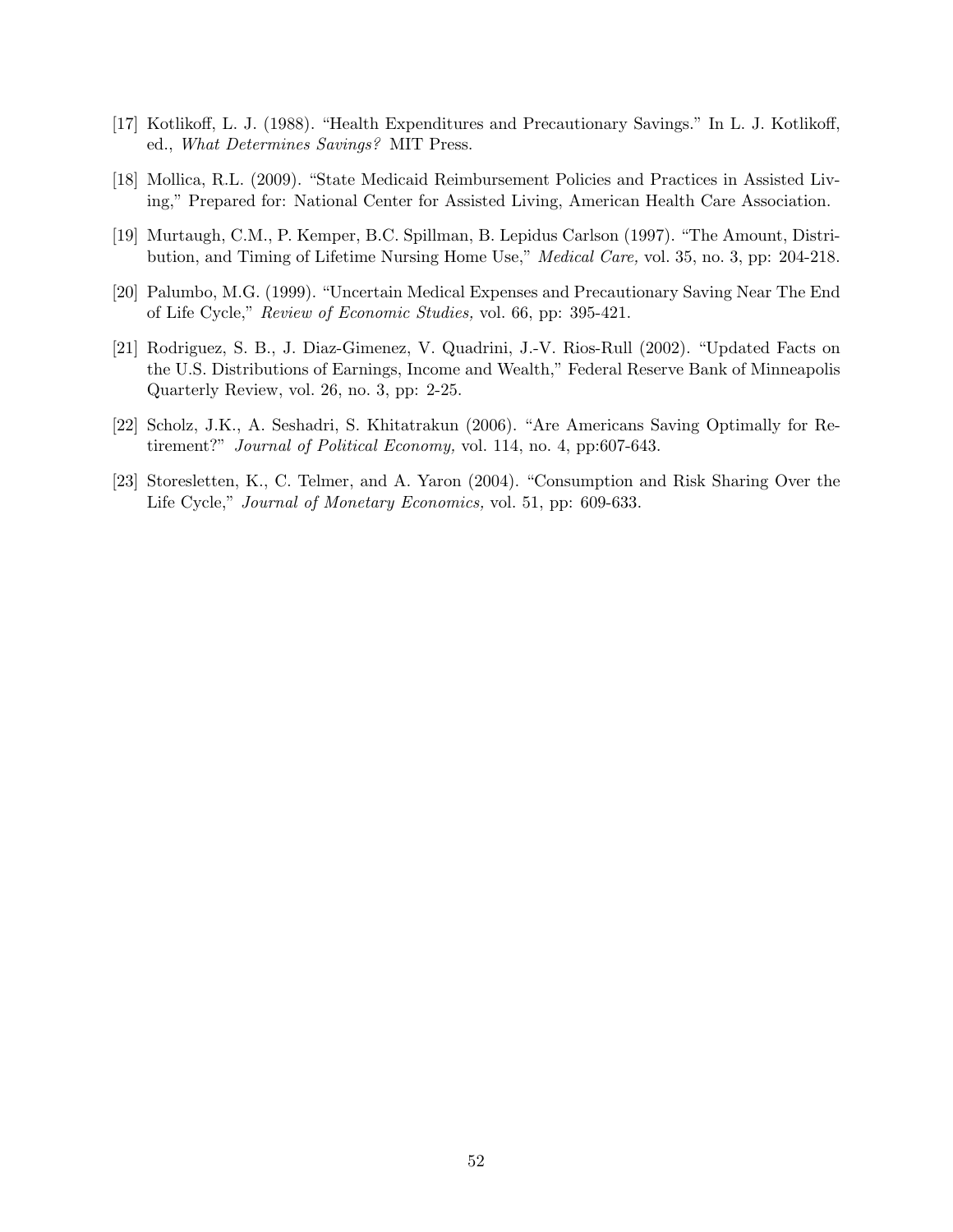[17] Kotlikoff, L. J. (1988). "Health Expenditures and Precautionary Savings." In L. J. Kotlikoff, ed., *What Determines Savings?* MIT Press.

[18] Mollica, R.L. (2009). "State Medicaid Reimbursement Policies and Practices in Assisted Living," Prepared for: National Center for Assisted Living, American Health Care Association.

[19] Murtaugh, C.M., P. Kemper, B.C. Spillman, B. Lepidus Carlson (1997). "The Amount, Distribution, and Timing of Lifetime Nursing Home Use," *Medical Care,* vol. 35, no. 3, pp: 204-218.

[20] Palumbo, M.G. (1999). "Uncertain Medical Expenses and Precautionary Saving Near The End of Life Cycle," *Review of Economic Studies,* vol. 66, pp: 395-421.

[21] Rodriguez, S. B., J. Diaz-Gimenez, V. Quadrini, J.-V. Rios-Rull (2002). "Updated Facts on the U.S. Distributions of Earnings, Income and Wealth," Federal Reserve Bank of Minneapolis Quarterly Review, vol. 26, no. 3, pp: 2-25.

[22] Scholz, J.K., A. Seshadri, S. Khitatrakun (2006). "Are Americans Saving Optimally for Retirement?" *Journal of Political Economy,* vol. 114, no. 4, pp:607-643.

[23] Storesletten, K., C. Telmer, and A. Yaron (2004). "Consumption and Risk Sharing Over the Life Cycle," *Journal of Monetary Economics,* vol. 51, pp: 609-633.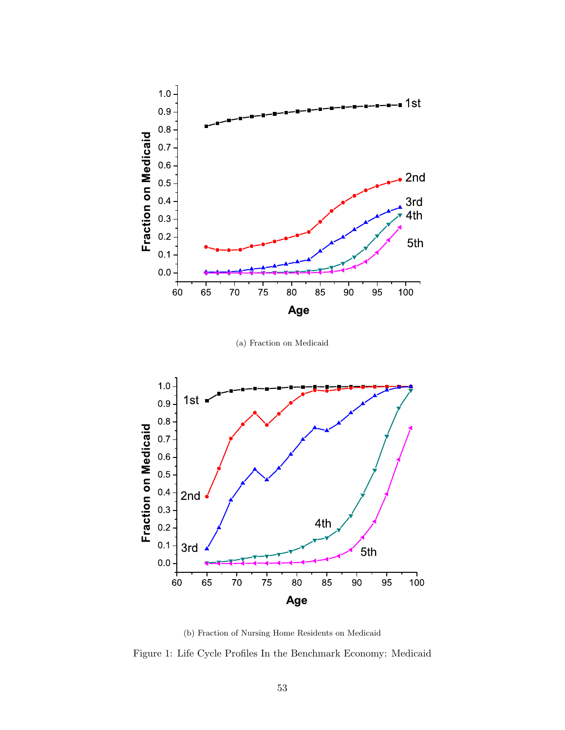(a) Fraction on Medicaid

(b) Fraction of Nursing Home Residents on Medicaid

Figure 1: Life Cycle Profiles In the Benchmark Economy: Medicaid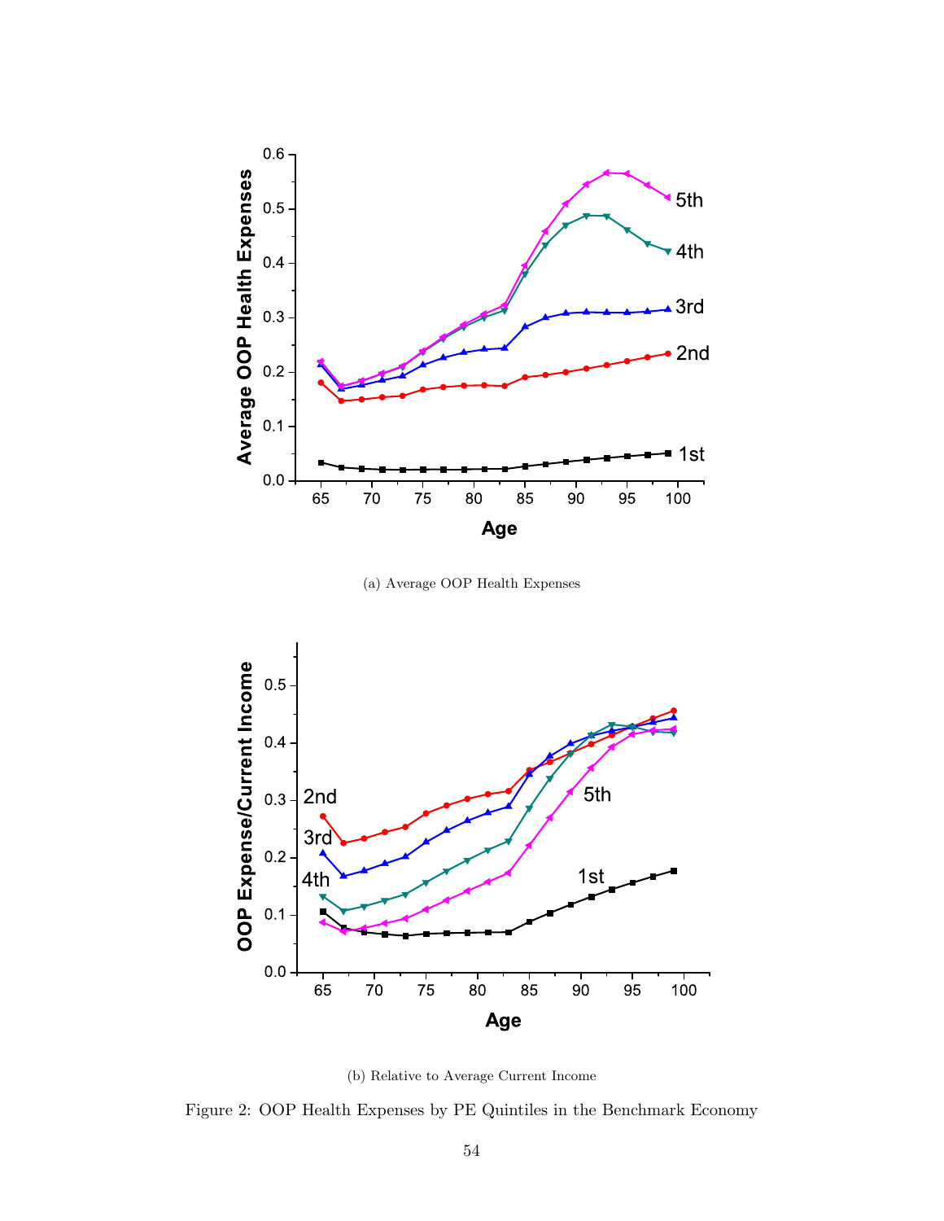(a) Average OOP Health Expenses

(b) Relative to Average Current Income

Figure 2: OOP Health Expenses by PE Quintiles in the Benchmark Economy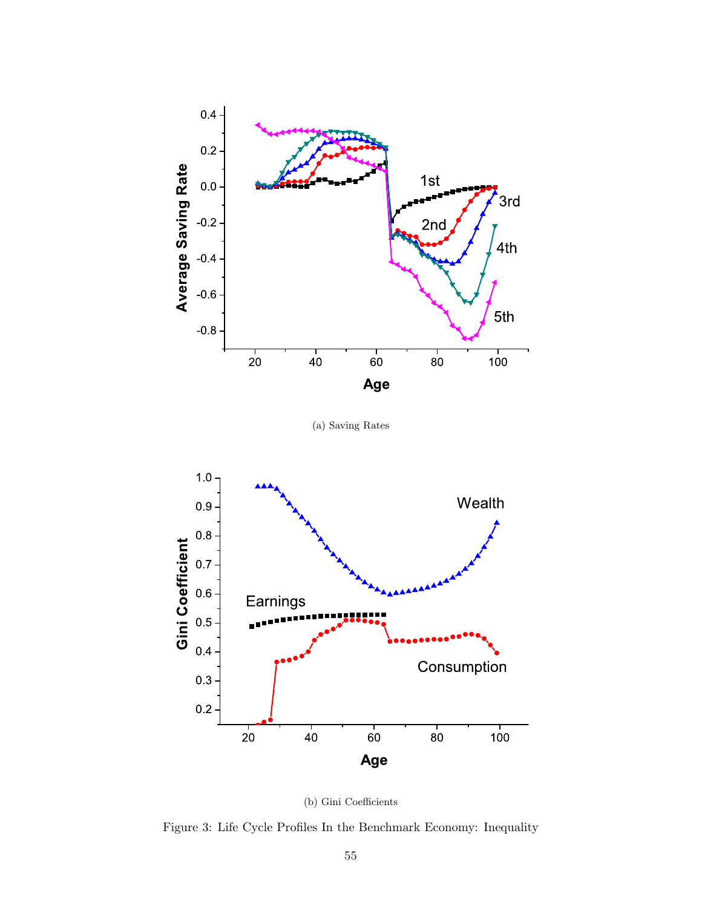(a) Saving Rates

(b) Gini Coefficients

Figure 3: Life Cycle Profiles In the Benchmark Economy: Inequality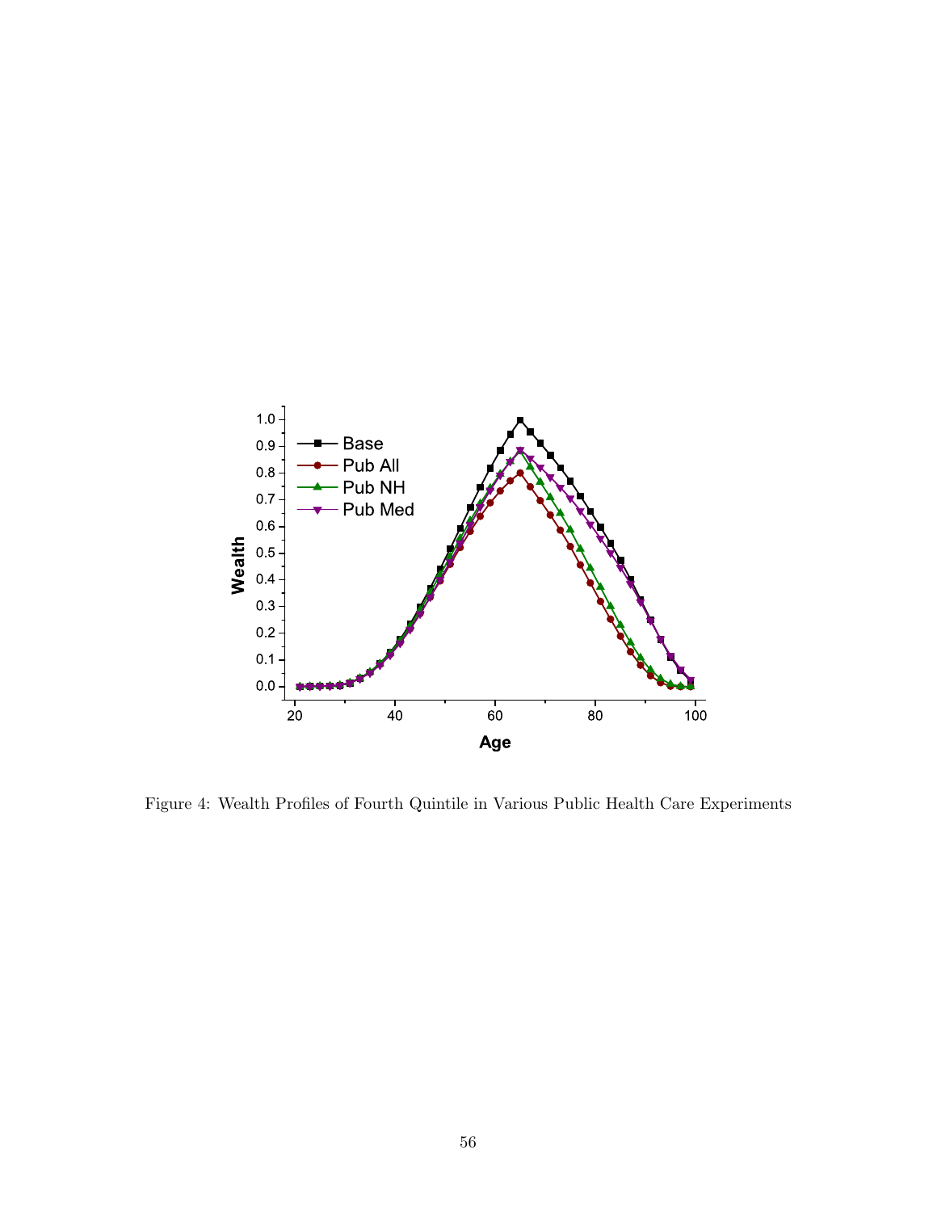Figure 4: Wealth Profiles of Fourth Quintile in Various Public Health Care Experiments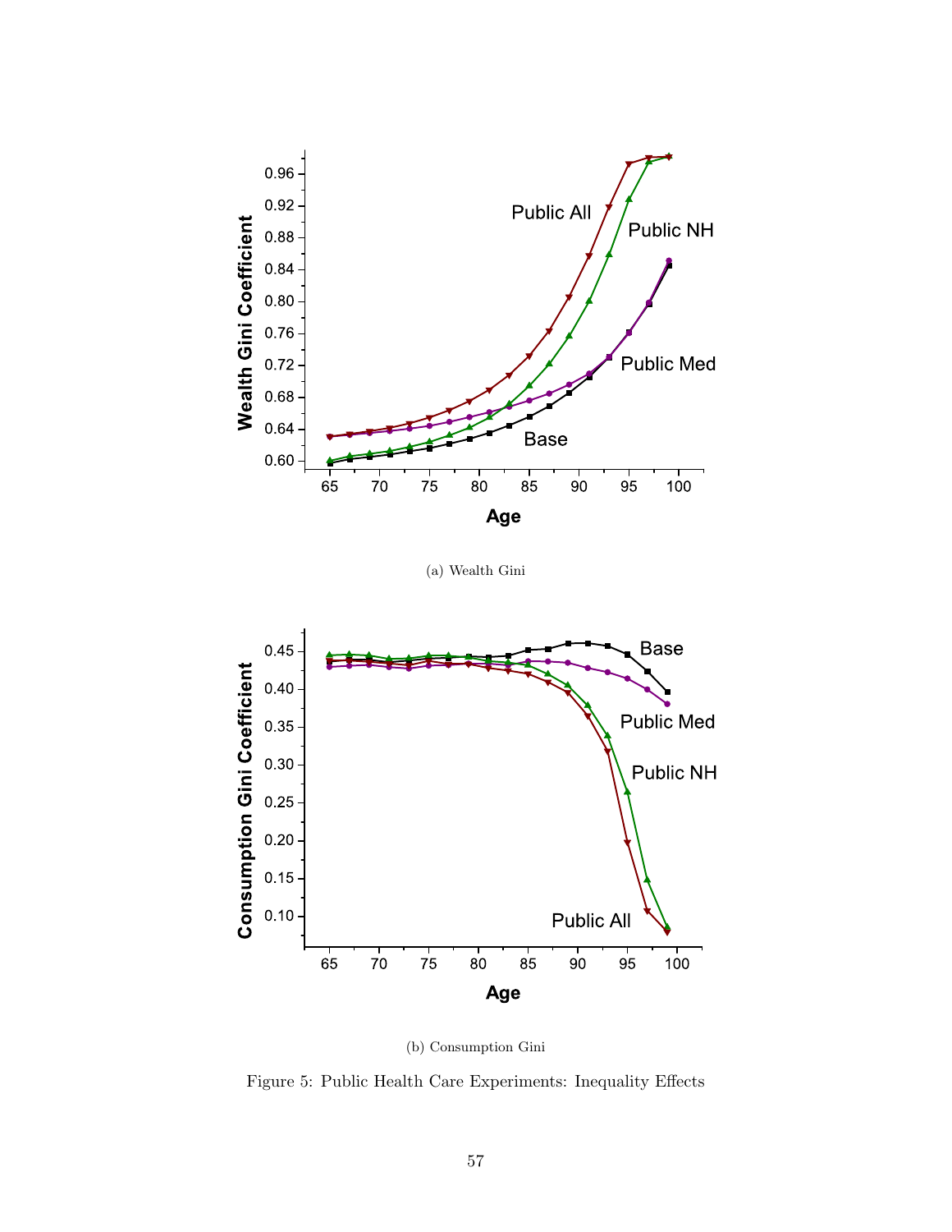(a) Wealth Gini

(b) Consumption Gini

Figure 5: Public Health Care Experiments: Inequality Effects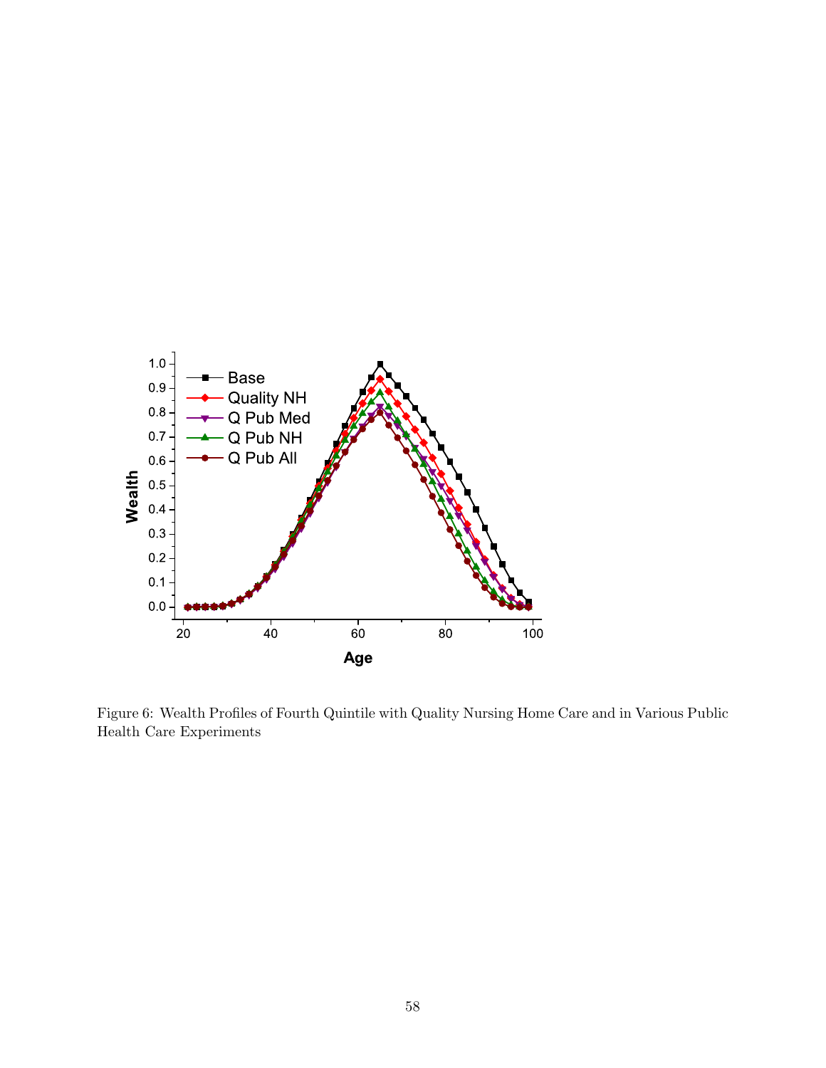Base
Quality NH
Q Pub Med
Q Pub NH
Q Pub All

Wealth

1.0
0.9
0.8
0.7
0.6
0.5
0.4
0.3
0.2
0.1
0.0

Age

20
40
60
80
100

Figure 6: Wealth Profiles of Fourth Quintile with Quality Nursing Home Care and in Various Public Health Care Experiments